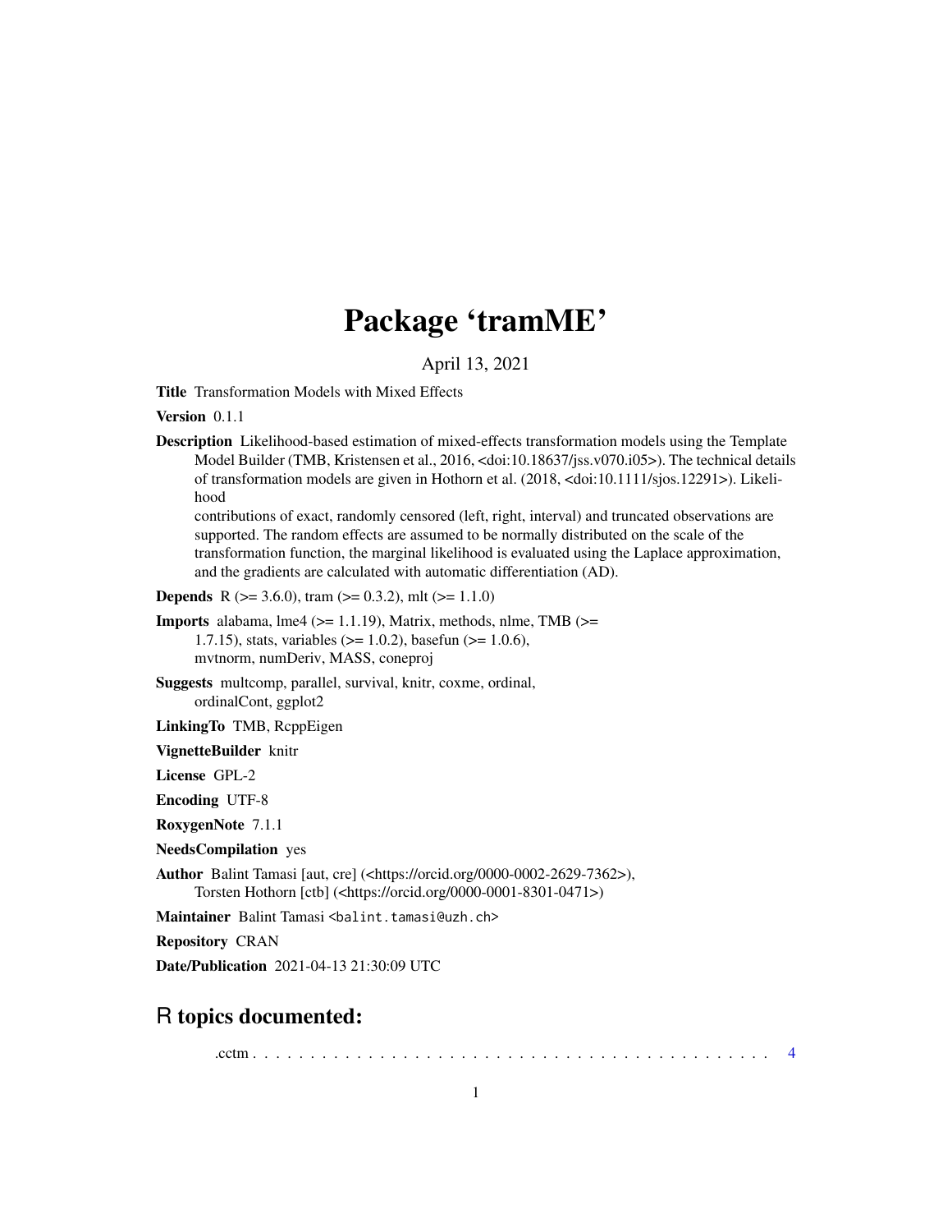# Package 'tramME'

April 13, 2021

**Title** Transformation Models with Mixed Effects

**Version** 0.1.1

**Description** Likelihood-based estimation of mixed-effects transformation models using the Template Model Builder (TMB, Kristensen et al., 2016, <doi:10.18637/jss.v070.i05>). The technical details of transformation models are given in Hothorn et al. (2018, <doi:10.1111/sjos.12291>). Likelihood contributions of exact, randomly censored (left, right, interval) and truncated observations are supported. The random effects are assumed to be normally distributed on the scale of the transformation function, the marginal likelihood is evaluated using the Laplace approximation, and the gradients are calculated with automatic differentiation (AD).

**Depends** R (>= 3.6.0), tram (>= 0.3.2), mlt (>= 1.1.0)

**Imports** alabama, lme4 (>= 1.1.19), Matrix, methods, nlme, TMB (>= 1.7.15), stats, variables (>= 1.0.2), basefun (>= 1.0.6), mvtnorm, numDeriv, MASS, coneproj

**Suggests** multcomp, parallel, survival, knitr, coxme, ordinal, ordinalCont, ggplot2

**LinkingTo** TMB, RcppEigen

**VignetteBuilder** knitr

**License** GPL-2

**Encoding** UTF-8

**RoxygenNote** 7.1.1

**NeedsCompilation** yes

**Author** Balint Tamasi [aut, cre] (<https://orcid.org/0000-0002-2629-7362>), Torsten Hothorn [ctb] (<https://orcid.org/0000-0001-8301-0471>)

**Maintainer** Balint Tamasi <balint.tamasi@uzh.ch>

**Repository** CRAN

**Date/Publication** 2021-04-13 21:30:09 UTC

## R topics documented:

.cctm . . . . . . . . . . . . . . . . . . . . . . . . . . . . . . . . . . . . . . . . . . . 4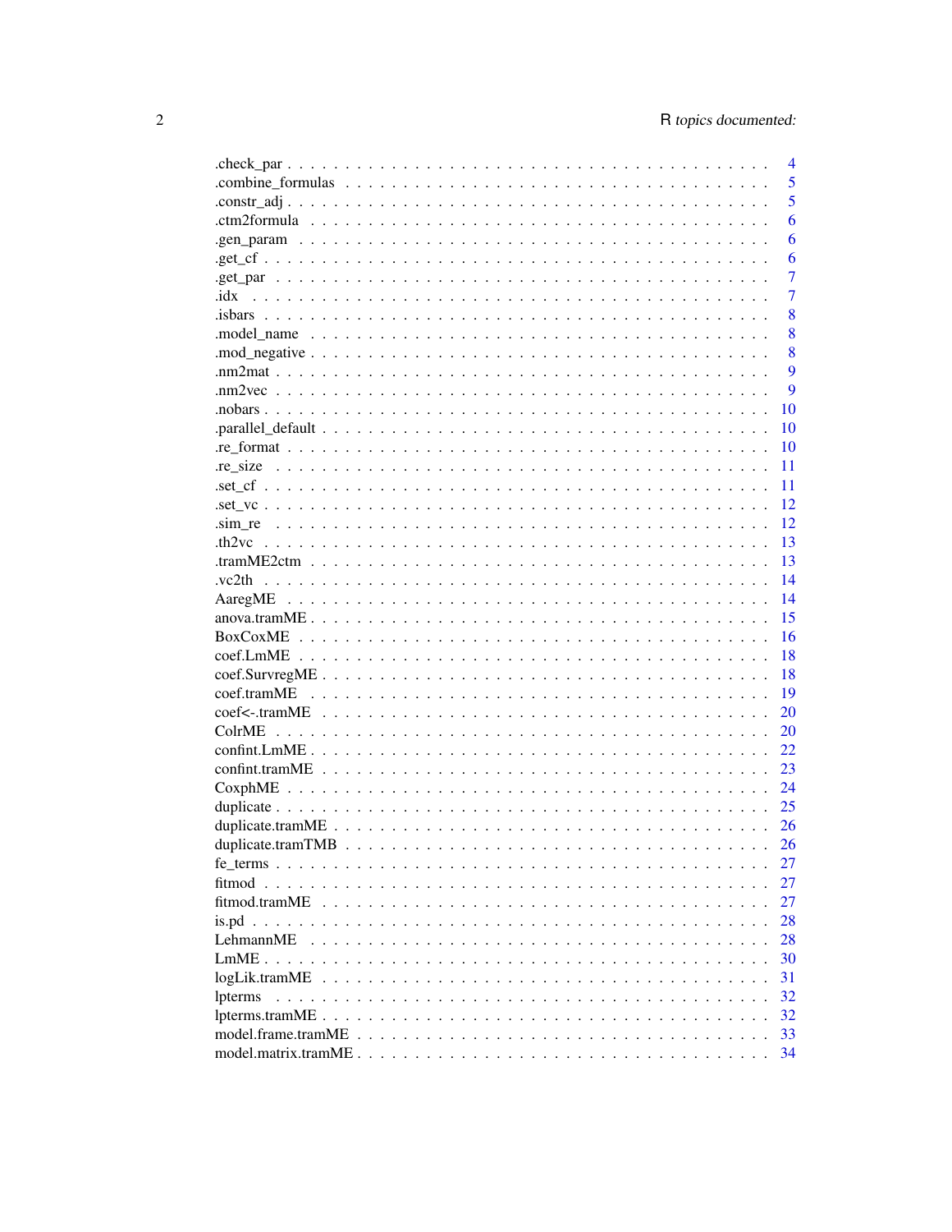| | |
|---|---|
| .check_par | 4 |
| .combine_formulas | 5 |
| .constr_adj | 5 |
| .ctm2formula | 6 |
| .gen_param | 6 |
| .get_cf | 6 |
| .get_par | 7 |
| .idx | 7 |
| .isbars | 8 |
| .model_name | 8 |
| .mod_negative | 8 |
| .nm2mat | 9 |
| .nm2vec | 9 |
| .nobars | 10 |
| .parallel_default | 10 |
| .re_format | 10 |
| .re_size | 11 |
| .set_cf | 11 |
| .set_vc | 12 |
| .sim_re | 12 |
| .th2vc | 13 |
| .tramME2ctm | 13 |
| .vc2th | 14 |
| AaregME | 14 |
| anova.tramME | 15 |
| BoxCoxME | 16 |
| coef.LmME | 18 |
| coef.SurvregME | 18 |
| coef.tramME | 19 |
| coef<-.tramME | 20 |
| ColrME | 20 |
| confint.LmME | 22 |
| confint.tramME | 23 |
| CoxphME | 24 |
| duplicate | 25 |
| duplicate.tramME | 26 |
| duplicate.tramTMB | 26 |
| fe_terms | 27 |
| fitmod | 27 |
| fitmod.tramME | 27 |
| is.pd | 28 |
| LehmannME | 28 |
| LmME | 30 |
| logLik.tramME | 31 |
| lpterms | 32 |
| lpterms.tramME | 32 |
| model.frame.tramME | 33 |
| model.matrix.tramME | 34 |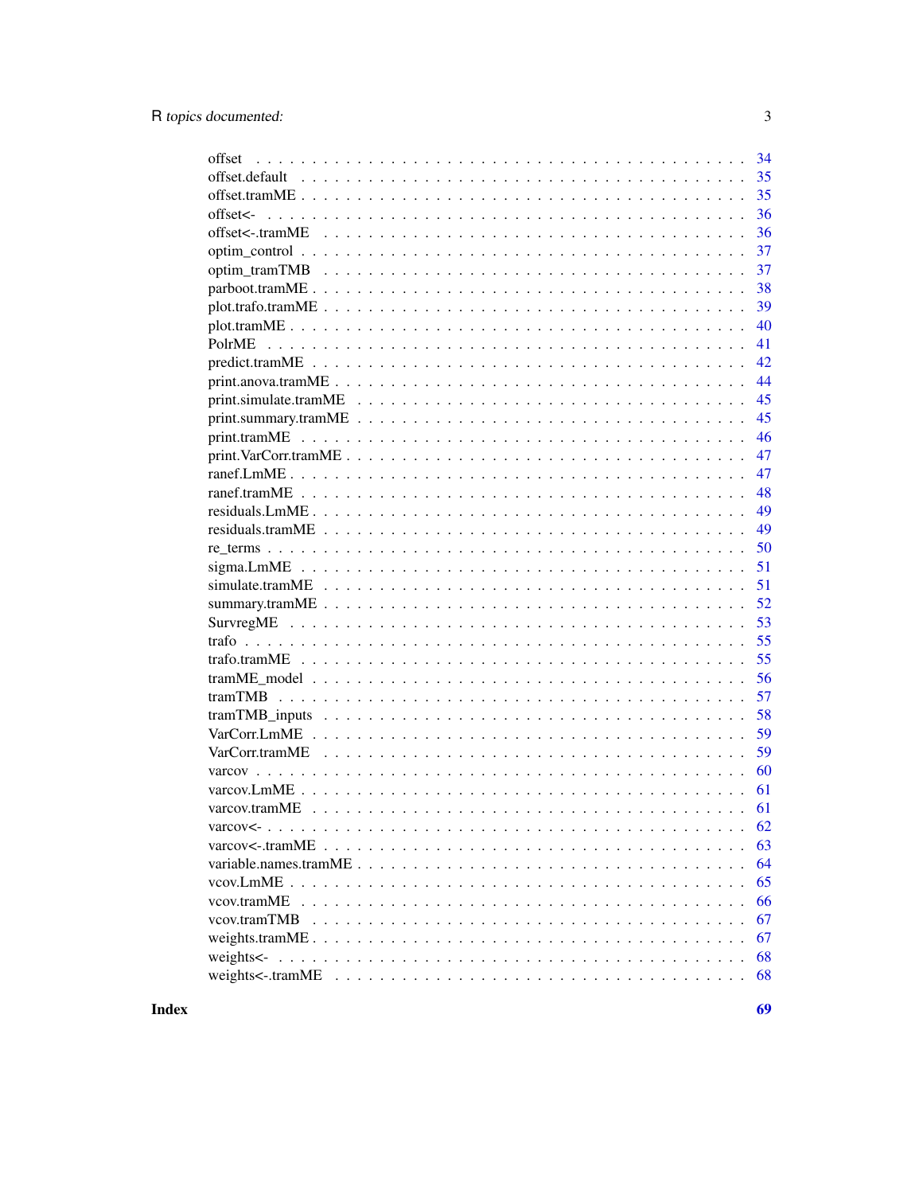offset . . . . . . . . . . . . . . . . . . . . . . . . . . . . . . . . . . . . . . . . . . . . 34
offset.default . . . . . . . . . . . . . . . . . . . . . . . . . . . . . . . . . . . . . . . . 35
offset.tramME . . . . . . . . . . . . . . . . . . . . . . . . . . . . . . . . . . . . . . . . 35
offset<- . . . . . . . . . . . . . . . . . . . . . . . . . . . . . . . . . . . . . . . . . . . 36
offset<-.tramME . . . . . . . . . . . . . . . . . . . . . . . . . . . . . . . . . . . . . . 36
optim_control . . . . . . . . . . . . . . . . . . . . . . . . . . . . . . . . . . . . . . . . 37
optim_tramTMB . . . . . . . . . . . . . . . . . . . . . . . . . . . . . . . . . . . . . . . 37
parboot.tramME . . . . . . . . . . . . . . . . . . . . . . . . . . . . . . . . . . . . . . . 38
plot.trafo.tramME . . . . . . . . . . . . . . . . . . . . . . . . . . . . . . . . . . . . . . 39
plot.tramME . . . . . . . . . . . . . . . . . . . . . . . . . . . . . . . . . . . . . . . . . 40
PolrME . . . . . . . . . . . . . . . . . . . . . . . . . . . . . . . . . . . . . . . . . . . 41
predict.tramME . . . . . . . . . . . . . . . . . . . . . . . . . . . . . . . . . . . . . . . 42
print.anova.tramME . . . . . . . . . . . . . . . . . . . . . . . . . . . . . . . . . . . . . 44
print.simulate.tramME . . . . . . . . . . . . . . . . . . . . . . . . . . . . . . . . . . . . 45
print.summary.tramME . . . . . . . . . . . . . . . . . . . . . . . . . . . . . . . . . . . . 45
print.tramME . . . . . . . . . . . . . . . . . . . . . . . . . . . . . . . . . . . . . . . . 46
print.VarCorr.tramME . . . . . . . . . . . . . . . . . . . . . . . . . . . . . . . . . . . . 47
ranef.LmME . . . . . . . . . . . . . . . . . . . . . . . . . . . . . . . . . . . . . . . . . 47
ranef.tramME . . . . . . . . . . . . . . . . . . . . . . . . . . . . . . . . . . . . . . . . 48
residuals.LmME . . . . . . . . . . . . . . . . . . . . . . . . . . . . . . . . . . . . . . . 49
residuals.tramME . . . . . . . . . . . . . . . . . . . . . . . . . . . . . . . . . . . . . . 49
re_terms . . . . . . . . . . . . . . . . . . . . . . . . . . . . . . . . . . . . . . . . . . . 50
sigma.LmME . . . . . . . . . . . . . . . . . . . . . . . . . . . . . . . . . . . . . . . . . 51
simulate.tramME . . . . . . . . . . . . . . . . . . . . . . . . . . . . . . . . . . . . . . . 51
summary.tramME . . . . . . . . . . . . . . . . . . . . . . . . . . . . . . . . . . . . . . . 52
SurvregME . . . . . . . . . . . . . . . . . . . . . . . . . . . . . . . . . . . . . . . . . . 53
trafo . . . . . . . . . . . . . . . . . . . . . . . . . . . . . . . . . . . . . . . . . . . . . 55
trafo.tramME . . . . . . . . . . . . . . . . . . . . . . . . . . . . . . . . . . . . . . . . 55
tramME_model . . . . . . . . . . . . . . . . . . . . . . . . . . . . . . . . . . . . . . . . 56
tramTMB . . . . . . . . . . . . . . . . . . . . . . . . . . . . . . . . . . . . . . . . . . . 57
tramTMB_inputs . . . . . . . . . . . . . . . . . . . . . . . . . . . . . . . . . . . . . . . 58
VarCorr.LmME . . . . . . . . . . . . . . . . . . . . . . . . . . . . . . . . . . . . . . . . 59
VarCorr.tramME . . . . . . . . . . . . . . . . . . . . . . . . . . . . . . . . . . . . . . . 59
varcov . . . . . . . . . . . . . . . . . . . . . . . . . . . . . . . . . . . . . . . . . . . . 60
varcov.LmME . . . . . . . . . . . . . . . . . . . . . . . . . . . . . . . . . . . . . . . . . 61
varcov.tramME . . . . . . . . . . . . . . . . . . . . . . . . . . . . . . . . . . . . . . . . 61
varcov<- . . . . . . . . . . . . . . . . . . . . . . . . . . . . . . . . . . . . . . . . . . . 62
varcov<-.tramME . . . . . . . . . . . . . . . . . . . . . . . . . . . . . . . . . . . . . . 63
variable.names.tramME . . . . . . . . . . . . . . . . . . . . . . . . . . . . . . . . . . . 64
vcov.LmME . . . . . . . . . . . . . . . . . . . . . . . . . . . . . . . . . . . . . . . . . . 65
vcov.tramME . . . . . . . . . . . . . . . . . . . . . . . . . . . . . . . . . . . . . . . . . 66
vcov.tramTMB . . . . . . . . . . . . . . . . . . . . . . . . . . . . . . . . . . . . . . . . 67
weights.tramME . . . . . . . . . . . . . . . . . . . . . . . . . . . . . . . . . . . . . . . 67
weights<- . . . . . . . . . . . . . . . . . . . . . . . . . . . . . . . . . . . . . . . . . . 68
weights<-.tramME . . . . . . . . . . . . . . . . . . . . . . . . . . . . . . . . . . . . . . 68

**Index** **69**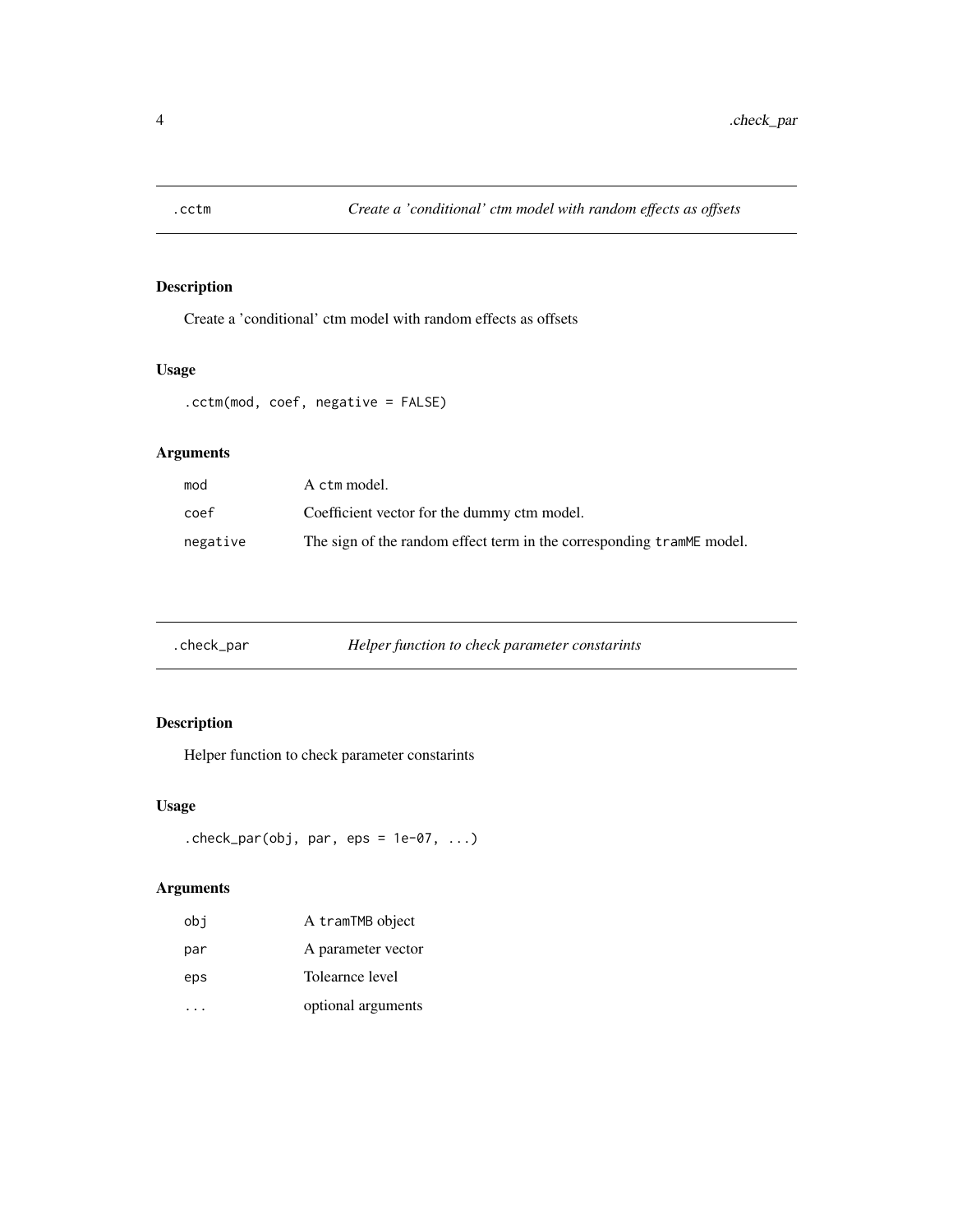## .cctm — *Create a 'conditional' ctm model with random effects as offsets*

### Description

Create a 'conditional' ctm model with random effects as offsets

### Usage

```
.cctm(mod, coef, negative = FALSE)
```

### Arguments

| | |
|---|---|
| `mod` | A `ctm` model. |
| `coef` | Coefficient vector for the dummy ctm model. |
| `negative` | The sign of the random effect term in the corresponding `tramME` model. |

## .check_par — *Helper function to check parameter constarints*

### Description

Helper function to check parameter constarints

### Usage

```
.check_par(obj, par, eps = 1e-07, ...)
```

### Arguments

| | |
|---|---|
| `obj` | A `tramTMB` object |
| `par` | A parameter vector |
| `eps` | Tolearnce level |
| `...` | optional arguments |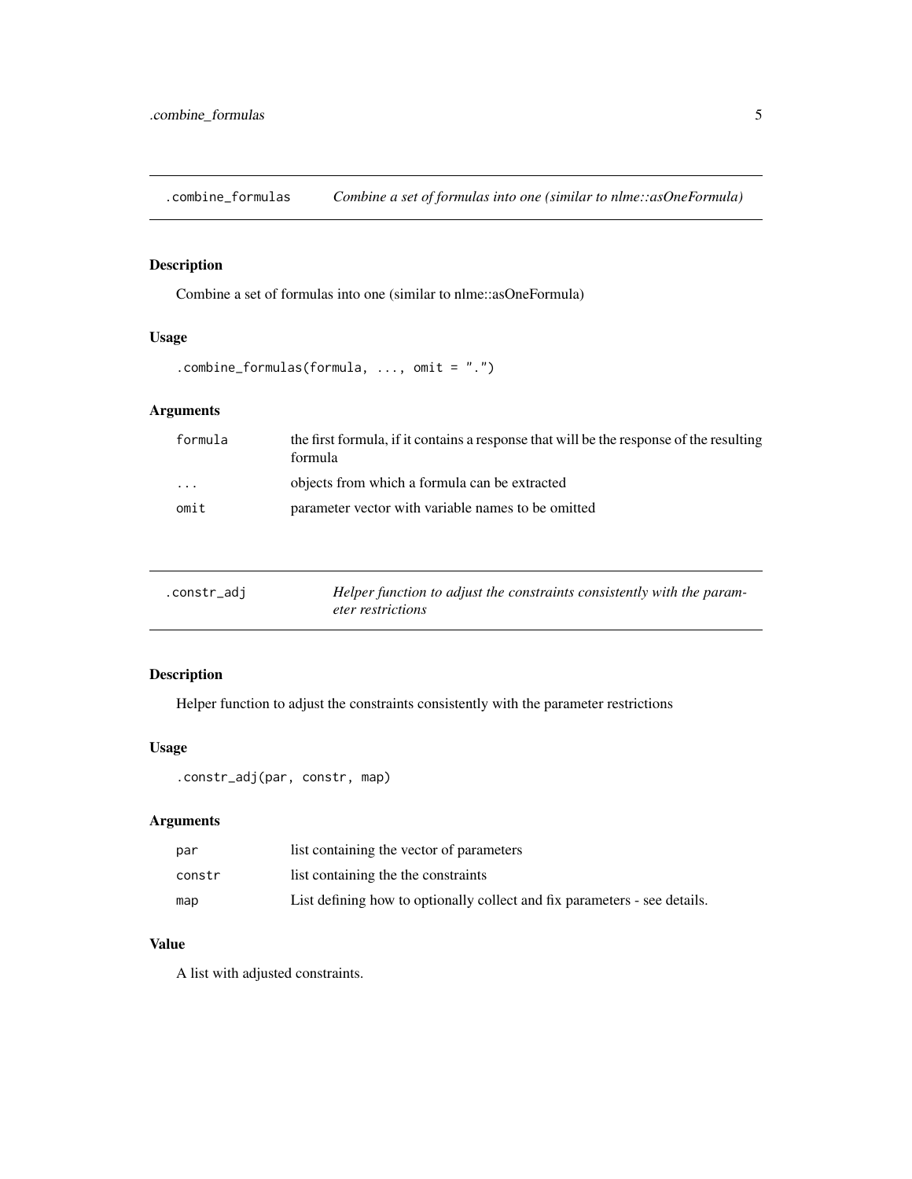## .combine_formulas — *Combine a set of formulas into one (similar to nlme::asOneFormula)*

### Description

Combine a set of formulas into one (similar to nlme::asOneFormula)

### Usage

```
.combine_formulas(formula, ..., omit = ".")
```

### Arguments

| | |
|---|---|
| formula | the first formula, if it contains a response that will be the response of the resulting formula |
| ... | objects from which a formula can be extracted |
| omit | parameter vector with variable names to be omitted |

## .constr_adj — *Helper function to adjust the constraints consistently with the parameter restrictions*

### Description

Helper function to adjust the constraints consistently with the parameter restrictions

### Usage

```
.constr_adj(par, constr, map)
```

### Arguments

| | |
|---|---|
| par | list containing the vector of parameters |
| constr | list containing the the constraints |
| map | List defining how to optionally collect and fix parameters - see details. |

### Value

A list with adjusted constraints.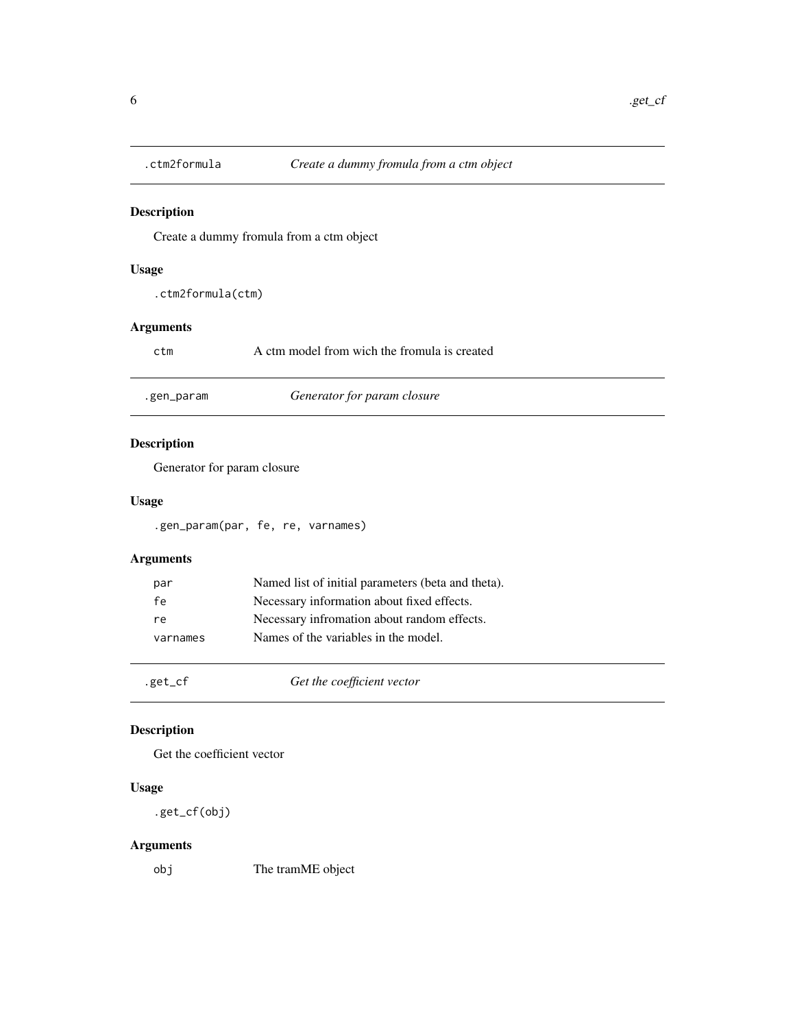## .ctm2formula — *Create a dummy fromula from a ctm object*

### Description

Create a dummy fromula from a ctm object

### Usage

```
.ctm2formula(ctm)
```

### Arguments

| | |
|---|---|
| ctm | A ctm model from wich the fromula is created |

## .gen_param — *Generator for param closure*

### Description

Generator for param closure

### Usage

```
.gen_param(par, fe, re, varnames)
```

### Arguments

| | |
|---|---|
| par | Named list of initial parameters (beta and theta). |
| fe | Necessary information about fixed effects. |
| re | Necessary infromation about random effects. |
| varnames | Names of the variables in the model. |

## .get_cf — *Get the coefficient vector*

### Description

Get the coefficient vector

### Usage

```
.get_cf(obj)
```

### Arguments

| | |
|---|---|
| obj | The tramME object |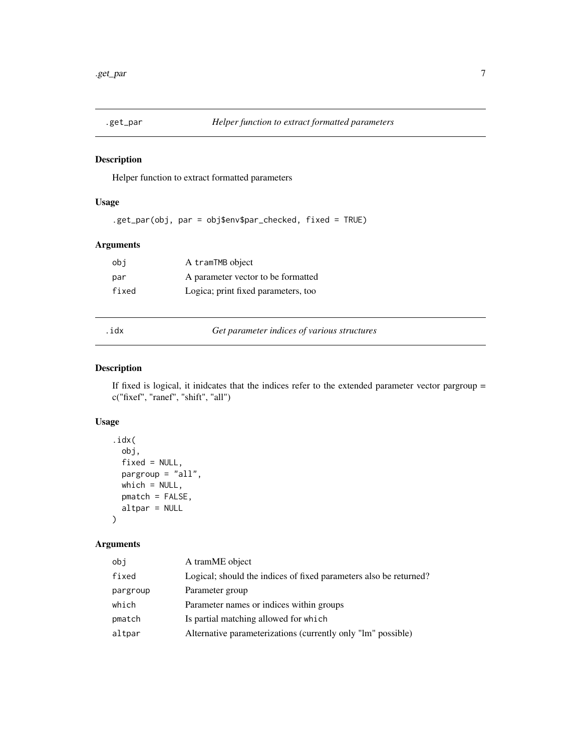## .get_par — *Helper function to extract formatted parameters*

### Description

Helper function to extract formatted parameters

### Usage

```
.get_par(obj, par = obj$env$par_checked, fixed = TRUE)
```

### Arguments

| | |
|---|---|
| obj | A tramTMB object |
| par | A parameter vector to be formatted |
| fixed | Logica; print fixed parameters, too |

## .idx — *Get parameter indices of various structures*

### Description

If fixed is logical, it inidcates that the indices refer to the extended parameter vector pargroup = c("fixef", "ranef", "shift", "all")

### Usage

```
.idx(
  obj,
  fixed = NULL,
  pargroup = "all",
  which = NULL,
  pmatch = FALSE,
  altpar = NULL
)
```

### Arguments

| | |
|---|---|
| obj | A tramME object |
| fixed | Logical; should the indices of fixed parameters also be returned? |
| pargroup | Parameter group |
| which | Parameter names or indices within groups |
| pmatch | Is partial matching allowed for which |
| altpar | Alternative parameterizations (currently only "lm" possible) |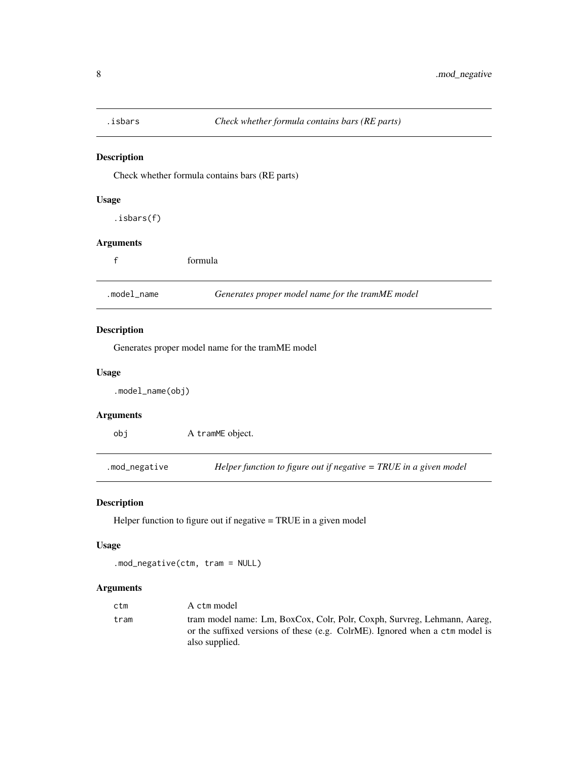## .isbars *Check whether formula contains bars (RE parts)*

### Description

Check whether formula contains bars (RE parts)

### Usage

```
.isbars(f)
```

### Arguments

| | |
|---|---|
| f | formula |

## .model_name *Generates proper model name for the tramME model*

### Description

Generates proper model name for the tramME model

### Usage

```
.model_name(obj)
```

### Arguments

| | |
|---|---|
| obj | A tramME object. |

## .mod_negative *Helper function to figure out if negative = TRUE in a given model*

### Description

Helper function to figure out if negative = TRUE in a given model

### Usage

```
.mod_negative(ctm, tram = NULL)
```

### Arguments

| | |
|---|---|
| ctm | A ctm model |
| tram | tram model name: Lm, BoxCox, Colr, Polr, Coxph, Survreg, Lehmann, Aareg, or the suffixed versions of these (e.g. ColrME). Ignored when a ctm model is also supplied. |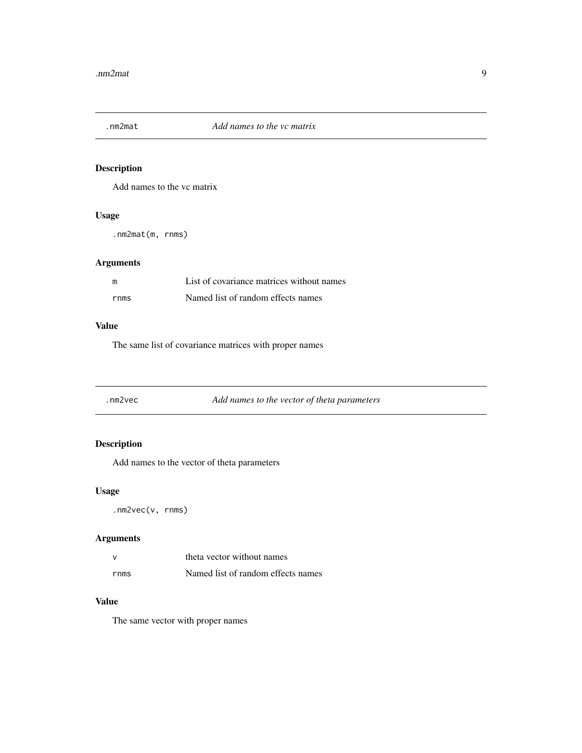## .nm2mat — *Add names to the vc matrix*

### Description

Add names to the vc matrix

### Usage

```
.nm2mat(m, rnms)
```

### Arguments

| | |
|---|---|
| m | List of covariance matrices without names |
| rnms | Named list of random effects names |

### Value

The same list of covariance matrices with proper names

## .nm2vec — *Add names to the vector of theta parameters*

### Description

Add names to the vector of theta parameters

### Usage

```
.nm2vec(v, rnms)
```

### Arguments

| | |
|---|---|
| v | theta vector without names |
| rnms | Named list of random effects names |

### Value

The same vector with proper names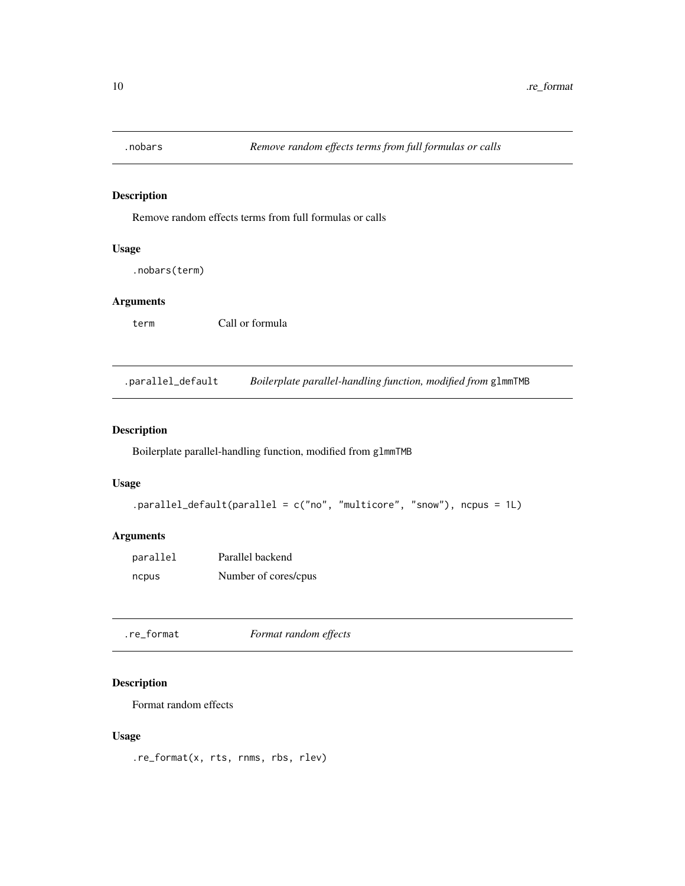## .nobars — *Remove random effects terms from full formulas or calls*

### Description

Remove random effects terms from full formulas or calls

### Usage

```
.nobars(term)
```

### Arguments

| | |
|---|---|
| `term` | Call or formula |

## .parallel_default — *Boilerplate parallel-handling function, modified from* `glmmTMB`

### Description

Boilerplate parallel-handling function, modified from `glmmTMB`

### Usage

```
.parallel_default(parallel = c("no", "multicore", "snow"), ncpus = 1L)
```

### Arguments

| | |
|---|---|
| `parallel` | Parallel backend |
| `ncpus` | Number of cores/cpus |

## .re_format — *Format random effects*

### Description

Format random effects

### Usage

```
.re_format(x, rts, rnms, rbs, rlev)
```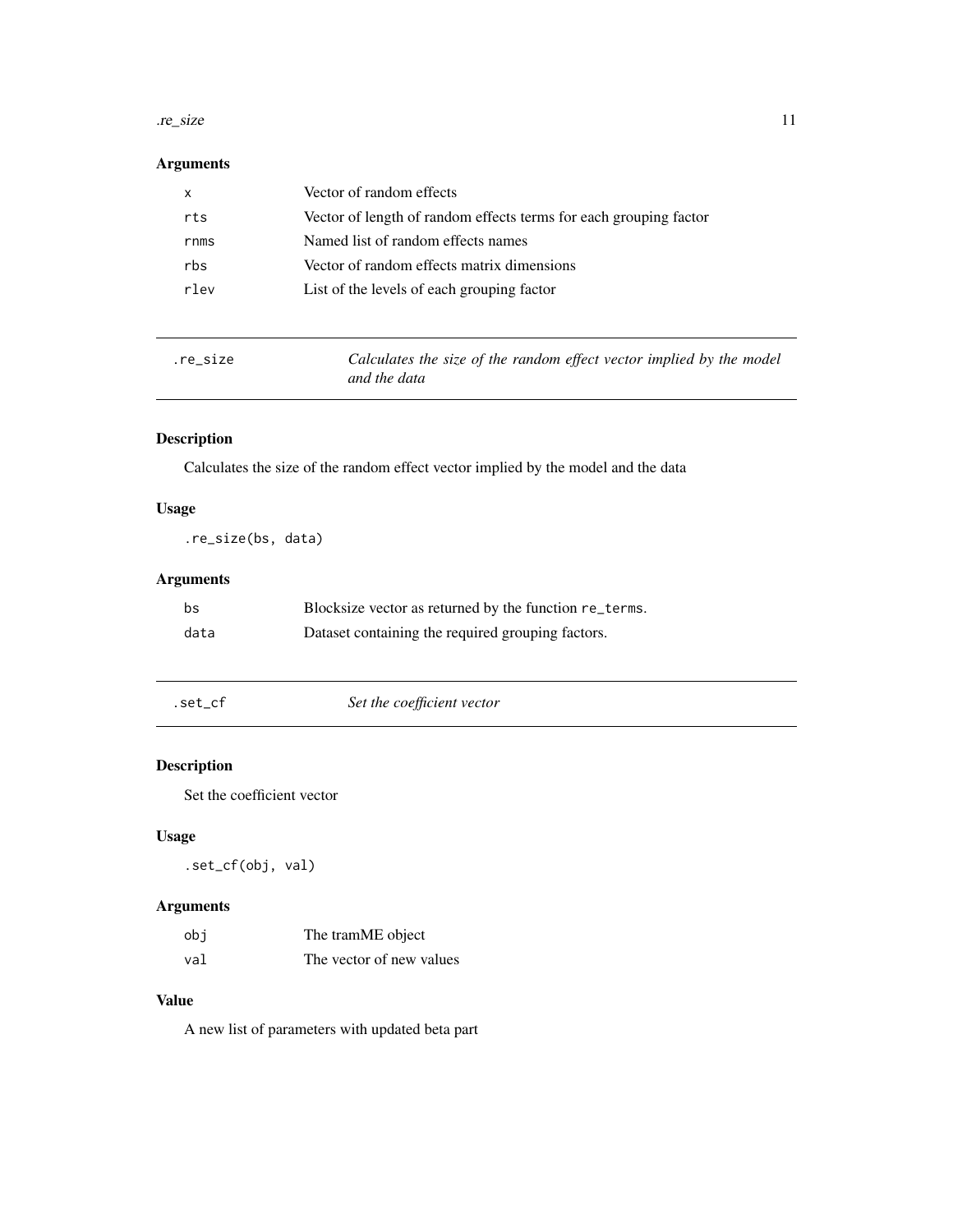### Arguments

| | |
|---|---|
| x | Vector of random effects |
| rts | Vector of length of random effects terms for each grouping factor |
| rnms | Named list of random effects names |
| rbs | Vector of random effects matrix dimensions |
| rlev | List of the levels of each grouping factor |

---

## .re_size — *Calculates the size of the random effect vector implied by the model and the data*

### Description

Calculates the size of the random effect vector implied by the model and the data

### Usage

```
.re_size(bs, data)
```

### Arguments

| | |
|---|---|
| bs | Blocksize vector as returned by the function `re_terms`. |
| data | Dataset containing the required grouping factors. |

---

## .set_cf — *Set the coefficient vector*

### Description

Set the coefficient vector

### Usage

```
.set_cf(obj, val)
```

### Arguments

| | |
|---|---|
| obj | The tramME object |
| val | The vector of new values |

### Value

A new list of parameters with updated beta part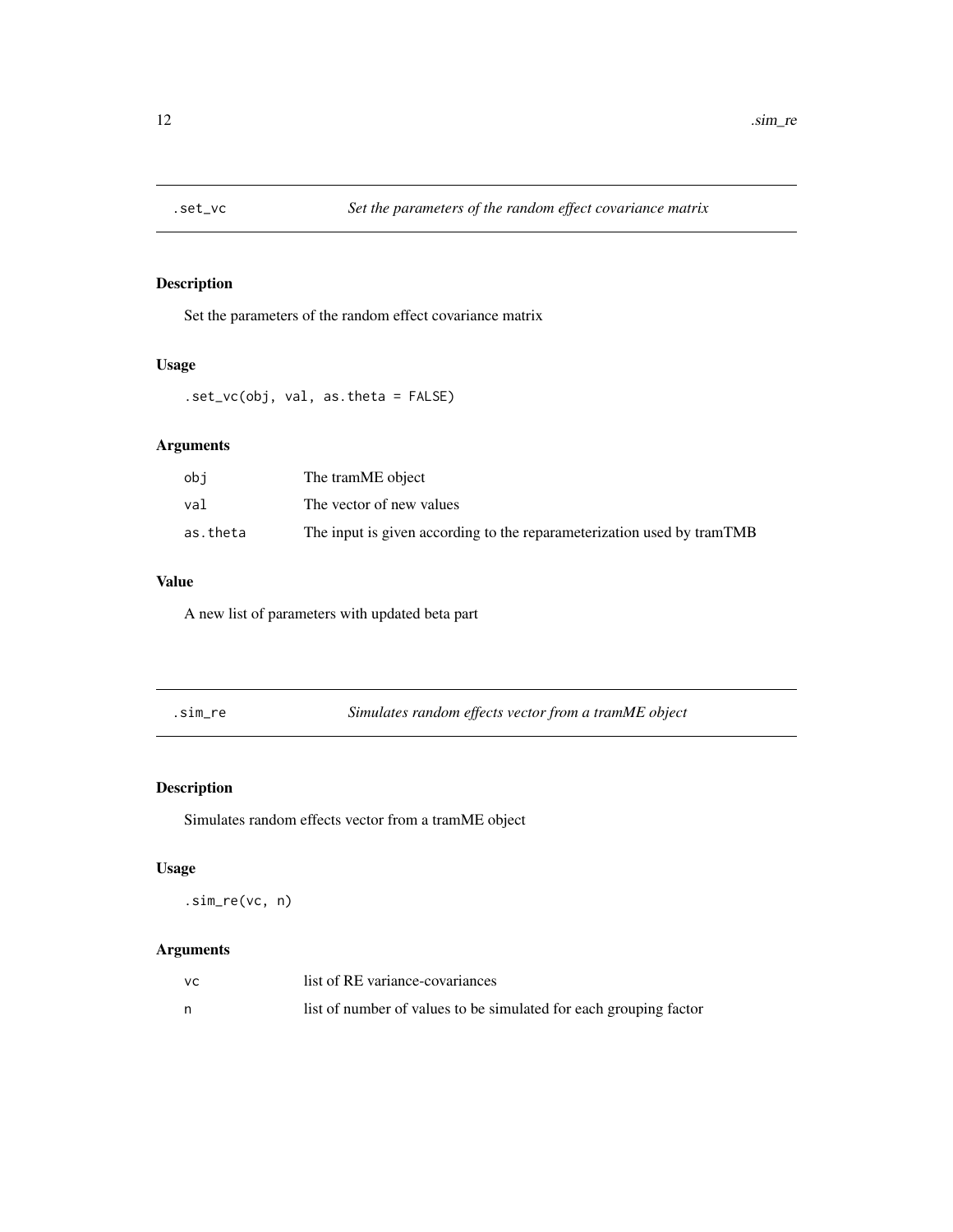## .set_vc — *Set the parameters of the random effect covariance matrix*

### Description

Set the parameters of the random effect covariance matrix

### Usage

```
.set_vc(obj, val, as.theta = FALSE)
```

### Arguments

| | |
|---|---|
| obj | The tramME object |
| val | The vector of new values |
| as.theta | The input is given according to the reparameterization used by tramTMB |

### Value

A new list of parameters with updated beta part

## .sim_re — *Simulates random effects vector from a tramME object*

### Description

Simulates random effects vector from a tramME object

### Usage

```
.sim_re(vc, n)
```

### Arguments

| | |
|---|---|
| vc | list of RE variance-covariances |
| n | list of number of values to be simulated for each grouping factor |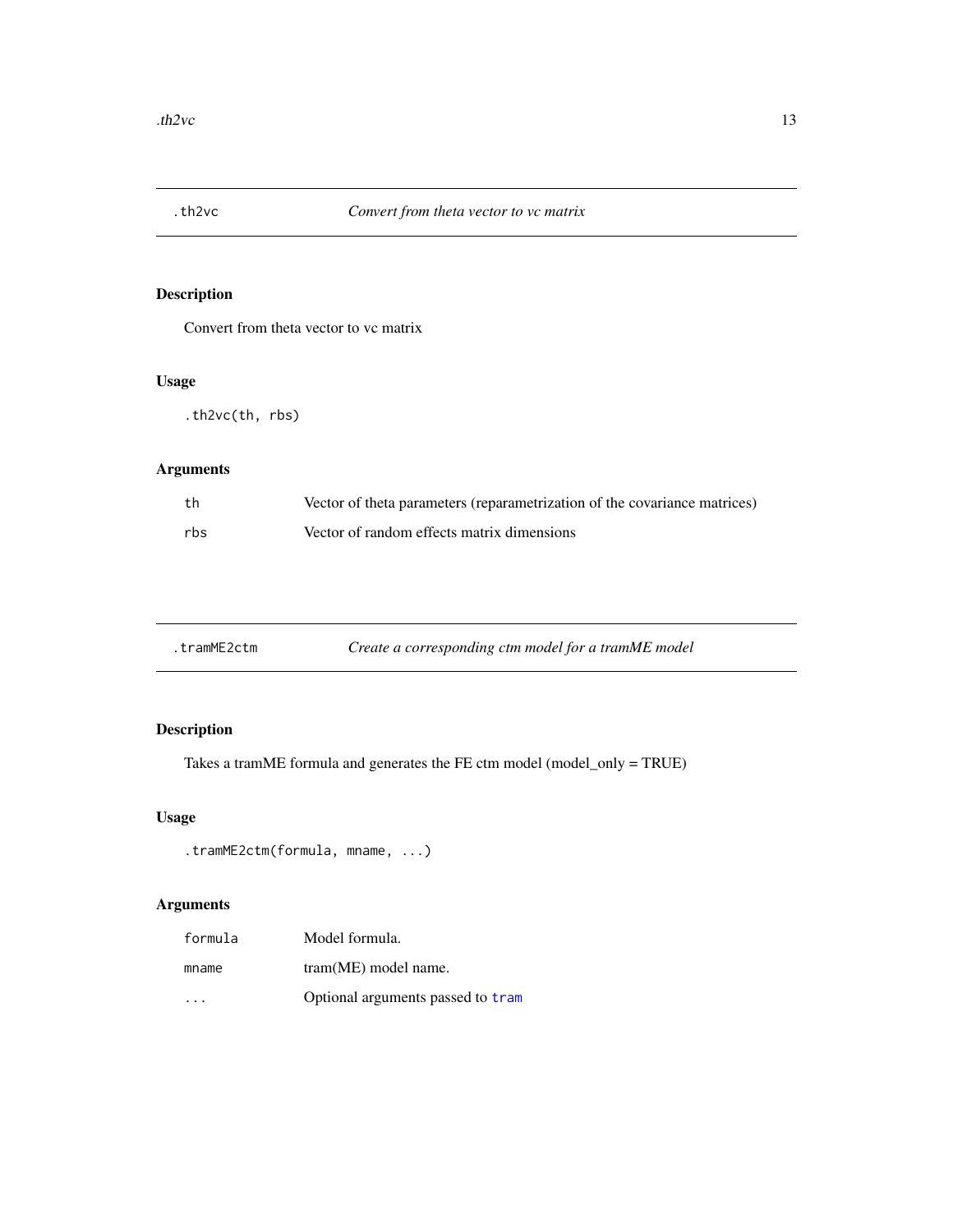## .th2vc — *Convert from theta vector to vc matrix*

### Description

Convert from theta vector to vc matrix

### Usage

```
.th2vc(th, rbs)
```

### Arguments

| | |
|---|---|
| th | Vector of theta parameters (reparametrization of the covariance matrices) |
| rbs | Vector of random effects matrix dimensions |

## .tramME2ctm — *Create a corresponding ctm model for a tramME model*

### Description

Takes a tramME formula and generates the FE ctm model (model_only = TRUE)

### Usage

```
.tramME2ctm(formula, mname, ...)
```

### Arguments

| | |
|---|---|
| formula | Model formula. |
| mname | tram(ME) model name. |
| ... | Optional arguments passed to tram |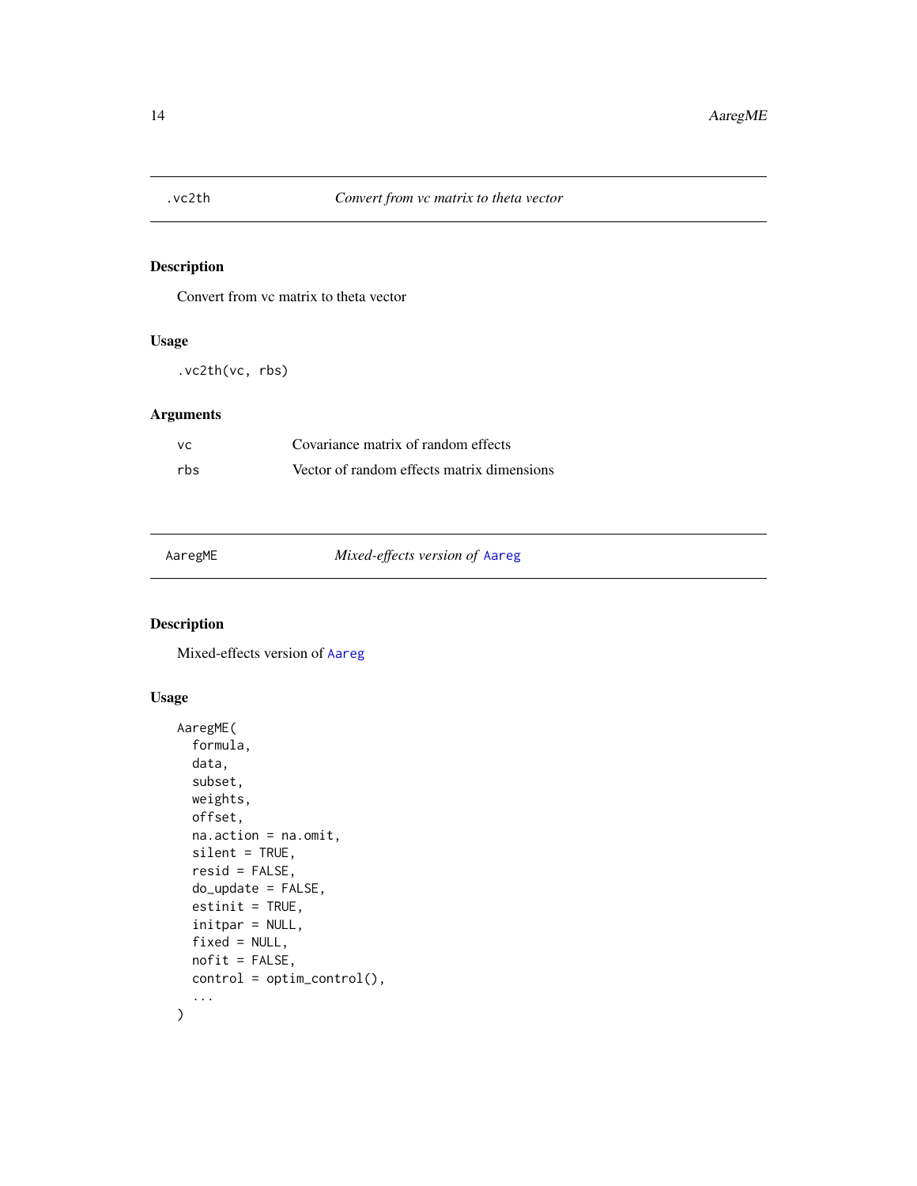## .vc2th — *Convert from vc matrix to theta vector*

### Description

Convert from vc matrix to theta vector

### Usage

```
.vc2th(vc, rbs)
```

### Arguments

| | |
|---|---|
| vc | Covariance matrix of random effects |
| rbs | Vector of random effects matrix dimensions |

## AaregME — *Mixed-effects version of Aareg*

### Description

Mixed-effects version of Aareg

### Usage

```
AaregME(
  formula,
  data,
  subset,
  weights,
  offset,
  na.action = na.omit,
  silent = TRUE,
  resid = FALSE,
  do_update = FALSE,
  estinit = TRUE,
  initpar = NULL,
  fixed = NULL,
  nofit = FALSE,
  control = optim_control(),
  ...
)
```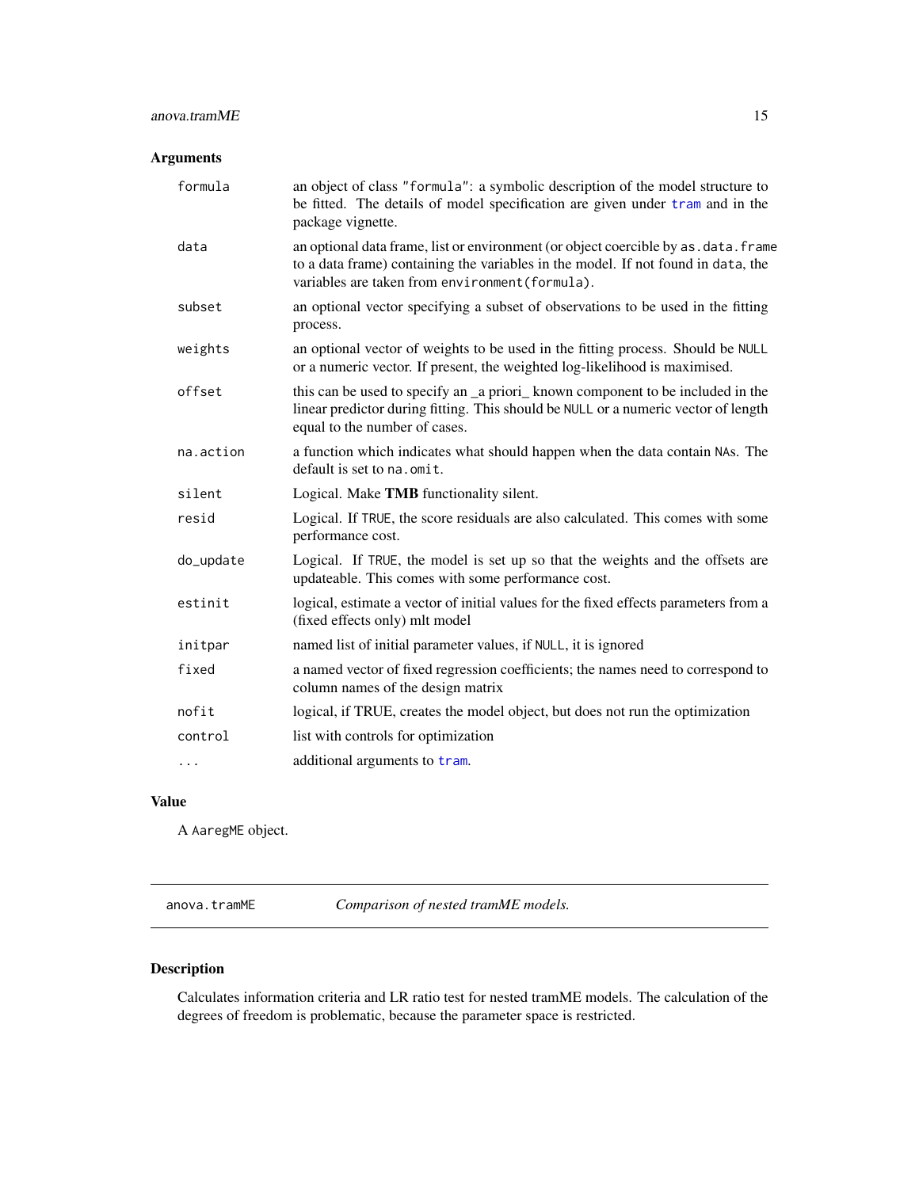## Arguments

| | |
|---|---|
| `formula` | an object of class `"formula"`: a symbolic description of the model structure to be fitted. The details of model specification are given under `tram` and in the package vignette. |
| `data` | an optional data frame, list or environment (or object coercible by `as.data.frame` to a data frame) containing the variables in the model. If not found in `data`, the variables are taken from `environment(formula)`. |
| `subset` | an optional vector specifying a subset of observations to be used in the fitting process. |
| `weights` | an optional vector of weights to be used in the fitting process. Should be `NULL` or a numeric vector. If present, the weighted log-likelihood is maximised. |
| `offset` | this can be used to specify an _a priori_ known component to be included in the linear predictor during fitting. This should be `NULL` or a numeric vector of length equal to the number of cases. |
| `na.action` | a function which indicates what should happen when the data contain `NA`s. The default is set to `na.omit`. |
| `silent` | Logical. Make **TMB** functionality silent. |
| `resid` | Logical. If `TRUE`, the score residuals are also calculated. This comes with some performance cost. |
| `do_update` | Logical. If `TRUE`, the model is set up so that the weights and the offsets are updateable. This comes with some performance cost. |
| `estinit` | logical, estimate a vector of initial values for the fixed effects parameters from a (fixed effects only) mlt model |
| `initpar` | named list of initial parameter values, if `NULL`, it is ignored |
| `fixed` | a named vector of fixed regression coefficients; the names need to correspond to column names of the design matrix |
| `nofit` | logical, if TRUE, creates the model object, but does not run the optimization |
| `control` | list with controls for optimization |
| `...` | additional arguments to `tram`. |

## Value

A `AaregME` object.

---

# `anova.tramME` *Comparison of nested tramME models.*

---

## Description

Calculates information criteria and LR ratio test for nested tramME models. The calculation of the degrees of freedom is problematic, because the parameter space is restricted.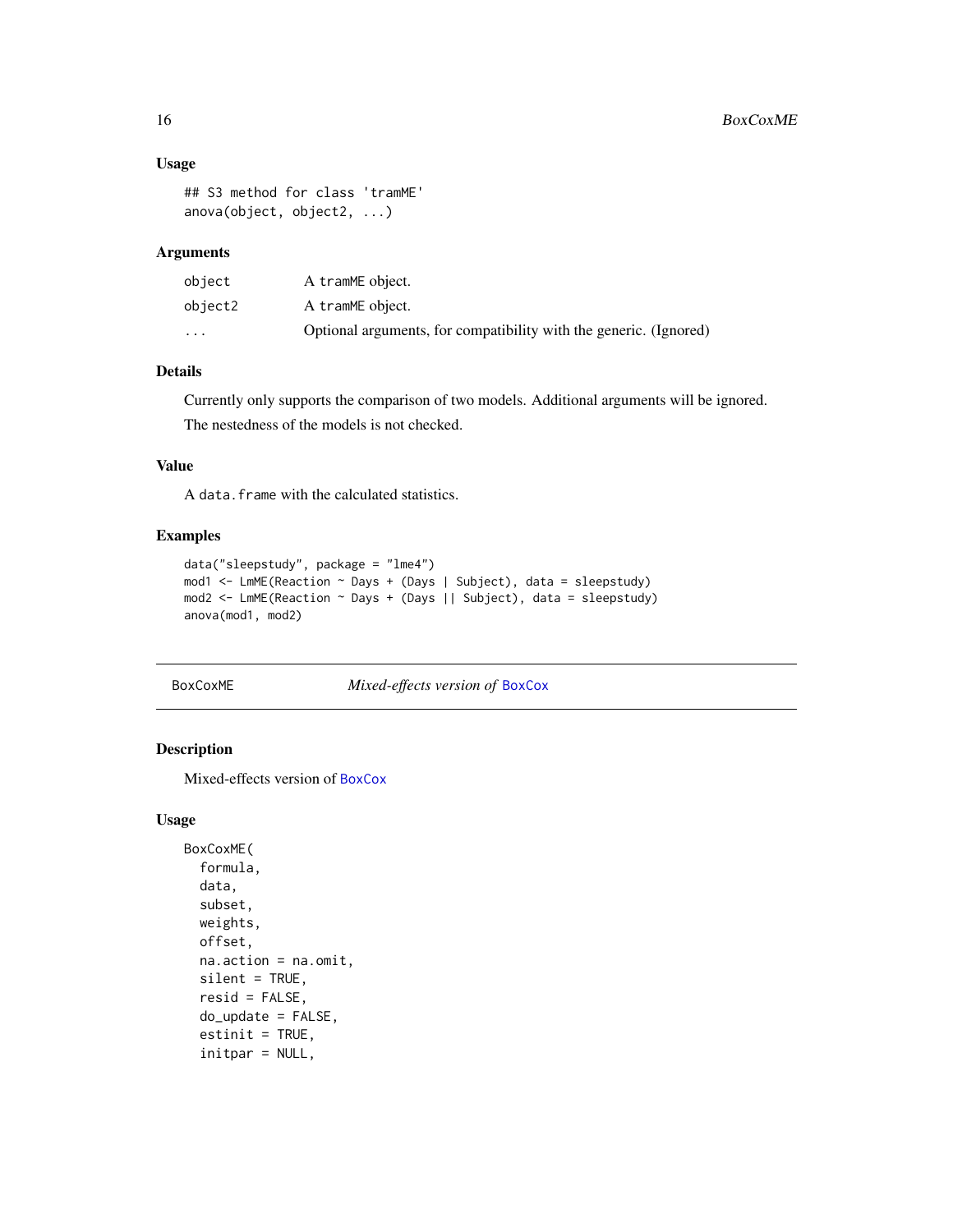### Usage

```
## S3 method for class 'tramME'
anova(object, object2, ...)
```

### Arguments

| | |
|---|---|
| object | A tramME object. |
| object2 | A tramME object. |
| ... | Optional arguments, for compatibility with the generic. (Ignored) |

### Details

Currently only supports the comparison of two models. Additional arguments will be ignored.

The nestedness of the models is not checked.

### Value

A data.frame with the calculated statistics.

### Examples

```
data("sleepstudy", package = "lme4")
mod1 <- LmME(Reaction ~ Days + (Days | Subject), data = sleepstudy)
mod2 <- LmME(Reaction ~ Days + (Days || Subject), data = sleepstudy)
anova(mod1, mod2)
```

---

## BoxCoxME — *Mixed-effects version of* BoxCox

### Description

Mixed-effects version of BoxCox

### Usage

```
BoxCoxME(
  formula,
  data,
  subset,
  weights,
  offset,
  na.action = na.omit,
  silent = TRUE,
  resid = FALSE,
  do_update = FALSE,
  estinit = TRUE,
  initpar = NULL,
```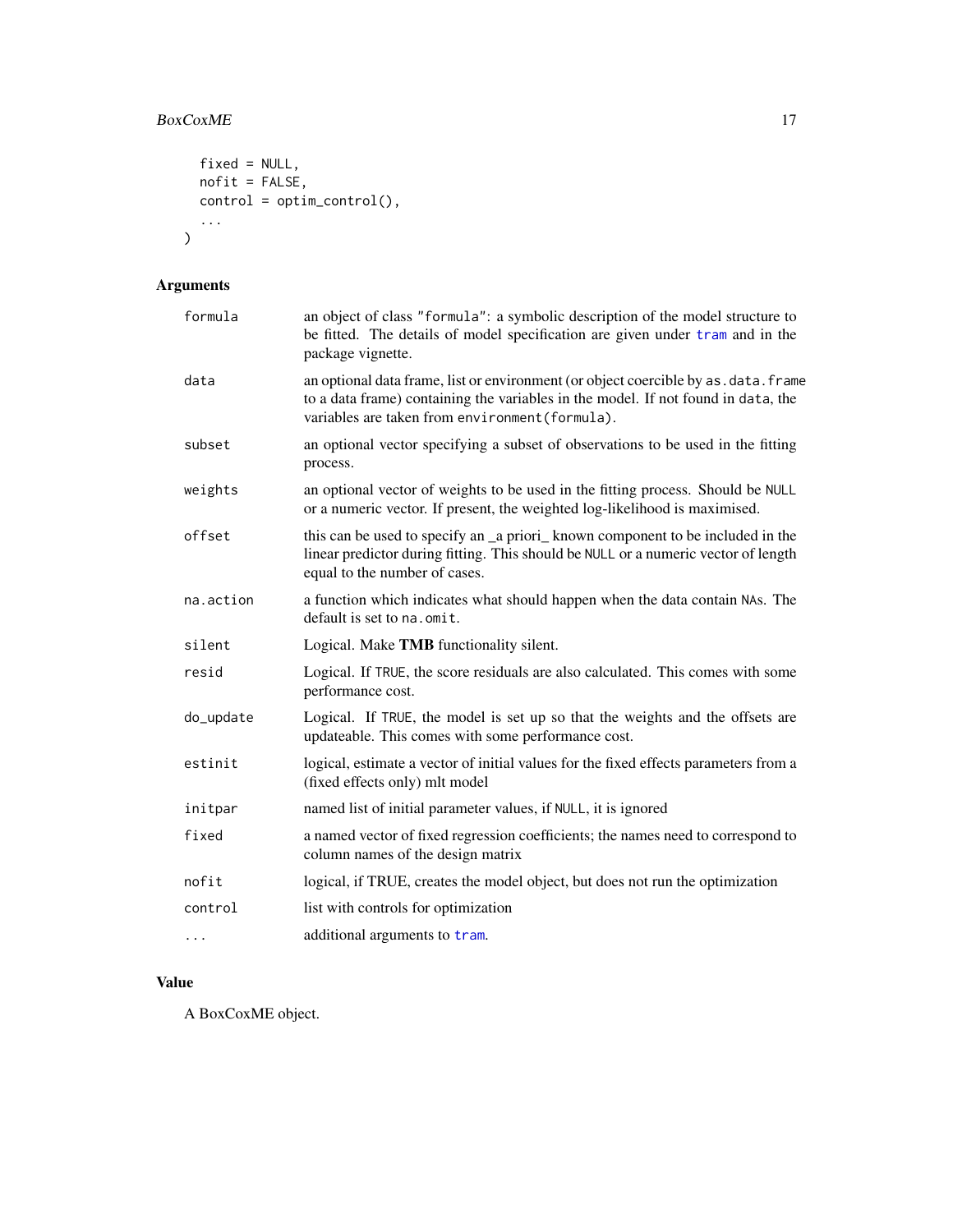```
  fixed = NULL,
  nofit = FALSE,
  control = optim_control(),
  ...
)
```

## Arguments

| | |
|---|---|
| formula | an object of class "formula": a symbolic description of the model structure to be fitted. The details of model specification are given under tram and in the package vignette. |
| data | an optional data frame, list or environment (or object coercible by as.data.frame to a data frame) containing the variables in the model. If not found in data, the variables are taken from environment(formula). |
| subset | an optional vector specifying a subset of observations to be used in the fitting process. |
| weights | an optional vector of weights to be used in the fitting process. Should be NULL or a numeric vector. If present, the weighted log-likelihood is maximised. |
| offset | this can be used to specify an _a priori_ known component to be included in the linear predictor during fitting. This should be NULL or a numeric vector of length equal to the number of cases. |
| na.action | a function which indicates what should happen when the data contain NAs. The default is set to na.omit. |
| silent | Logical. Make **TMB** functionality silent. |
| resid | Logical. If TRUE, the score residuals are also calculated. This comes with some performance cost. |
| do_update | Logical. If TRUE, the model is set up so that the weights and the offsets are updateable. This comes with some performance cost. |
| estinit | logical, estimate a vector of initial values for the fixed effects parameters from a (fixed effects only) mlt model |
| initpar | named list of initial parameter values, if NULL, it is ignored |
| fixed | a named vector of fixed regression coefficients; the names need to correspond to column names of the design matrix |
| nofit | logical, if TRUE, creates the model object, but does not run the optimization |
| control | list with controls for optimization |
| ... | additional arguments to tram. |

## Value

A BoxCoxME object.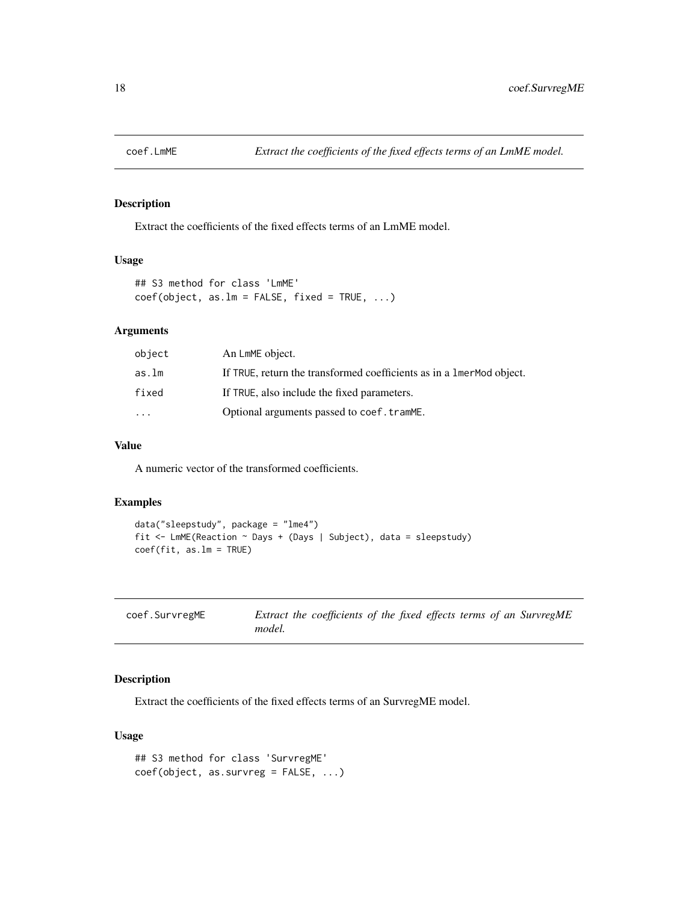## coef.LmME

*Extract the coefficients of the fixed effects terms of an LmME model.*

### Description

Extract the coefficients of the fixed effects terms of an LmME model.

### Usage

```
## S3 method for class 'LmME'
coef(object, as.lm = FALSE, fixed = TRUE, ...)
```

### Arguments

| | |
|---|---|
| `object` | An `LmME` object. |
| `as.lm` | If `TRUE`, return the transformed coefficients as in a `lmerMod` object. |
| `fixed` | If `TRUE`, also include the fixed parameters. |
| `...` | Optional arguments passed to `coef.tramME`. |

### Value

A numeric vector of the transformed coefficients.

### Examples

```
data("sleepstudy", package = "lme4")
fit <- LmME(Reaction ~ Days + (Days | Subject), data = sleepstudy)
coef(fit, as.lm = TRUE)
```

## coef.SurvregME

*Extract the coefficients of the fixed effects terms of an SurvregME model.*

### Description

Extract the coefficients of the fixed effects terms of an SurvregME model.

### Usage

```
## S3 method for class 'SurvregME'
coef(object, as.survreg = FALSE, ...)
```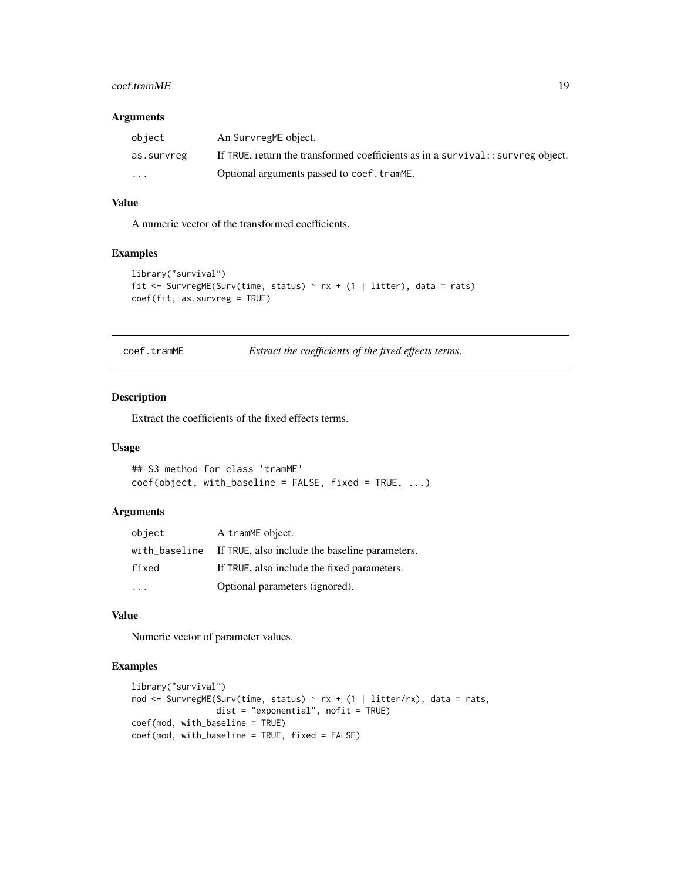### Arguments

| | |
|---|---|
| object | An SurvregME object. |
| as.survreg | If TRUE, return the transformed coefficients as in a survival::survreg object. |
| ... | Optional arguments passed to coef.tramME. |

### Value

A numeric vector of the transformed coefficients.

### Examples

```
library("survival")
fit <- SurvregME(Surv(time, status) ~ rx + (1 | litter), data = rats)
coef(fit, as.survreg = TRUE)
```

## coef.tramME — *Extract the coefficients of the fixed effects terms.*

### Description

Extract the coefficients of the fixed effects terms.

### Usage

```
## S3 method for class 'tramME'
coef(object, with_baseline = FALSE, fixed = TRUE, ...)
```

### Arguments

| | |
|---|---|
| object | A tramME object. |
| with_baseline | If TRUE, also include the baseline parameters. |
| fixed | If TRUE, also include the fixed parameters. |
| ... | Optional parameters (ignored). |

### Value

Numeric vector of parameter values.

### Examples

```
library("survival")
mod <- SurvregME(Surv(time, status) ~ rx + (1 | litter/rx), data = rats,
                 dist = "exponential", nofit = TRUE)
coef(mod, with_baseline = TRUE)
coef(mod, with_baseline = TRUE, fixed = FALSE)
```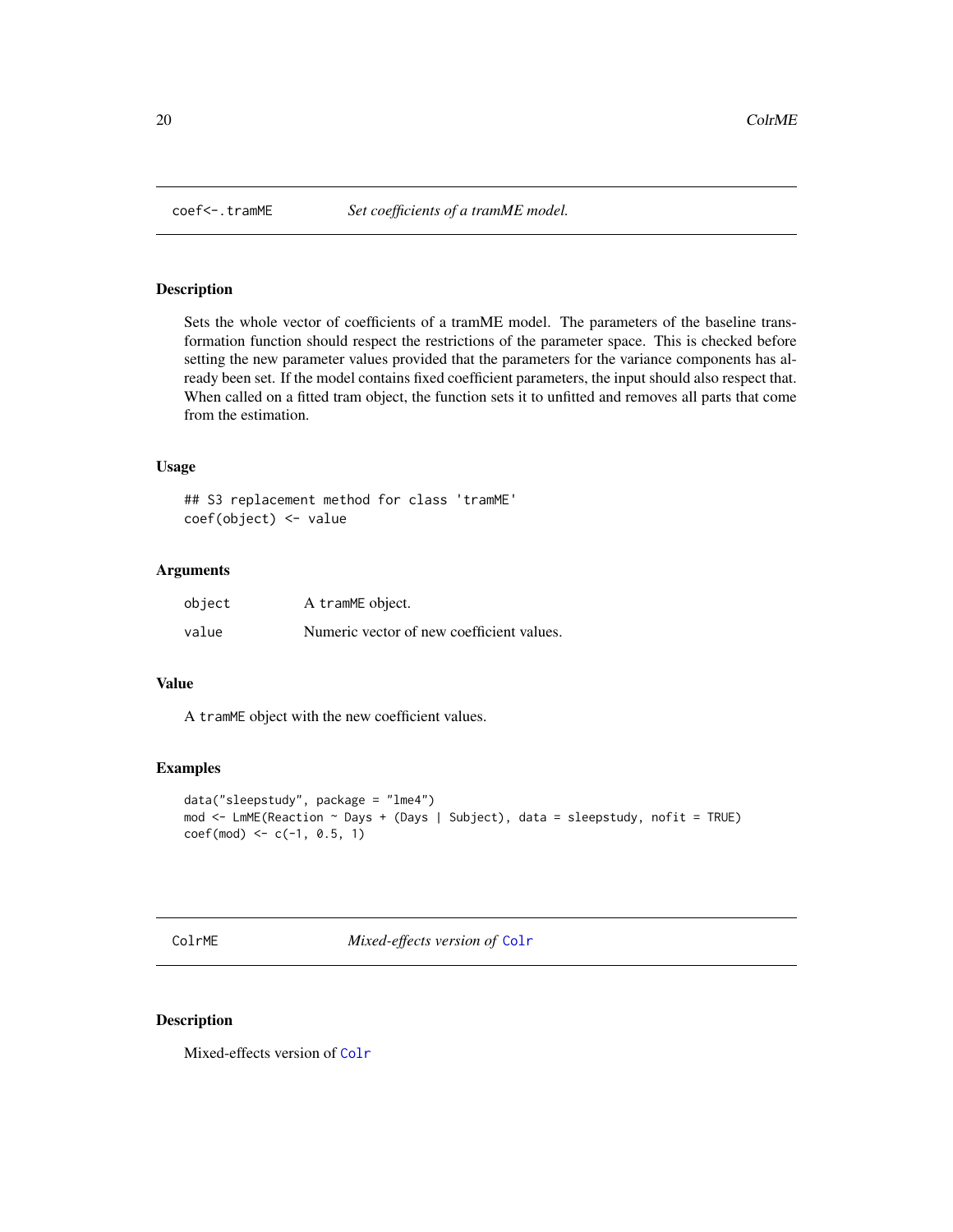## coef<-.tramME *Set coefficients of a tramME model.*

### Description

Sets the whole vector of coefficients of a tramME model. The parameters of the baseline transformation function should respect the restrictions of the parameter space. This is checked before setting the new parameter values provided that the parameters for the variance components has already been set. If the model contains fixed coefficient parameters, the input should also respect that. When called on a fitted tram object, the function sets it to unfitted and removes all parts that come from the estimation.

### Usage

```
## S3 replacement method for class 'tramME'
coef(object) <- value
```

### Arguments

| | |
|---|---|
| object | A tramME object. |
| value | Numeric vector of new coefficient values. |

### Value

A tramME object with the new coefficient values.

### Examples

```
data("sleepstudy", package = "lme4")
mod <- LmME(Reaction ~ Days + (Days | Subject), data = sleepstudy, nofit = TRUE)
coef(mod) <- c(-1, 0.5, 1)
```

## ColrME *Mixed-effects version of Colr*

### Description

Mixed-effects version of Colr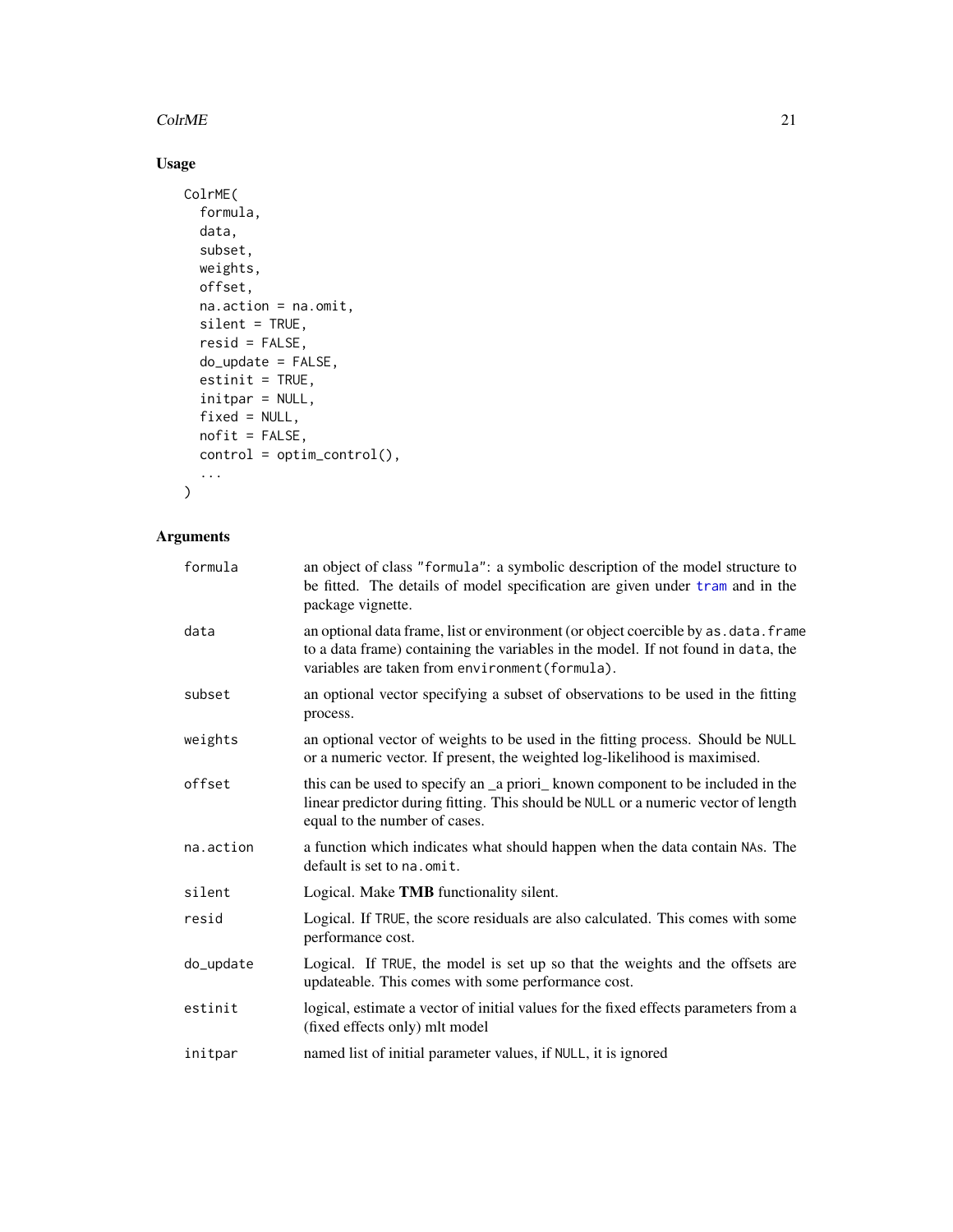## Usage

```
ColrME(
  formula,
  data,
  subset,
  weights,
  offset,
  na.action = na.omit,
  silent = TRUE,
  resid = FALSE,
  do_update = FALSE,
  estinit = TRUE,
  initpar = NULL,
  fixed = NULL,
  nofit = FALSE,
  control = optim_control(),
  ...
)
```

## Arguments

| | |
|---|---|
| formula | an object of class "formula": a symbolic description of the model structure to be fitted. The details of model specification are given under tram and in the package vignette. |
| data | an optional data frame, list or environment (or object coercible by as.data.frame to a data frame) containing the variables in the model. If not found in data, the variables are taken from environment(formula). |
| subset | an optional vector specifying a subset of observations to be used in the fitting process. |
| weights | an optional vector of weights to be used in the fitting process. Should be NULL or a numeric vector. If present, the weighted log-likelihood is maximised. |
| offset | this can be used to specify an _a priori_ known component to be included in the linear predictor during fitting. This should be NULL or a numeric vector of length equal to the number of cases. |
| na.action | a function which indicates what should happen when the data contain NAs. The default is set to na.omit. |
| silent | Logical. Make **TMB** functionality silent. |
| resid | Logical. If TRUE, the score residuals are also calculated. This comes with some performance cost. |
| do_update | Logical. If TRUE, the model is set up so that the weights and the offsets are updateable. This comes with some performance cost. |
| estinit | logical, estimate a vector of initial values for the fixed effects parameters from a (fixed effects only) mlt model |
| initpar | named list of initial parameter values, if NULL, it is ignored |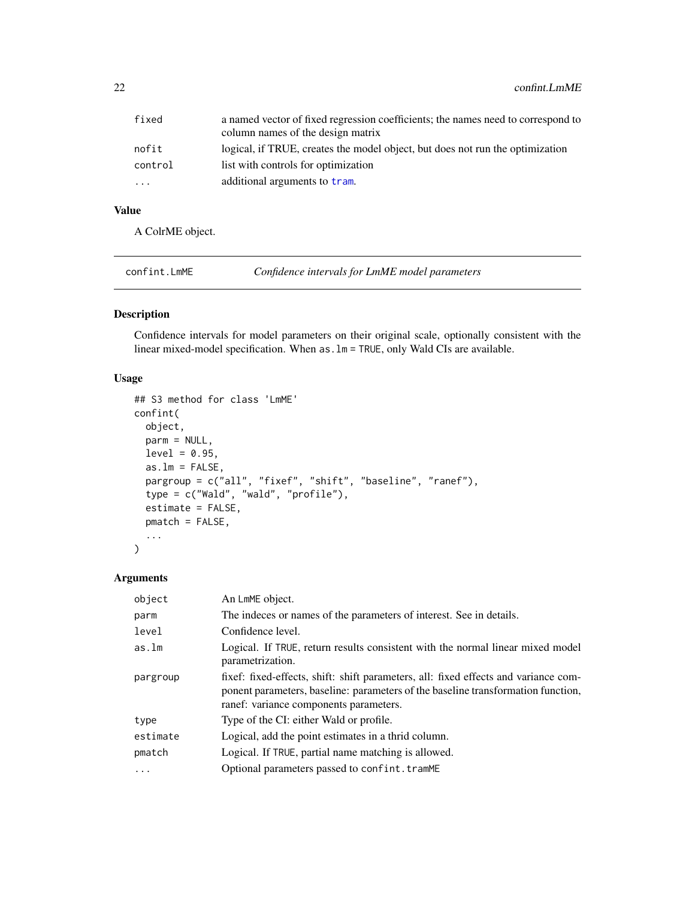| | |
|---|---|
| fixed | a named vector of fixed regression coefficients; the names need to correspond to column names of the design matrix |
| nofit | logical, if TRUE, creates the model object, but does not run the optimization |
| control | list with controls for optimization |
| ... | additional arguments to tram. |

### Value

A ColrME object.

---

## confint.LmME — *Confidence intervals for LmME model parameters*

### Description

Confidence intervals for model parameters on their original scale, optionally consistent with the linear mixed-model specification. When `as.lm = TRUE`, only Wald CIs are available.

### Usage

```
## S3 method for class 'LmME'
confint(
  object,
  parm = NULL,
  level = 0.95,
  as.lm = FALSE,
  pargroup = c("all", "fixef", "shift", "baseline", "ranef"),
  type = c("Wald", "wald", "profile"),
  estimate = FALSE,
  pmatch = FALSE,
  ...
)
```

### Arguments

| | |
|---|---|
| object | An LmME object. |
| parm | The indeces or names of the parameters of interest. See in details. |
| level | Confidence level. |
| as.lm | Logical. If TRUE, return results consistent with the normal linear mixed model parametrization. |
| pargroup | fixef: fixed-effects, shift: shift parameters, all: fixed effects and variance component parameters, baseline: parameters of the baseline transformation function, ranef: variance components parameters. |
| type | Type of the CI: either Wald or profile. |
| estimate | Logical, add the point estimates in a thrid column. |
| pmatch | Logical. If TRUE, partial name matching is allowed. |
| ... | Optional parameters passed to confint.tramME |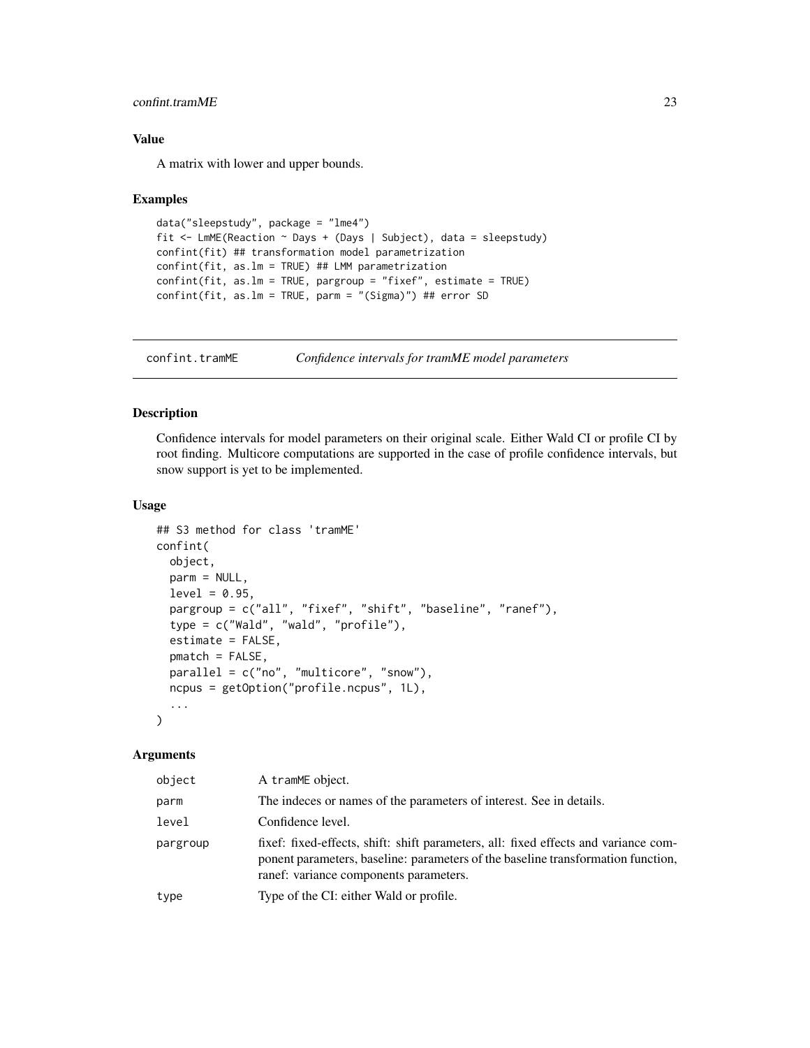## Value

A matrix with lower and upper bounds.

## Examples

```
data("sleepstudy", package = "lme4")
fit <- LmME(Reaction ~ Days + (Days | Subject), data = sleepstudy)
confint(fit) ## transformation model parametrization
confint(fit, as.lm = TRUE) ## LMM parametrization
confint(fit, as.lm = TRUE, pargroup = "fixef", estimate = TRUE)
confint(fit, as.lm = TRUE, parm = "(Sigma)") ## error SD
```

---

# confint.tramME — *Confidence intervals for tramME model parameters*

---

## Description

Confidence intervals for model parameters on their original scale. Either Wald CI or profile CI by root finding. Multicore computations are supported in the case of profile confidence intervals, but snow support is yet to be implemented.

## Usage

```
## S3 method for class 'tramME'
confint(
  object,
  parm = NULL,
  level = 0.95,
  pargroup = c("all", "fixef", "shift", "baseline", "ranef"),
  type = c("Wald", "wald", "profile"),
  estimate = FALSE,
  pmatch = FALSE,
  parallel = c("no", "multicore", "snow"),
  ncpus = getOption("profile.ncpus", 1L),
  ...
)
```

## Arguments

| | |
|---|---|
| `object` | A `tramME` object. |
| `parm` | The indeces or names of the parameters of interest. See in details. |
| `level` | Confidence level. |
| `pargroup` | fixef: fixed-effects, shift: shift parameters, all: fixed effects and variance component parameters, baseline: parameters of the baseline transformation function, ranef: variance components parameters. |
| `type` | Type of the CI: either Wald or profile. |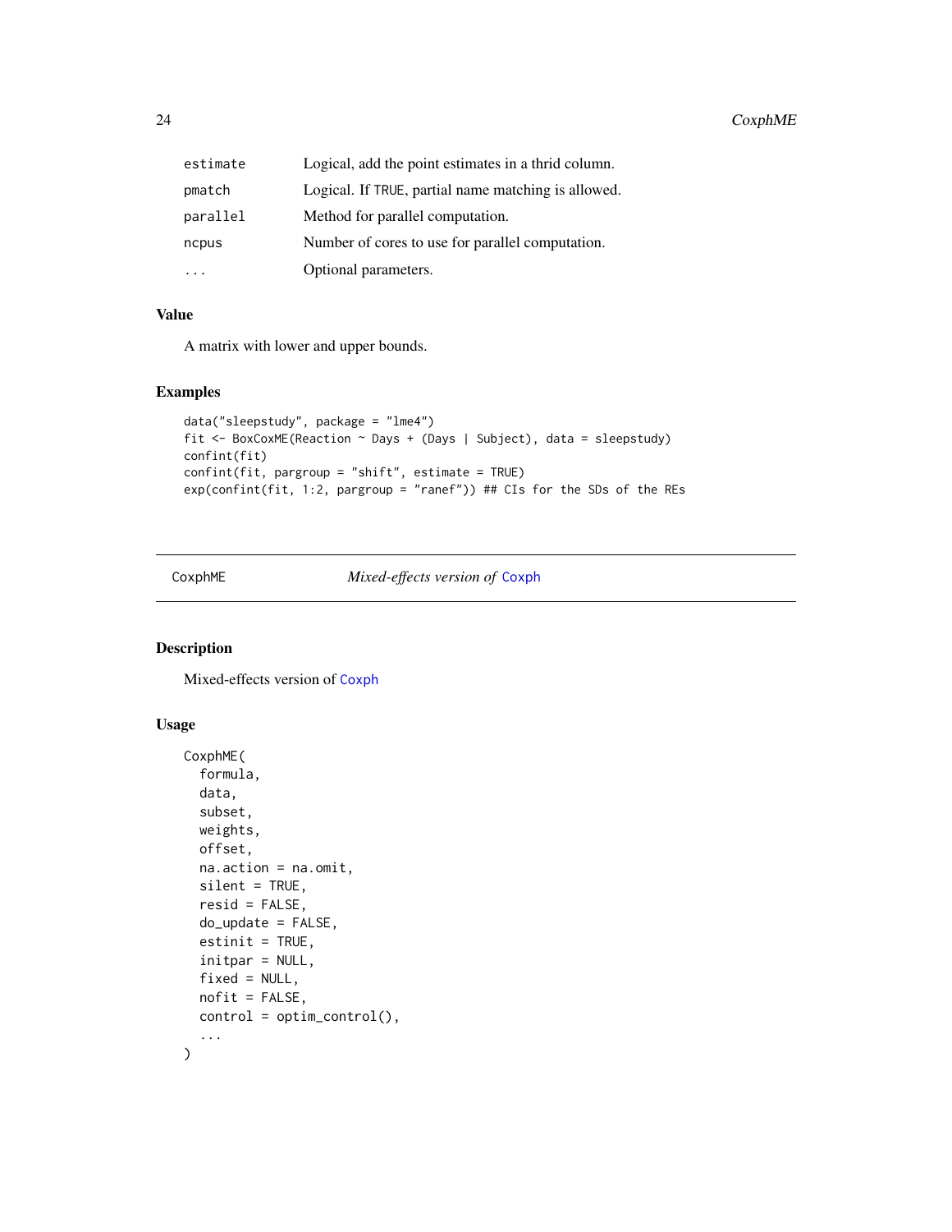| | |
|---|---|
| `estimate` | Logical, add the point estimates in a thrid column. |
| `pmatch` | Logical. If TRUE, partial name matching is allowed. |
| `parallel` | Method for parallel computation. |
| `ncpus` | Number of cores to use for parallel computation. |
| `...` | Optional parameters. |

### Value

A matrix with lower and upper bounds.

### Examples

```
data("sleepstudy", package = "lme4")
fit <- BoxCoxME(Reaction ~ Days + (Days | Subject), data = sleepstudy)
confint(fit)
confint(fit, pargroup = "shift", estimate = TRUE)
exp(confint(fit, 1:2, pargroup = "ranef")) ## CIs for the SDs of the REs
```

---

## CoxphME *Mixed-effects version of* Coxph

### Description

Mixed-effects version of Coxph

### Usage

```
CoxphME(
  formula,
  data,
  subset,
  weights,
  offset,
  na.action = na.omit,
  silent = TRUE,
  resid = FALSE,
  do_update = FALSE,
  estinit = TRUE,
  initpar = NULL,
  fixed = NULL,
  nofit = FALSE,
  control = optim_control(),
  ...
)
```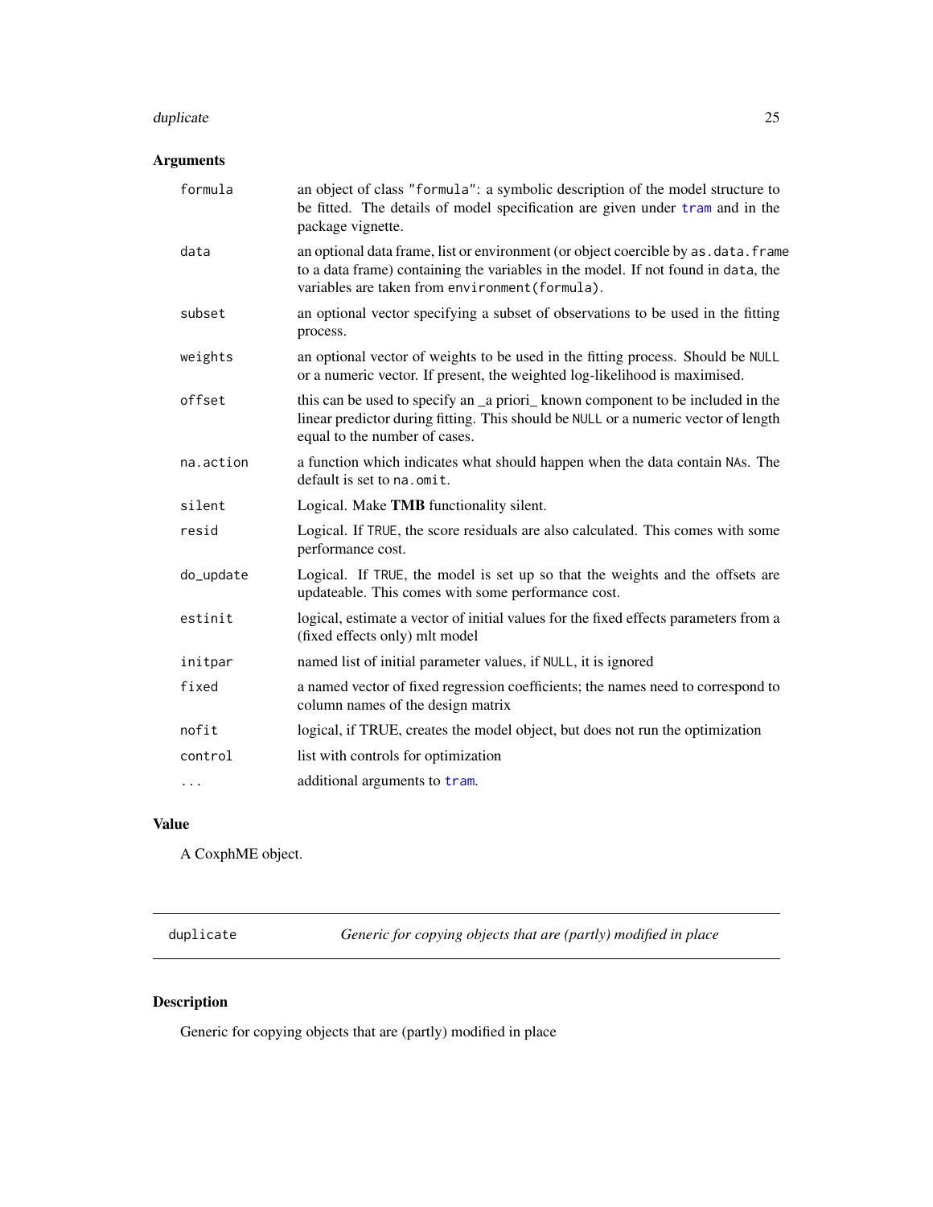### Arguments

| | |
|---|---|
| `formula` | an object of class `"formula"`: a symbolic description of the model structure to be fitted. The details of model specification are given under `tram` and in the package vignette. |
| `data` | an optional data frame, list or environment (or object coercible by `as.data.frame` to a data frame) containing the variables in the model. If not found in `data`, the variables are taken from `environment(formula)`. |
| `subset` | an optional vector specifying a subset of observations to be used in the fitting process. |
| `weights` | an optional vector of weights to be used in the fitting process. Should be `NULL` or a numeric vector. If present, the weighted log-likelihood is maximised. |
| `offset` | this can be used to specify an _a priori_ known component to be included in the linear predictor during fitting. This should be `NULL` or a numeric vector of length equal to the number of cases. |
| `na.action` | a function which indicates what should happen when the data contain `NA`s. The default is set to `na.omit`. |
| `silent` | Logical. Make **TMB** functionality silent. |
| `resid` | Logical. If `TRUE`, the score residuals are also calculated. This comes with some performance cost. |
| `do_update` | Logical. If `TRUE`, the model is set up so that the weights and the offsets are updateable. This comes with some performance cost. |
| `estinit` | logical, estimate a vector of initial values for the fixed effects parameters from a (fixed effects only) mlt model |
| `initpar` | named list of initial parameter values, if `NULL`, it is ignored |
| `fixed` | a named vector of fixed regression coefficients; the names need to correspond to column names of the design matrix |
| `nofit` | logical, if TRUE, creates the model object, but does not run the optimization |
| `control` | list with controls for optimization |
| `...` | additional arguments to `tram`. |

### Value

A CoxphME object.

---

## `duplicate` — *Generic for copying objects that are (partly) modified in place*

---

### Description

Generic for copying objects that are (partly) modified in place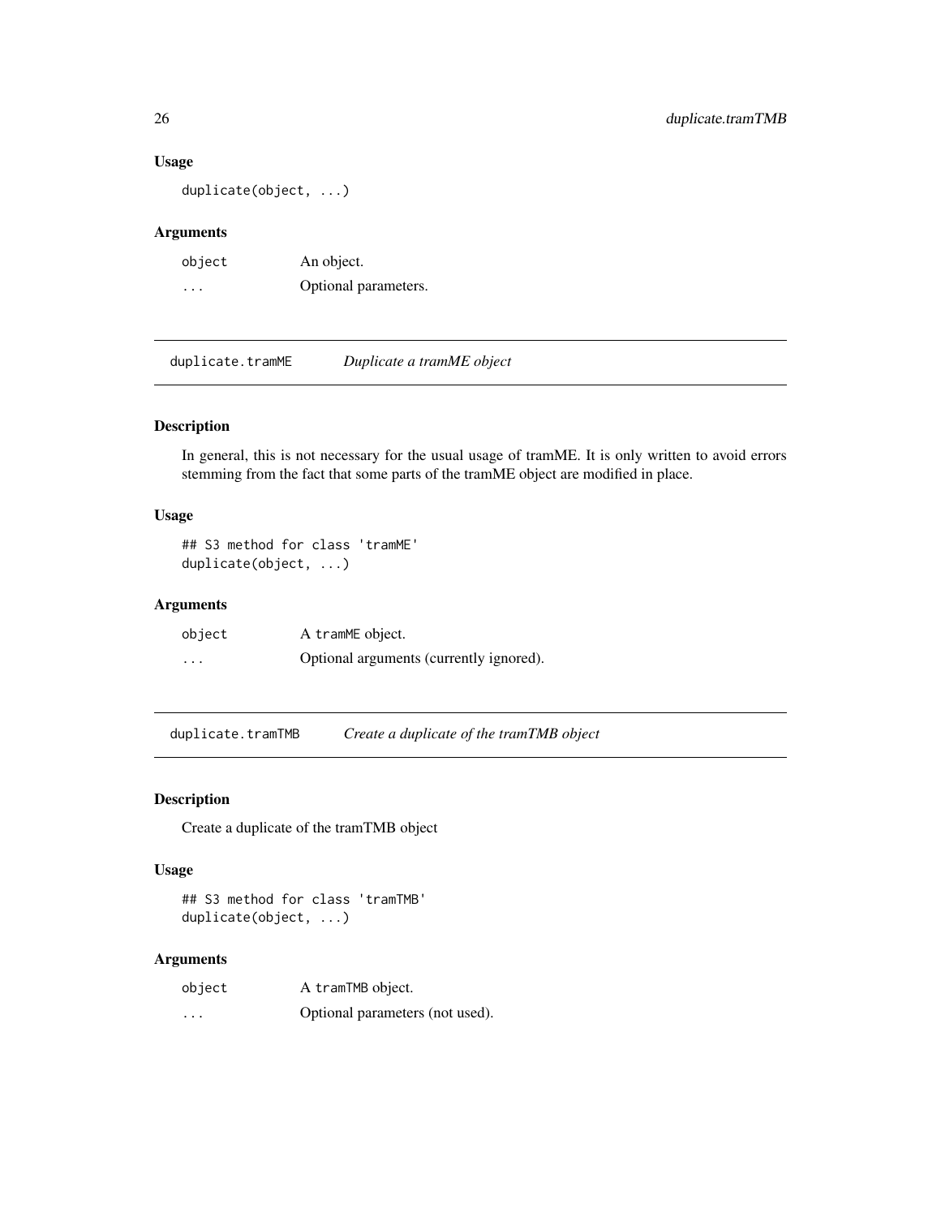### Usage

```
duplicate(object, ...)
```

### Arguments

| | |
|---|---|
| `object` | An object. |
| `...` | Optional parameters. |

## duplicate.tramME — *Duplicate a tramME object*

### Description

In general, this is not necessary for the usual usage of tramME. It is only written to avoid errors stemming from the fact that some parts of the tramME object are modified in place.

### Usage

```
## S3 method for class 'tramME'
duplicate(object, ...)
```

### Arguments

| | |
|---|---|
| `object` | A `tramME` object. |
| `...` | Optional arguments (currently ignored). |

## duplicate.tramTMB — *Create a duplicate of the tramTMB object*

### Description

Create a duplicate of the tramTMB object

### Usage

```
## S3 method for class 'tramTMB'
duplicate(object, ...)
```

### Arguments

| | |
|---|---|
| `object` | A `tramTMB` object. |
| `...` | Optional parameters (not used). |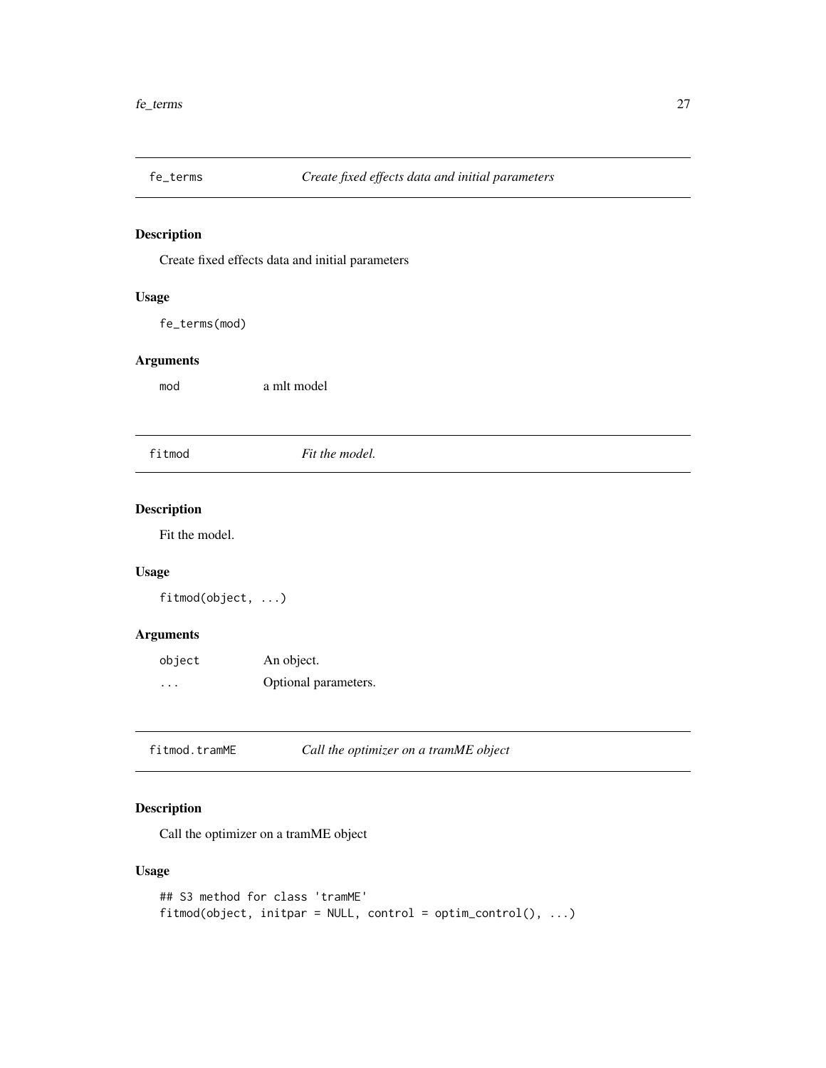## fe_terms — *Create fixed effects data and initial parameters*

### Description

Create fixed effects data and initial parameters

### Usage

```
fe_terms(mod)
```

### Arguments

| | |
|---|---|
| `mod` | a mlt model |

## fitmod — *Fit the model.*

### Description

Fit the model.

### Usage

```
fitmod(object, ...)
```

### Arguments

| | |
|---|---|
| `object` | An object. |
| `...` | Optional parameters. |

## fitmod.tramME — *Call the optimizer on a tramME object*

### Description

Call the optimizer on a tramME object

### Usage

```
## S3 method for class 'tramME'
fitmod(object, initpar = NULL, control = optim_control(), ...)
```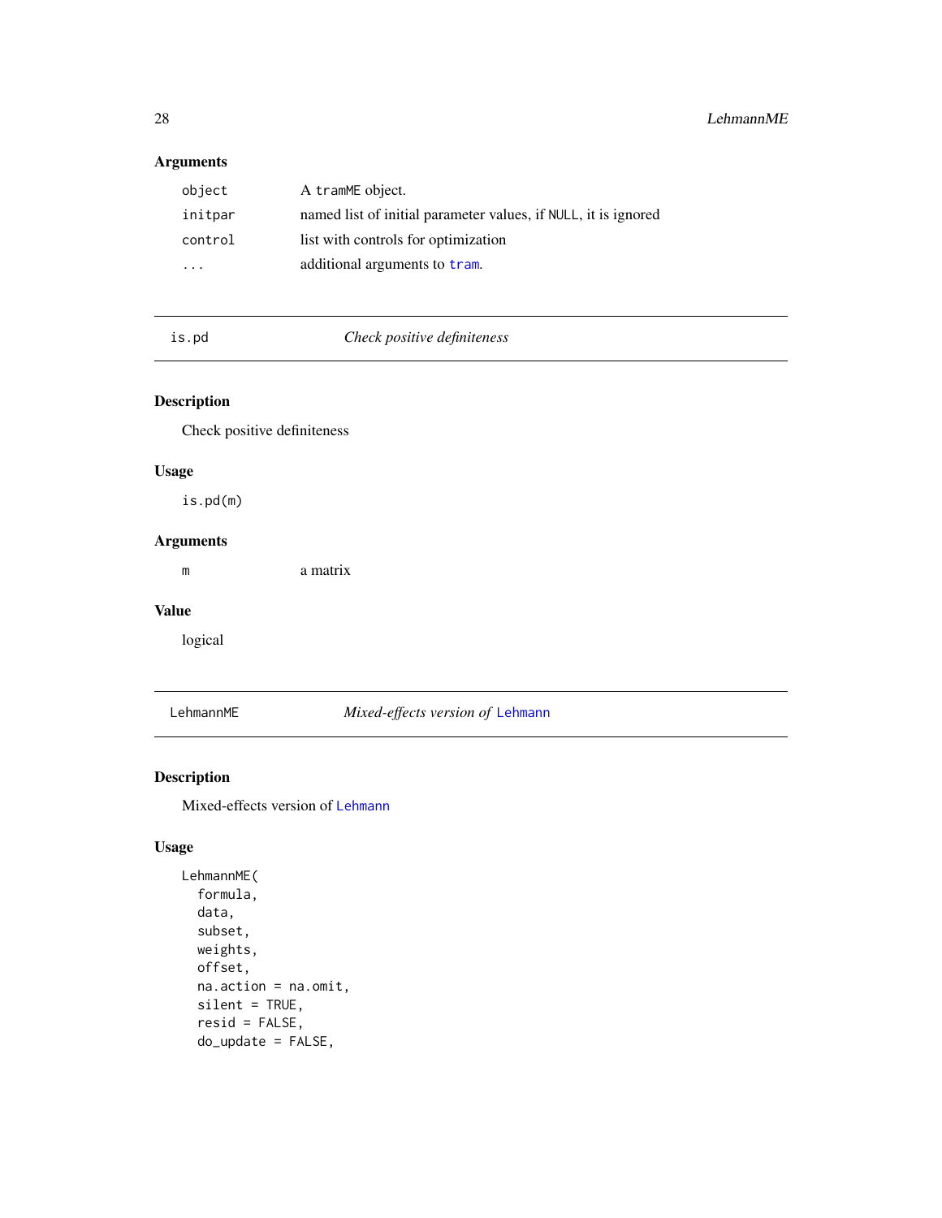### Arguments

| | |
|---|---|
| `object` | A `tramME` object. |
| `initpar` | named list of initial parameter values, if `NULL`, it is ignored |
| `control` | list with controls for optimization |
| `...` | additional arguments to `tram`. |

---

## `is.pd` *Check positive definiteness*

### Description

Check positive definiteness

### Usage

```
is.pd(m)
```

### Arguments

| | |
|---|---|
| `m` | a matrix |

### Value

logical

---

## `LehmannME` *Mixed-effects version of* `Lehmann`

### Description

Mixed-effects version of `Lehmann`

### Usage

```
LehmannME(
  formula,
  data,
  subset,
  weights,
  offset,
  na.action = na.omit,
  silent = TRUE,
  resid = FALSE,
  do_update = FALSE,
```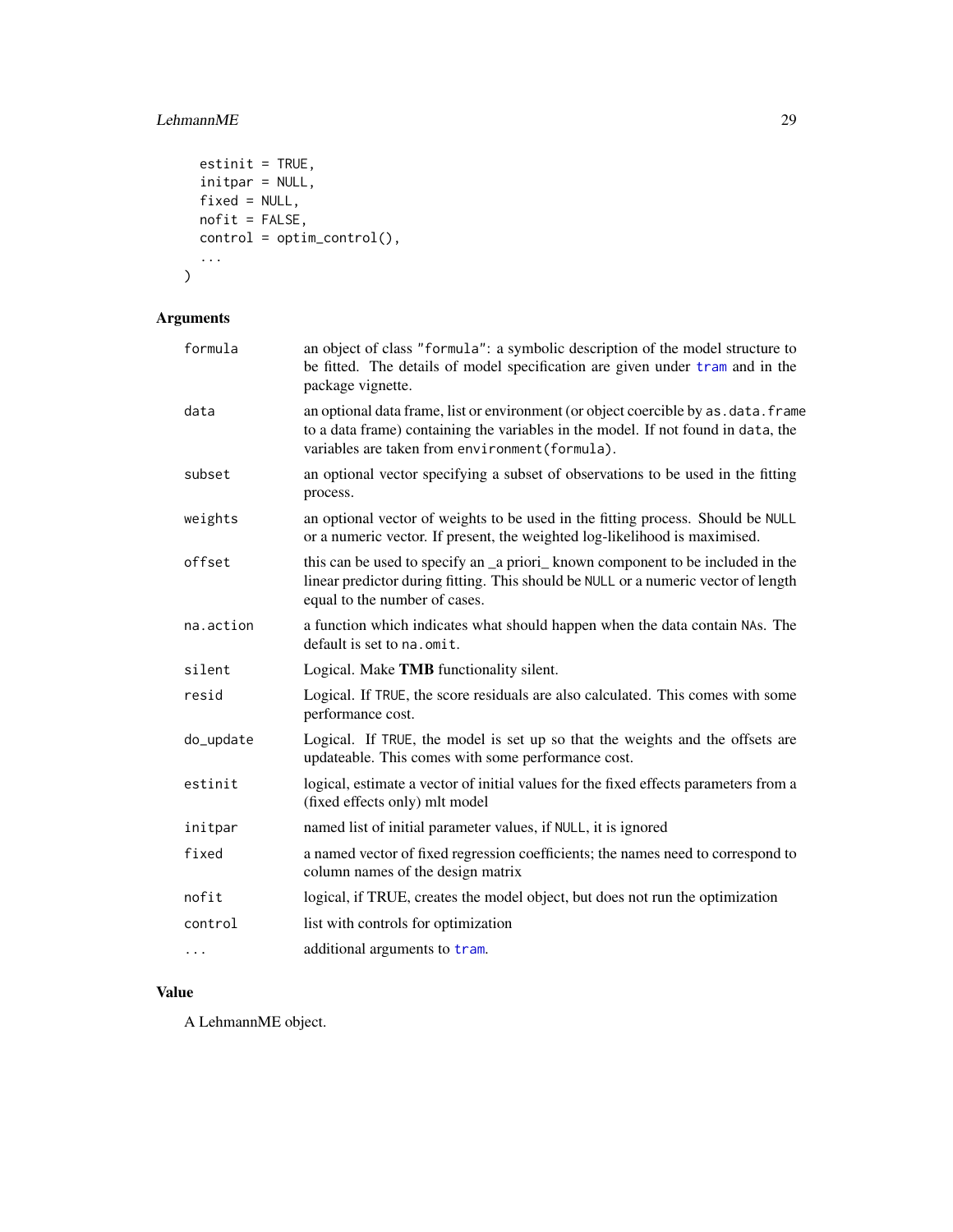```
  estinit = TRUE,
  initpar = NULL,
  fixed = NULL,
  nofit = FALSE,
  control = optim_control(),
  ...
)
```

## Arguments

| | |
|---|---|
| `formula` | an object of class `"formula"`: a symbolic description of the model structure to be fitted. The details of model specification are given under `tram` and in the package vignette. |
| `data` | an optional data frame, list or environment (or object coercible by `as.data.frame` to a data frame) containing the variables in the model. If not found in `data`, the variables are taken from `environment(formula)`. |
| `subset` | an optional vector specifying a subset of observations to be used in the fitting process. |
| `weights` | an optional vector of weights to be used in the fitting process. Should be `NULL` or a numeric vector. If present, the weighted log-likelihood is maximised. |
| `offset` | this can be used to specify an _a priori_ known component to be included in the linear predictor during fitting. This should be `NULL` or a numeric vector of length equal to the number of cases. |
| `na.action` | a function which indicates what should happen when the data contain `NA`s. The default is set to `na.omit`. |
| `silent` | Logical. Make **TMB** functionality silent. |
| `resid` | Logical. If `TRUE`, the score residuals are also calculated. This comes with some performance cost. |
| `do_update` | Logical. If `TRUE`, the model is set up so that the weights and the offsets are updateable. This comes with some performance cost. |
| `estinit` | logical, estimate a vector of initial values for the fixed effects parameters from a (fixed effects only) mlt model |
| `initpar` | named list of initial parameter values, if `NULL`, it is ignored |
| `fixed` | a named vector of fixed regression coefficients; the names need to correspond to column names of the design matrix |
| `nofit` | logical, if TRUE, creates the model object, but does not run the optimization |
| `control` | list with controls for optimization |
| `...` | additional arguments to `tram`. |

## Value

A LehmannME object.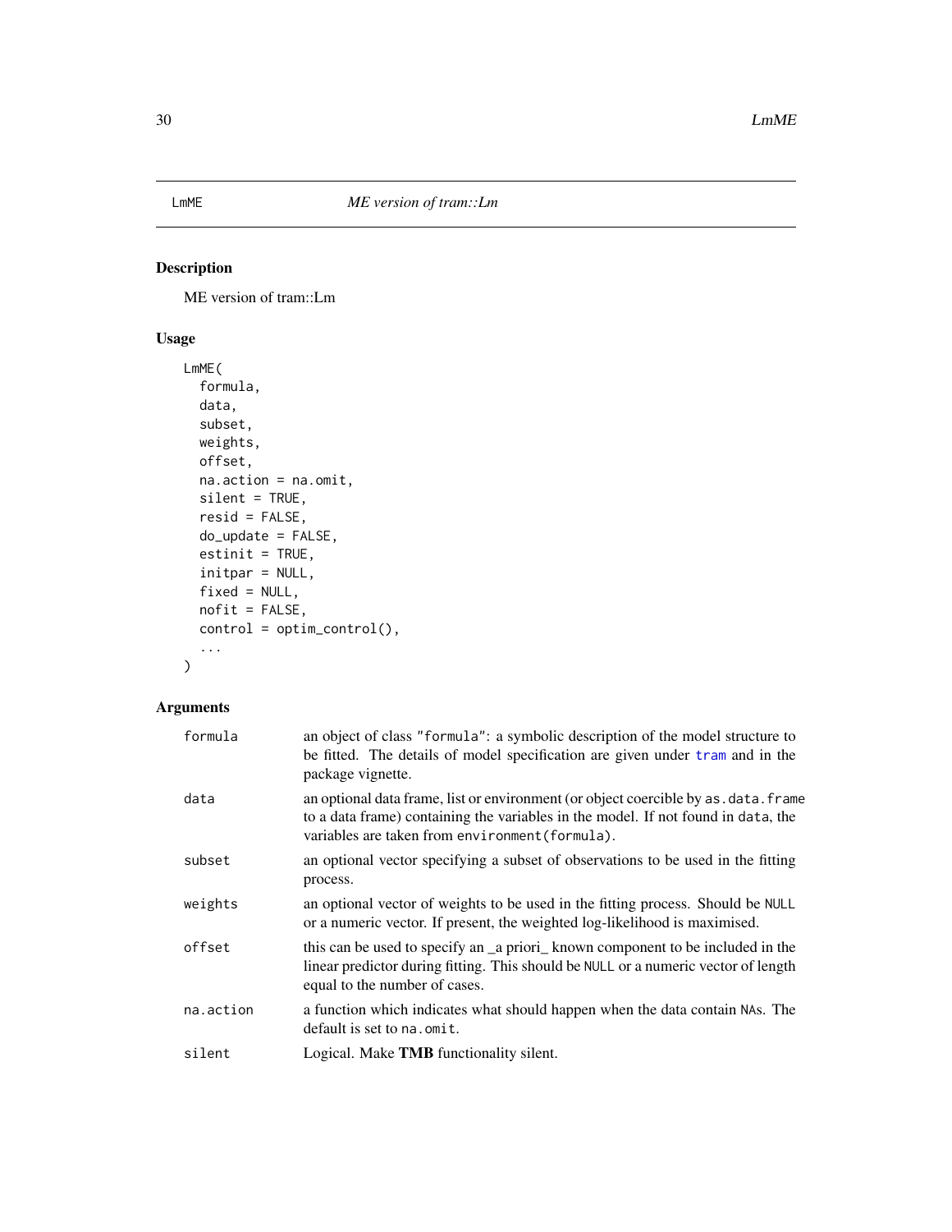LmME *ME version of tram::Lm*

## Description

ME version of tram::Lm

## Usage

```
LmME(
  formula,
  data,
  subset,
  weights,
  offset,
  na.action = na.omit,
  silent = TRUE,
  resid = FALSE,
  do_update = FALSE,
  estinit = TRUE,
  initpar = NULL,
  fixed = NULL,
  nofit = FALSE,
  control = optim_control(),
  ...
)
```

## Arguments

| | |
|---|---|
| formula | an object of class "formula": a symbolic description of the model structure to be fitted. The details of model specification are given under tram and in the package vignette. |
| data | an optional data frame, list or environment (or object coercible by as.data.frame to a data frame) containing the variables in the model. If not found in data, the variables are taken from environment(formula). |
| subset | an optional vector specifying a subset of observations to be used in the fitting process. |
| weights | an optional vector of weights to be used in the fitting process. Should be NULL or a numeric vector. If present, the weighted log-likelihood is maximised. |
| offset | this can be used to specify an _a priori_ known component to be included in the linear predictor during fitting. This should be NULL or a numeric vector of length equal to the number of cases. |
| na.action | a function which indicates what should happen when the data contain NAs. The default is set to na.omit. |
| silent | Logical. Make **TMB** functionality silent. |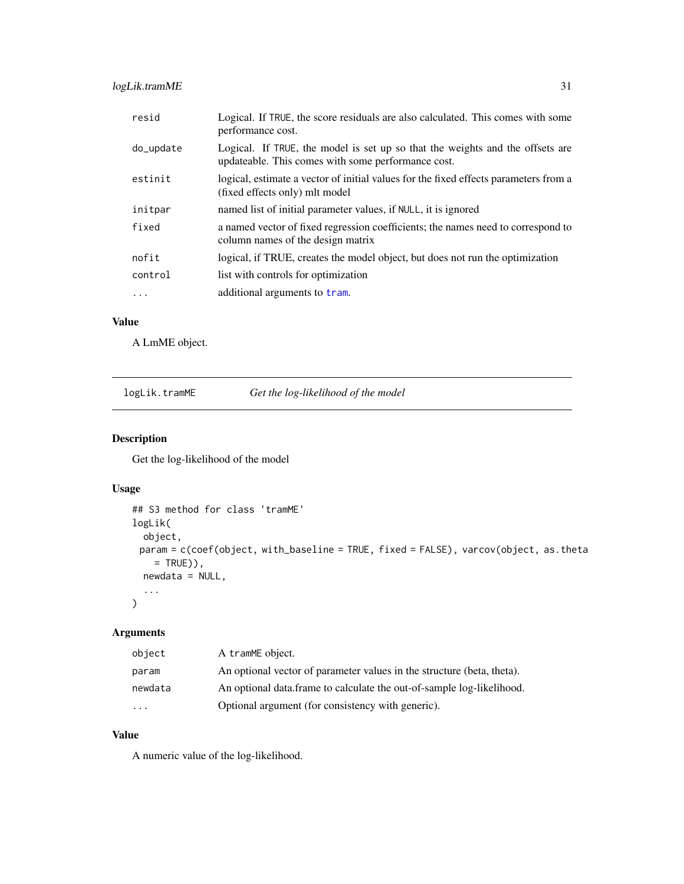| | |
|---|---|
| resid | Logical. If TRUE, the score residuals are also calculated. This comes with some performance cost. |
| do_update | Logical. If TRUE, the model is set up so that the weights and the offsets are updateable. This comes with some performance cost. |
| estinit | logical, estimate a vector of initial values for the fixed effects parameters from a (fixed effects only) mlt model |
| initpar | named list of initial parameter values, if NULL, it is ignored |
| fixed | a named vector of fixed regression coefficients; the names need to correspond to column names of the design matrix |
| nofit | logical, if TRUE, creates the model object, but does not run the optimization |
| control | list with controls for optimization |
| ... | additional arguments to tram. |

### Value

A LmME object.

---

## logLik.tramME *Get the log-likelihood of the model*

### Description

Get the log-likelihood of the model

### Usage

```
## S3 method for class 'tramME'
logLik(
  object,
 param = c(coef(object, with_baseline = TRUE, fixed = FALSE), varcov(object, as.theta
    = TRUE)),
  newdata = NULL,
  ...
)
```

### Arguments

| | |
|---|---|
| object | A tramME object. |
| param | An optional vector of parameter values in the structure (beta, theta). |
| newdata | An optional data.frame to calculate the out-of-sample log-likelihood. |
| ... | Optional argument (for consistency with generic). |

### Value

A numeric value of the log-likelihood.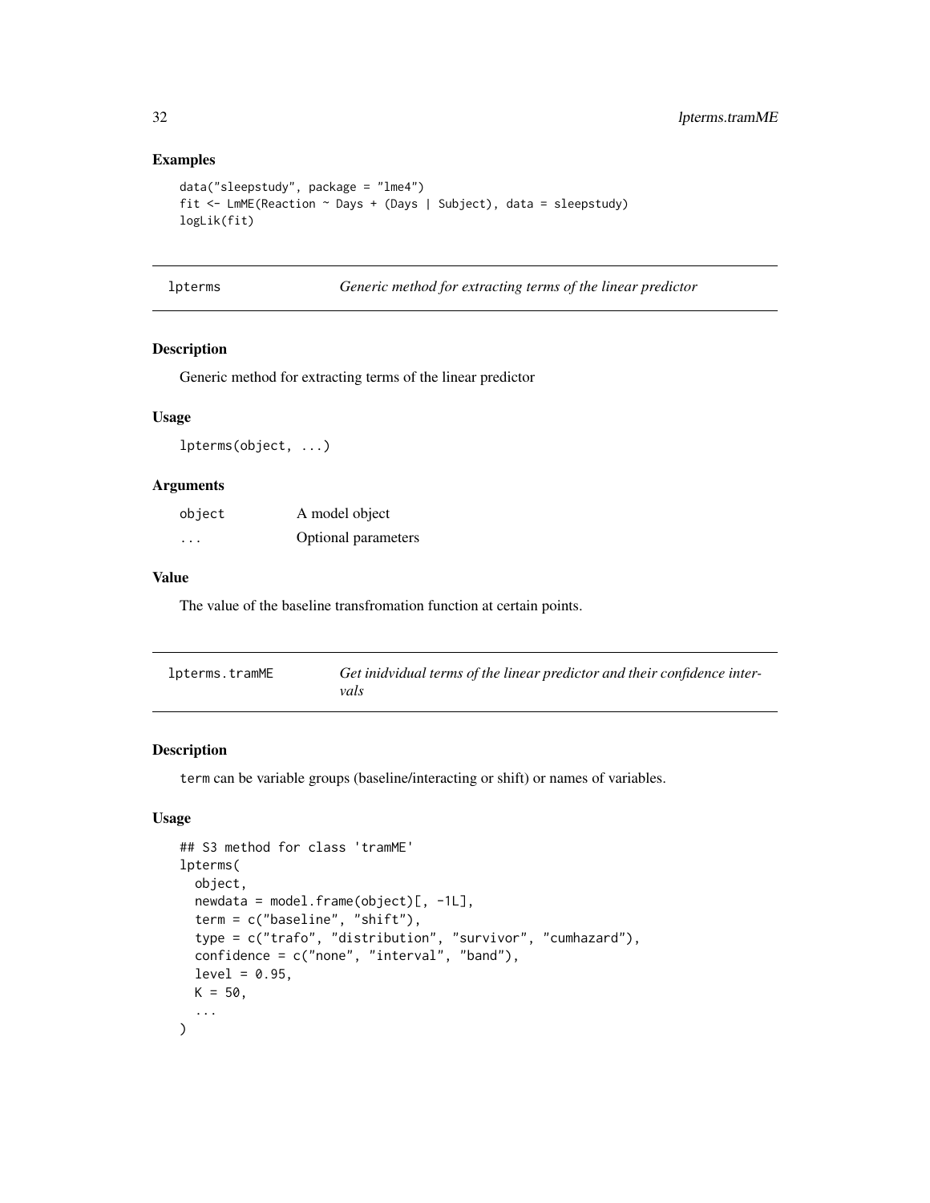### Examples

```
data("sleepstudy", package = "lme4")
fit <- LmME(Reaction ~ Days + (Days | Subject), data = sleepstudy)
logLik(fit)
```

---

## lpterms — *Generic method for extracting terms of the linear predictor*

### Description

Generic method for extracting terms of the linear predictor

### Usage

```
lpterms(object, ...)
```

### Arguments

| | |
|---|---|
| object | A model object |
| ... | Optional parameters |

### Value

The value of the baseline transfromation function at certain points.

---

## lpterms.tramME — *Get inidvidual terms of the linear predictor and their confidence intervals*

### Description

`term` can be variable groups (baseline/interacting or shift) or names of variables.

### Usage

```
## S3 method for class 'tramME'
lpterms(
  object,
  newdata = model.frame(object)[, -1L],
  term = c("baseline", "shift"),
  type = c("trafo", "distribution", "survivor", "cumhazard"),
  confidence = c("none", "interval", "band"),
  level = 0.95,
  K = 50,
  ...
)
```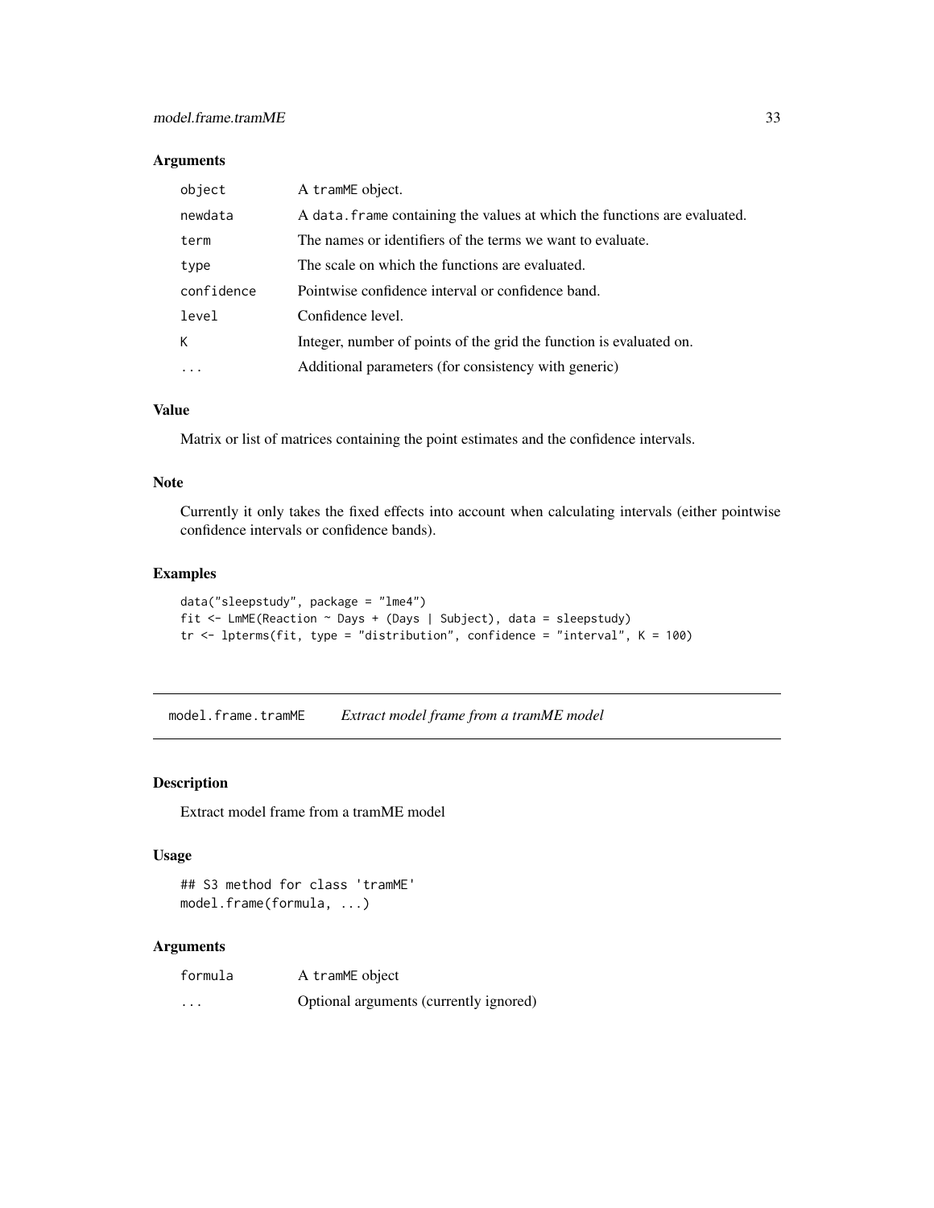### Arguments

| | |
|---|---|
| `object` | A `tramME` object. |
| `newdata` | A `data.frame` containing the values at which the functions are evaluated. |
| `term` | The names or identifiers of the terms we want to evaluate. |
| `type` | The scale on which the functions are evaluated. |
| `confidence` | Pointwise confidence interval or confidence band. |
| `level` | Confidence level. |
| `K` | Integer, number of points of the grid the function is evaluated on. |
| `...` | Additional parameters (for consistency with generic) |

### Value

Matrix or list of matrices containing the point estimates and the confidence intervals.

### Note

Currently it only takes the fixed effects into account when calculating intervals (either pointwise confidence intervals or confidence bands).

### Examples

```
data("sleepstudy", package = "lme4")
fit <- LmME(Reaction ~ Days + (Days | Subject), data = sleepstudy)
tr <- lpterms(fit, type = "distribution", confidence = "interval", K = 100)
```

---

## `model.frame.tramME` *Extract model frame from a tramME model*

### Description

Extract model frame from a tramME model

### Usage

```
## S3 method for class 'tramME'
model.frame(formula, ...)
```

### Arguments

| | |
|---|---|
| `formula` | A `tramME` object |
| `...` | Optional arguments (currently ignored) |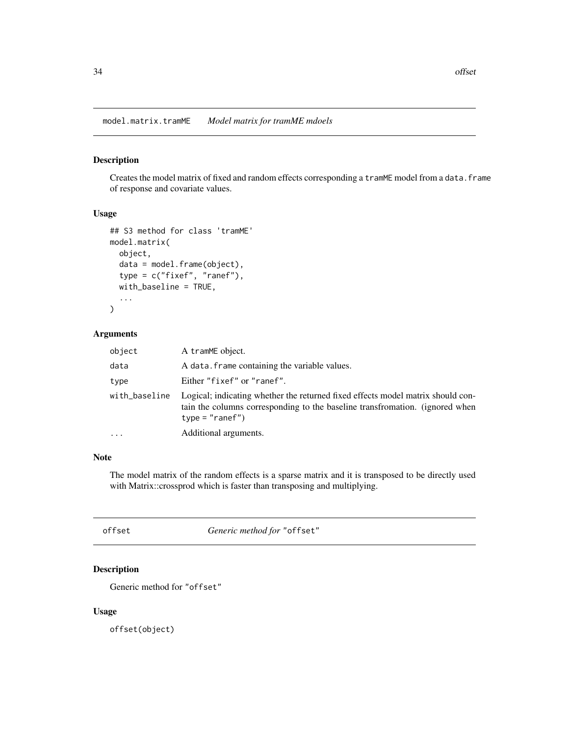## model.matrix.tramME *Model matrix for tramME mdoels*

### Description

Creates the model matrix of fixed and random effects corresponding a `tramME` model from a `data.frame` of response and covariate values.

### Usage

```
## S3 method for class 'tramME'
model.matrix(
  object,
  data = model.frame(object),
  type = c("fixef", "ranef"),
  with_baseline = TRUE,
  ...
)
```

### Arguments

| | |
|---|---|
| `object` | A `tramME` object. |
| `data` | A `data.frame` containing the variable values. |
| `type` | Either `"fixef"` or `"ranef"`. |
| `with_baseline` | Logical; indicating whether the returned fixed effects model matrix should contain the columns corresponding to the baseline transfromation. (ignored when `type = "ranef"`) |
| `...` | Additional arguments. |

### Note

The model matrix of the random effects is a sparse matrix and it is transposed to be directly used with Matrix::crossprod which is faster than transposing and multiplying.

## offset *Generic method for "offset"*

### Description

Generic method for `"offset"`

### Usage

```
offset(object)
```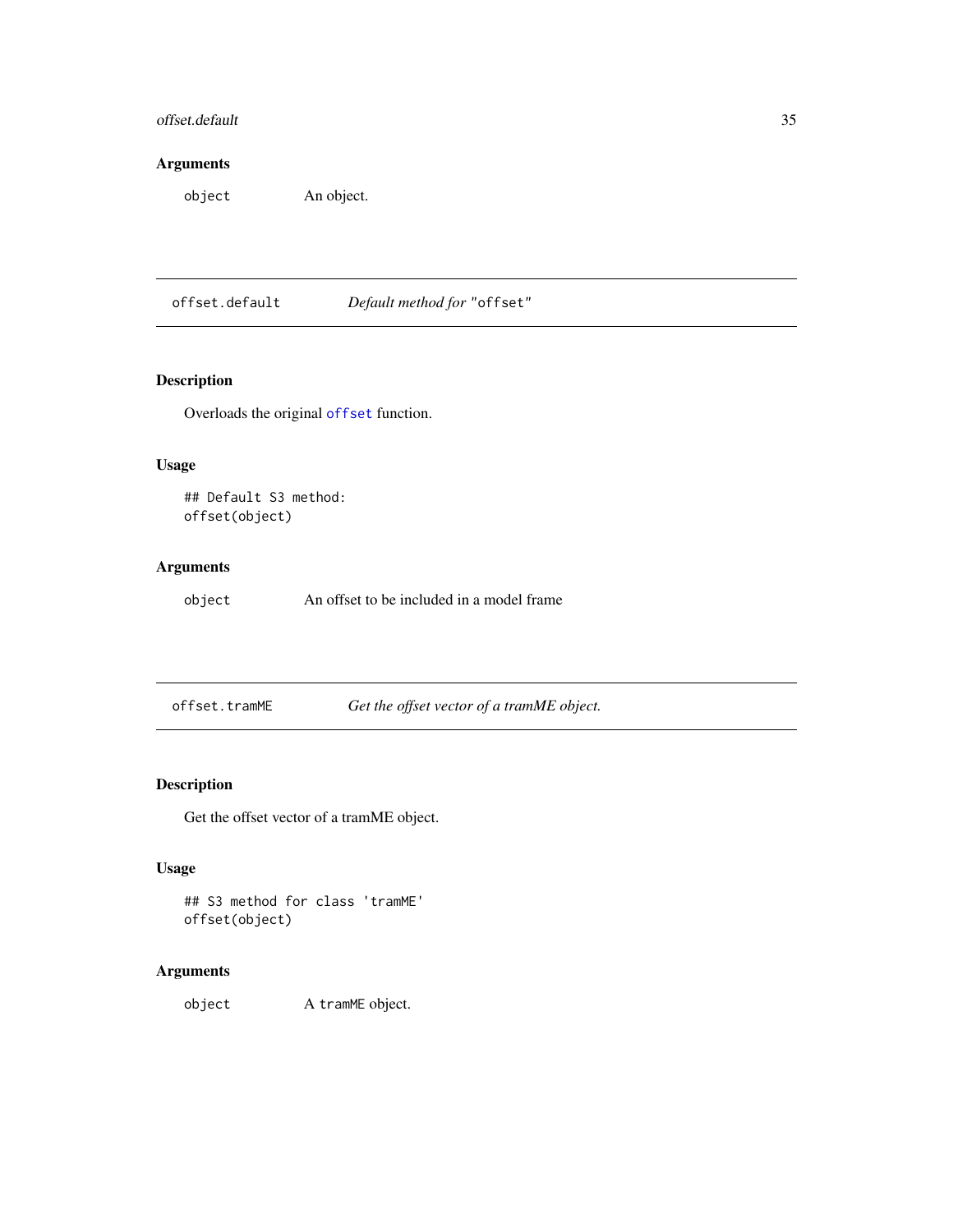## Arguments

object An object.

---

## offset.default *Default method for "offset"*

### Description

Overloads the original offset function.

### Usage

```
## Default S3 method:
offset(object)
```

### Arguments

object An offset to be included in a model frame

---

## offset.tramME *Get the offset vector of a tramME object.*

### Description

Get the offset vector of a tramME object.

### Usage

```
## S3 method for class 'tramME'
offset(object)
```

### Arguments

object A tramME object.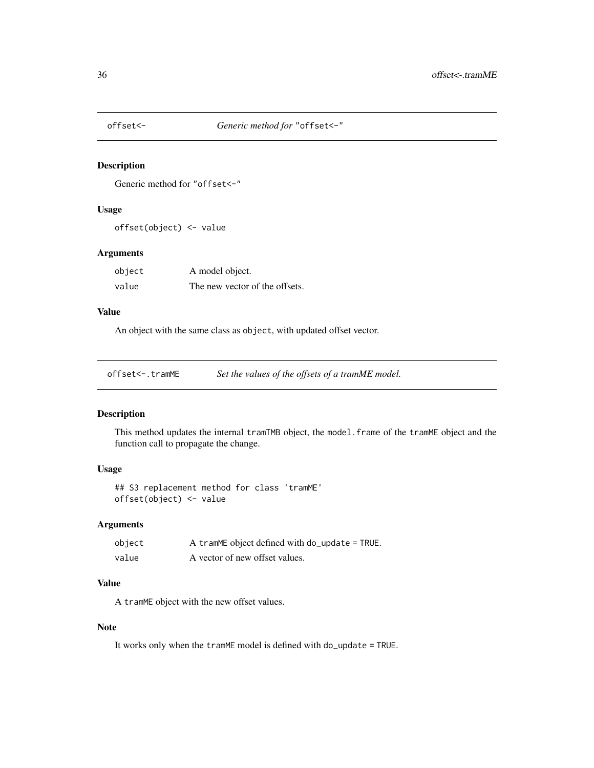## `offset<-` — *Generic method for "`offset<-`"*

### Description

Generic method for "`offset<-`"

### Usage

```
offset(object) <- value
```

### Arguments

| | |
|---|---|
| `object` | A model object. |
| `value` | The new vector of the offsets. |

### Value

An object with the same class as `object`, with updated offset vector.

## `offset<-.tramME` — *Set the values of the offsets of a tramME model.*

### Description

This method updates the internal `tramTMB` object, the `model.frame` of the `tramME` object and the function call to propagate the change.

### Usage

```
## S3 replacement method for class 'tramME'
offset(object) <- value
```

### Arguments

| | |
|---|---|
| `object` | A `tramME` object defined with `do_update = TRUE`. |
| `value` | A vector of new offset values. |

### Value

A `tramME` object with the new offset values.

### Note

It works only when the `tramME` model is defined with `do_update = TRUE`.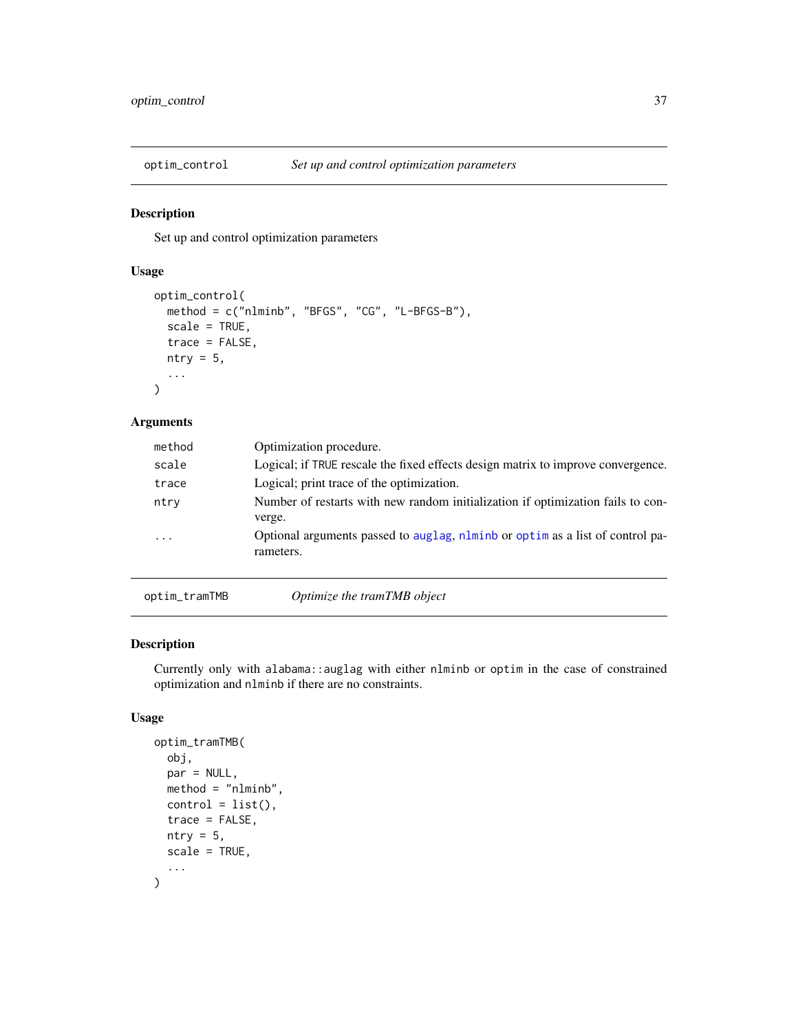## optim_control — *Set up and control optimization parameters*

### Description

Set up and control optimization parameters

### Usage

```
optim_control(
  method = c("nlminb", "BFGS", "CG", "L-BFGS-B"),
  scale = TRUE,
  trace = FALSE,
  ntry = 5,
  ...
)
```

### Arguments

| | |
|---|---|
| `method` | Optimization procedure. |
| `scale` | Logical; if `TRUE` rescale the fixed effects design matrix to improve convergence. |
| `trace` | Logical; print trace of the optimization. |
| `ntry` | Number of restarts with new random initialization if optimization fails to converge. |
| `...` | Optional arguments passed to `auglag`, `nlminb` or `optim` as a list of control parameters. |

## optim_tramTMB — *Optimize the tramTMB object*

### Description

Currently only with `alabama::auglag` with either `nlminb` or `optim` in the case of constrained optimization and `nlminb` if there are no constraints.

### Usage

```
optim_tramTMB(
  obj,
  par = NULL,
  method = "nlminb",
  control = list(),
  trace = FALSE,
  ntry = 5,
  scale = TRUE,
  ...
)
```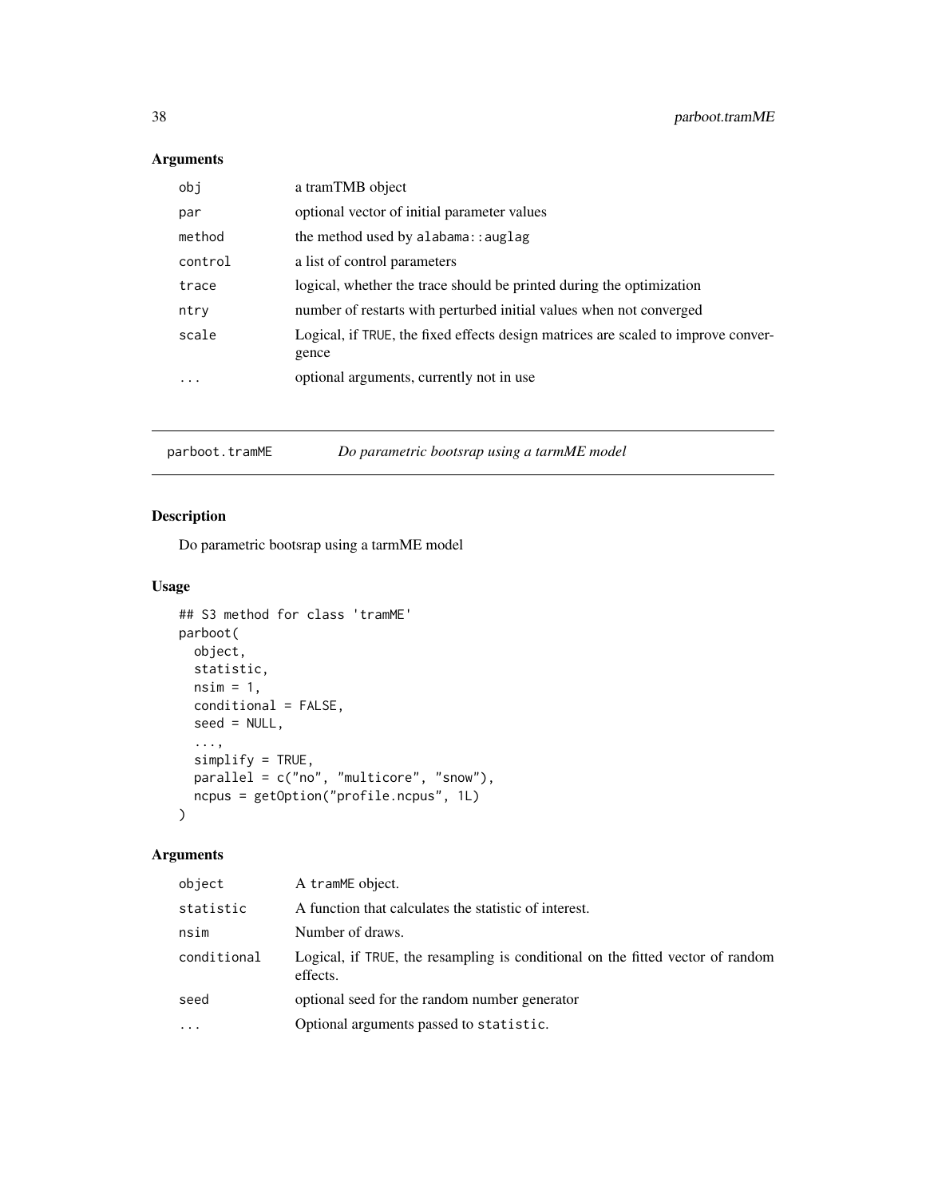## Arguments

| | |
|---|---|
| obj | a tramTMB object |
| par | optional vector of initial parameter values |
| method | the method used by alabama::auglag |
| control | a list of control parameters |
| trace | logical, whether the trace should be printed during the optimization |
| ntry | number of restarts with perturbed initial values when not converged |
| scale | Logical, if TRUE, the fixed effects design matrices are scaled to improve convergence |
| ... | optional arguments, currently not in use |

---

# parboot.tramME *Do parametric bootsrap using a tarmME model*

## Description

Do parametric bootsrap using a tarmME model

## Usage

```
## S3 method for class 'tramME'
parboot(
  object,
  statistic,
  nsim = 1,
  conditional = FALSE,
  seed = NULL,
  ...,
  simplify = TRUE,
  parallel = c("no", "multicore", "snow"),
  ncpus = getOption("profile.ncpus", 1L)
)
```

## Arguments

| | |
|---|---|
| object | A tramME object. |
| statistic | A function that calculates the statistic of interest. |
| nsim | Number of draws. |
| conditional | Logical, if TRUE, the resampling is conditional on the fitted vector of random effects. |
| seed | optional seed for the random number generator |
| ... | Optional arguments passed to statistic. |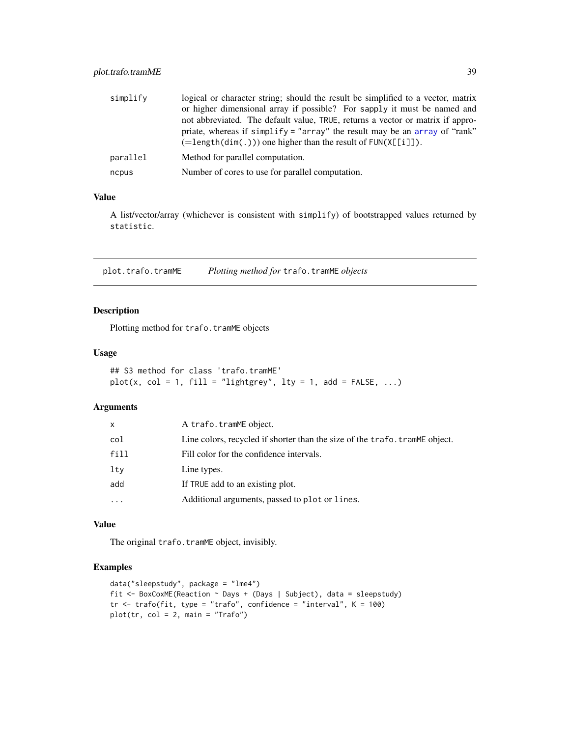| | |
|---|---|
| simplify | logical or character string; should the result be simplified to a vector, matrix or higher dimensional array if possible? For sapply it must be named and not abbreviated. The default value, TRUE, returns a vector or matrix if appropriate, whereas if simplify = "array" the result may be an array of "rank" (=length(dim(.))) one higher than the result of FUN(X[[i]]). |
| parallel | Method for parallel computation. |
| ncpus | Number of cores to use for parallel computation. |

### Value

A list/vector/array (whichever is consistent with simplify) of bootstrapped values returned by statistic.

---

## plot.trafo.tramME *Plotting method for* trafo.tramME *objects*

---

### Description

Plotting method for trafo.tramME objects

### Usage

```
## S3 method for class 'trafo.tramME'
plot(x, col = 1, fill = "lightgrey", lty = 1, add = FALSE, ...)
```

### Arguments

| | |
|---|---|
| x | A trafo.tramME object. |
| col | Line colors, recycled if shorter than the size of the trafo.tramME object. |
| fill | Fill color for the confidence intervals. |
| lty | Line types. |
| add | If TRUE add to an existing plot. |
| ... | Additional arguments, passed to plot or lines. |

### Value

The original trafo.tramME object, invisibly.

### Examples

```
data("sleepstudy", package = "lme4")
fit <- BoxCoxME(Reaction ~ Days + (Days | Subject), data = sleepstudy)
tr <- trafo(fit, type = "trafo", confidence = "interval", K = 100)
plot(tr, col = 2, main = "Trafo")
```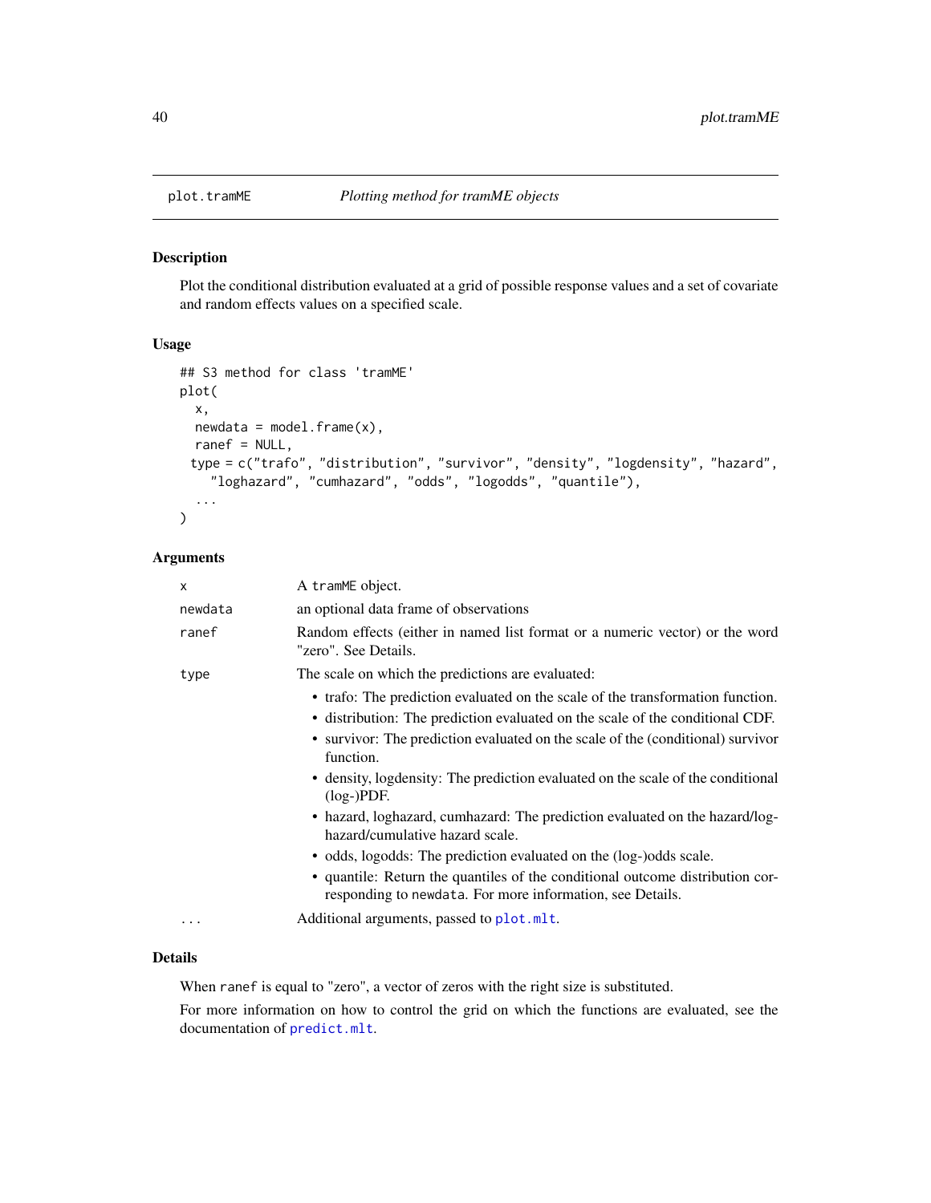## plot.tramME — *Plotting method for tramME objects*

### Description

Plot the conditional distribution evaluated at a grid of possible response values and a set of covariate and random effects values on a specified scale.

### Usage

```
## S3 method for class 'tramME'
plot(
  x,
  newdata = model.frame(x),
  ranef = NULL,
  type = c("trafo", "distribution", "survivor", "density", "logdensity", "hazard",
    "loghazard", "cumhazard", "odds", "logodds", "quantile"),
  ...
)
```

### Arguments

| | |
|---|---|
| `x` | A `tramME` object. |
| `newdata` | an optional data frame of observations |
| `ranef` | Random effects (either in named list format or a numeric vector) or the word "zero". See Details. |
| `type` | The scale on which the predictions are evaluated:<br>• trafo: The prediction evaluated on the scale of the transformation function.<br>• distribution: The prediction evaluated on the scale of the conditional CDF.<br>• survivor: The prediction evaluated on the scale of the (conditional) survivor function.<br>• density, logdensity: The prediction evaluated on the scale of the conditional (log-)PDF.<br>• hazard, loghazard, cumhazard: The prediction evaluated on the hazard/log-hazard/cumulative hazard scale.<br>• odds, logodds: The prediction evaluated on the (log-)odds scale.<br>• quantile: Return the quantiles of the conditional outcome distribution corresponding to `newdata`. For more information, see Details. |
| `...` | Additional arguments, passed to `plot.mlt`. |

### Details

When `ranef` is equal to "zero", a vector of zeros with the right size is substituted.

For more information on how to control the grid on which the functions are evaluated, see the documentation of `predict.mlt`.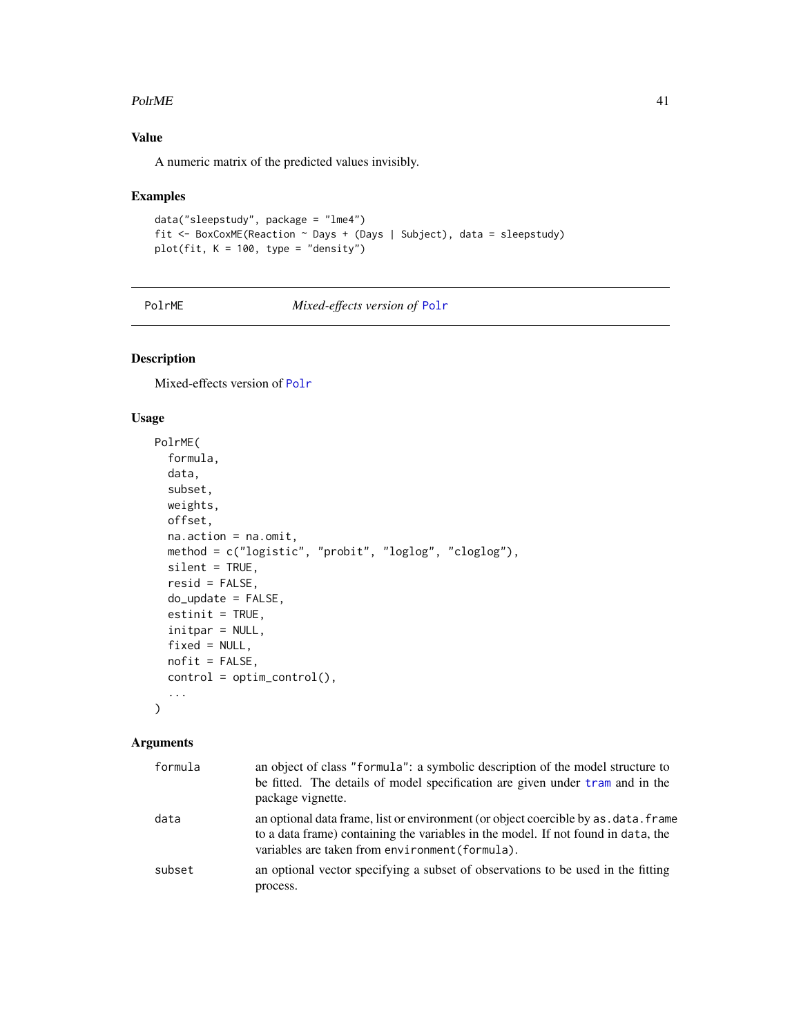### Value

A numeric matrix of the predicted values invisibly.

### Examples

```
data("sleepstudy", package = "lme4")
fit <- BoxCoxME(Reaction ~ Days + (Days | Subject), data = sleepstudy)
plot(fit, K = 100, type = "density")
```

---

## PolrME — *Mixed-effects version of* Polr

### Description

Mixed-effects version of Polr

### Usage

```
PolrME(
  formula,
  data,
  subset,
  weights,
  offset,
  na.action = na.omit,
  method = c("logistic", "probit", "loglog", "cloglog"),
  silent = TRUE,
  resid = FALSE,
  do_update = FALSE,
  estinit = TRUE,
  initpar = NULL,
  fixed = NULL,
  nofit = FALSE,
  control = optim_control(),
  ...
)
```

### Arguments

| Argument | Description |
| --- | --- |
| `formula` | an object of class `"formula"`: a symbolic description of the model structure to be fitted. The details of model specification are given under `tram` and in the package vignette. |
| `data` | an optional data frame, list or environment (or object coercible by `as.data.frame` to a data frame) containing the variables in the model. If not found in `data`, the variables are taken from `environment(formula)`. |
| `subset` | an optional vector specifying a subset of observations to be used in the fitting process. |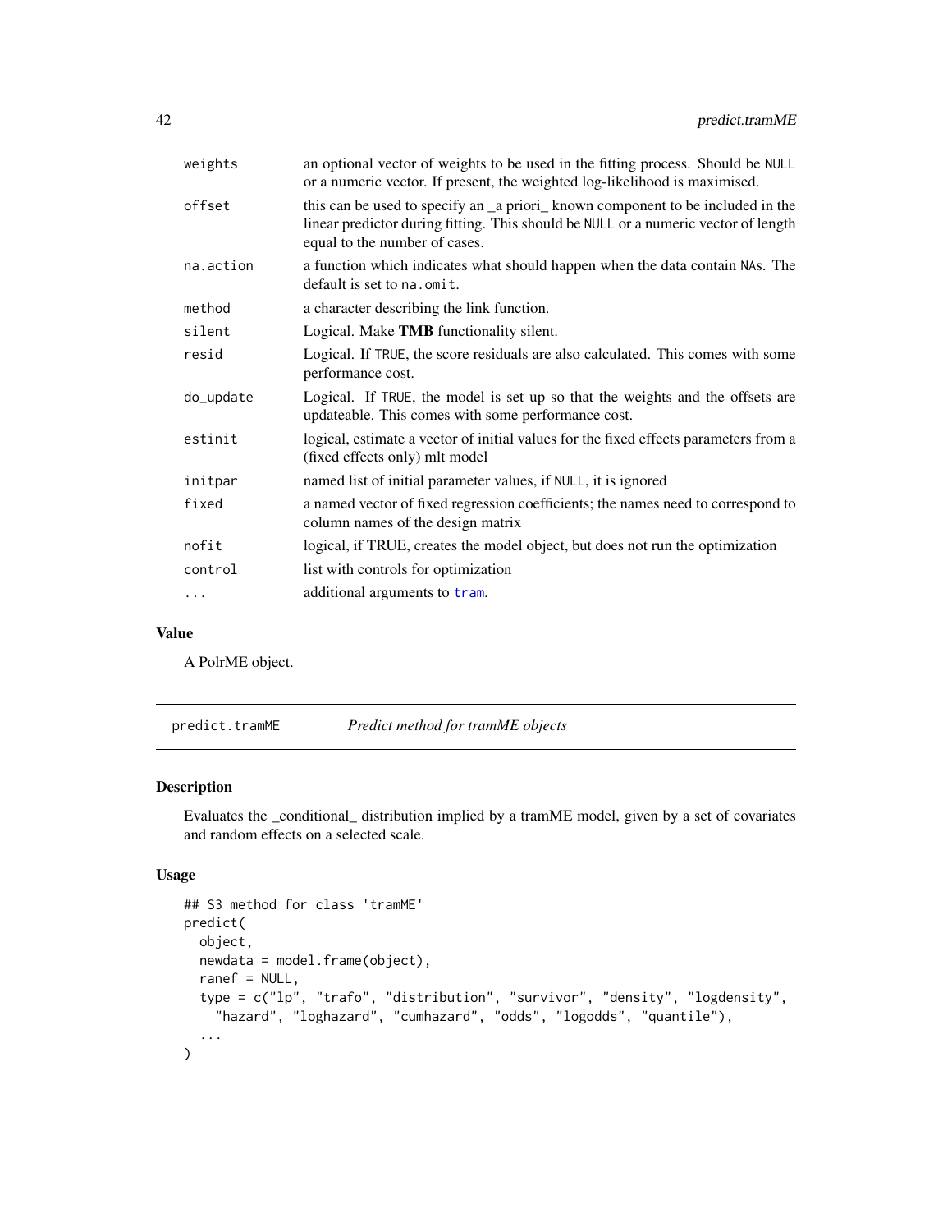| | |
|---|---|
| weights | an optional vector of weights to be used in the fitting process. Should be NULL or a numeric vector. If present, the weighted log-likelihood is maximised. |
| offset | this can be used to specify an _a priori_ known component to be included in the linear predictor during fitting. This should be NULL or a numeric vector of length equal to the number of cases. |
| na.action | a function which indicates what should happen when the data contain NAs. The default is set to na.omit. |
| method | a character describing the link function. |
| silent | Logical. Make **TMB** functionality silent. |
| resid | Logical. If TRUE, the score residuals are also calculated. This comes with some performance cost. |
| do_update | Logical. If TRUE, the model is set up so that the weights and the offsets are updateable. This comes with some performance cost. |
| estinit | logical, estimate a vector of initial values for the fixed effects parameters from a (fixed effects only) mlt model |
| initpar | named list of initial parameter values, if NULL, it is ignored |
| fixed | a named vector of fixed regression coefficients; the names need to correspond to column names of the design matrix |
| nofit | logical, if TRUE, creates the model object, but does not run the optimization |
| control | list with controls for optimization |
| ... | additional arguments to tram. |

### Value

A PolrME object.

---

## predict.tramME — *Predict method for tramME objects*

---

### Description

Evaluates the _conditional_ distribution implied by a tramME model, given by a set of covariates and random effects on a selected scale.

### Usage

```
## S3 method for class 'tramME'
predict(
  object,
  newdata = model.frame(object),
  ranef = NULL,
  type = c("lp", "trafo", "distribution", "survivor", "density", "logdensity",
    "hazard", "loghazard", "cumhazard", "odds", "logodds", "quantile"),
  ...
)
```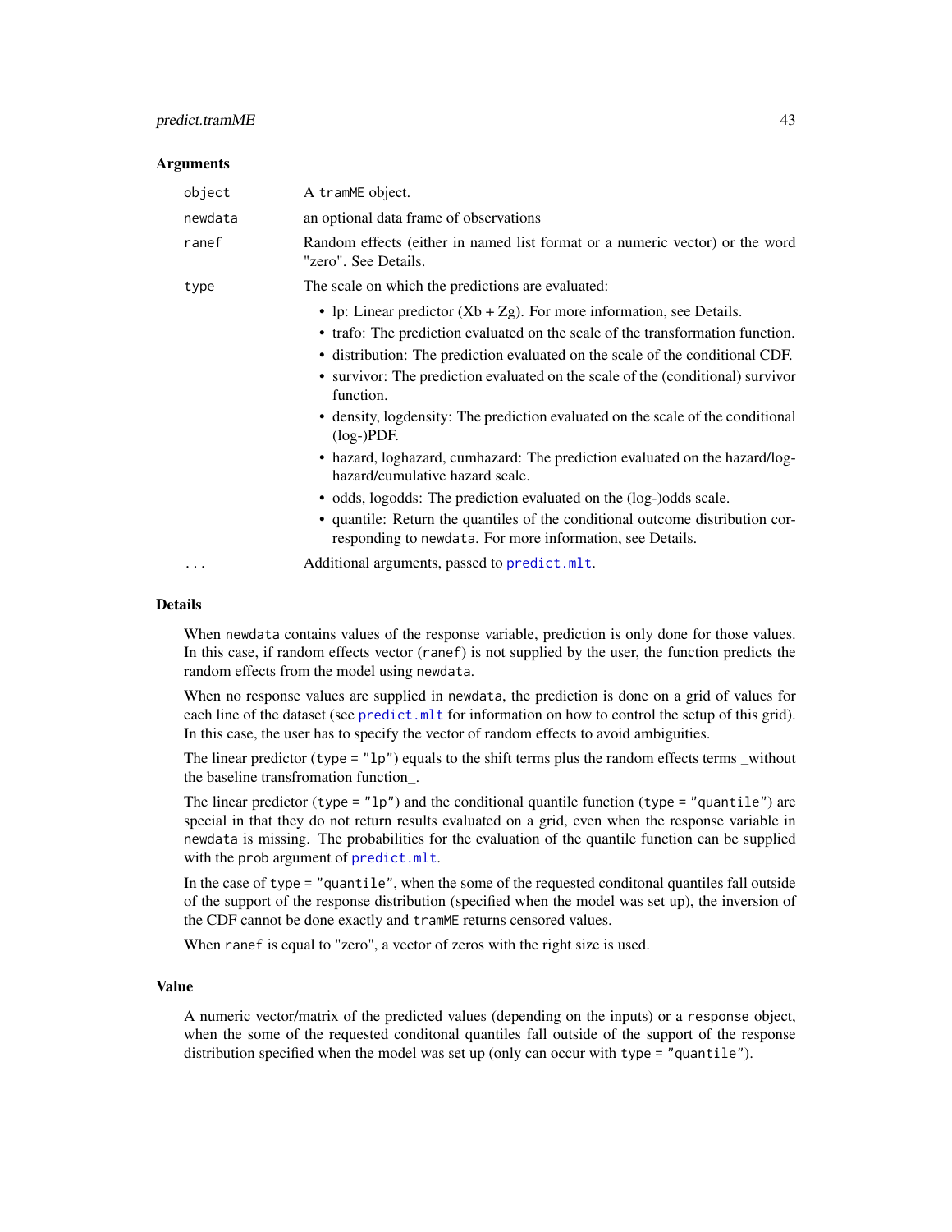### Arguments

| | |
|---|---|
| `object` | A `tramME` object. |
| `newdata` | an optional data frame of observations |
| `ranef` | Random effects (either in named list format or a numeric vector) or the word "zero". See Details. |
| `type` | The scale on which the predictions are evaluated:<br>• lp: Linear predictor (Xb + Zg). For more information, see Details.<br>• trafo: The prediction evaluated on the scale of the transformation function.<br>• distribution: The prediction evaluated on the scale of the conditional CDF.<br>• survivor: The prediction evaluated on the scale of the (conditional) survivor function.<br>• density, logdensity: The prediction evaluated on the scale of the conditional (log-)PDF.<br>• hazard, loghazard, cumhazard: The prediction evaluated on the hazard/log-hazard/cumulative hazard scale.<br>• odds, logodds: The prediction evaluated on the (log-)odds scale.<br>• quantile: Return the quantiles of the conditional outcome distribution corresponding to `newdata`. For more information, see Details. |
| `...` | Additional arguments, passed to `predict.mlt`. |

### Details

When `newdata` contains values of the response variable, prediction is only done for those values. In this case, if random effects vector (`ranef`) is not supplied by the user, the function predicts the random effects from the model using `newdata`.

When no response values are supplied in `newdata`, the prediction is done on a grid of values for each line of the dataset (see `predict.mlt` for information on how to control the setup of this grid). In this case, the user has to specify the vector of random effects to avoid ambiguities.

The linear predictor (`type = "lp"`) equals to the shift terms plus the random effects terms _without the baseline transfromation function_.

The linear predictor (`type = "lp"`) and the conditional quantile function (`type = "quantile"`) are special in that they do not return results evaluated on a grid, even when the response variable in `newdata` is missing. The probabilities for the evaluation of the quantile function can be supplied with the `prob` argument of `predict.mlt`.

In the case of `type = "quantile"`, when the some of the requested conditonal quantiles fall outside of the support of the response distribution (specified when the model was set up), the inversion of the CDF cannot be done exactly and `tramME` returns censored values.

When `ranef` is equal to "zero", a vector of zeros with the right size is used.

### Value

A numeric vector/matrix of the predicted values (depending on the inputs) or a `response` object, when the some of the requested conditonal quantiles fall outside of the support of the response distribution specified when the model was set up (only can occur with `type = "quantile"`).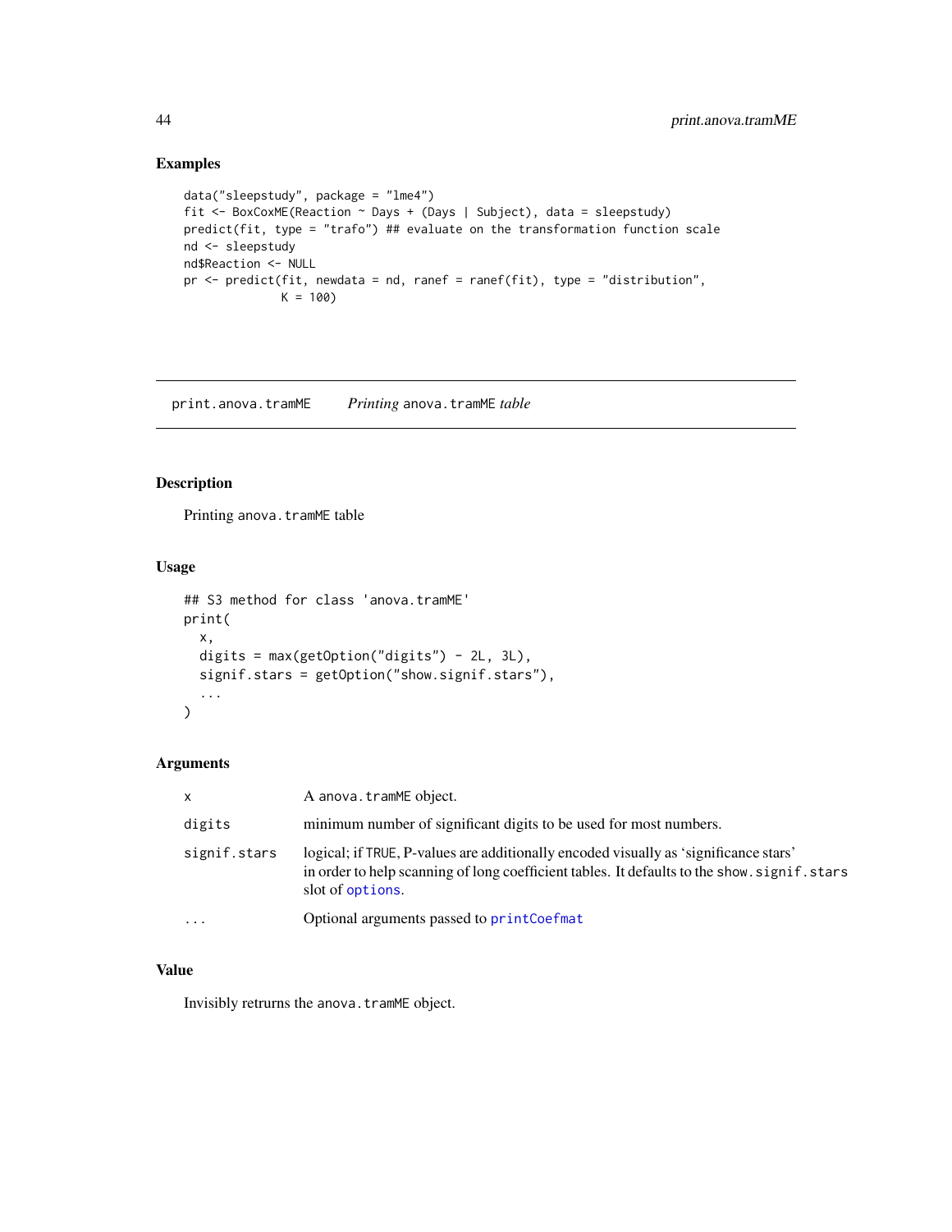## Examples

```
data("sleepstudy", package = "lme4")
fit <- BoxCoxME(Reaction ~ Days + (Days | Subject), data = sleepstudy)
predict(fit, type = "trafo") ## evaluate on the transformation function scale
nd <- sleepstudy
nd$Reaction <- NULL
pr <- predict(fit, newdata = nd, ranef = ranef(fit), type = "distribution",
              K = 100)
```

---

# print.anova.tramME — *Printing* anova.tramME *table*

## Description

Printing anova.tramME table

## Usage

```
## S3 method for class 'anova.tramME'
print(
  x,
  digits = max(getOption("digits") - 2L, 3L),
  signif.stars = getOption("show.signif.stars"),
  ...
)
```

## Arguments

| | |
|---|---|
| x | A anova.tramME object. |
| digits | minimum number of significant digits to be used for most numbers. |
| signif.stars | logical; if TRUE, P-values are additionally encoded visually as 'significance stars' in order to help scanning of long coefficient tables. It defaults to the show.signif.stars slot of options. |
| ... | Optional arguments passed to printCoefmat |

## Value

Invisibly retrurns the anova.tramME object.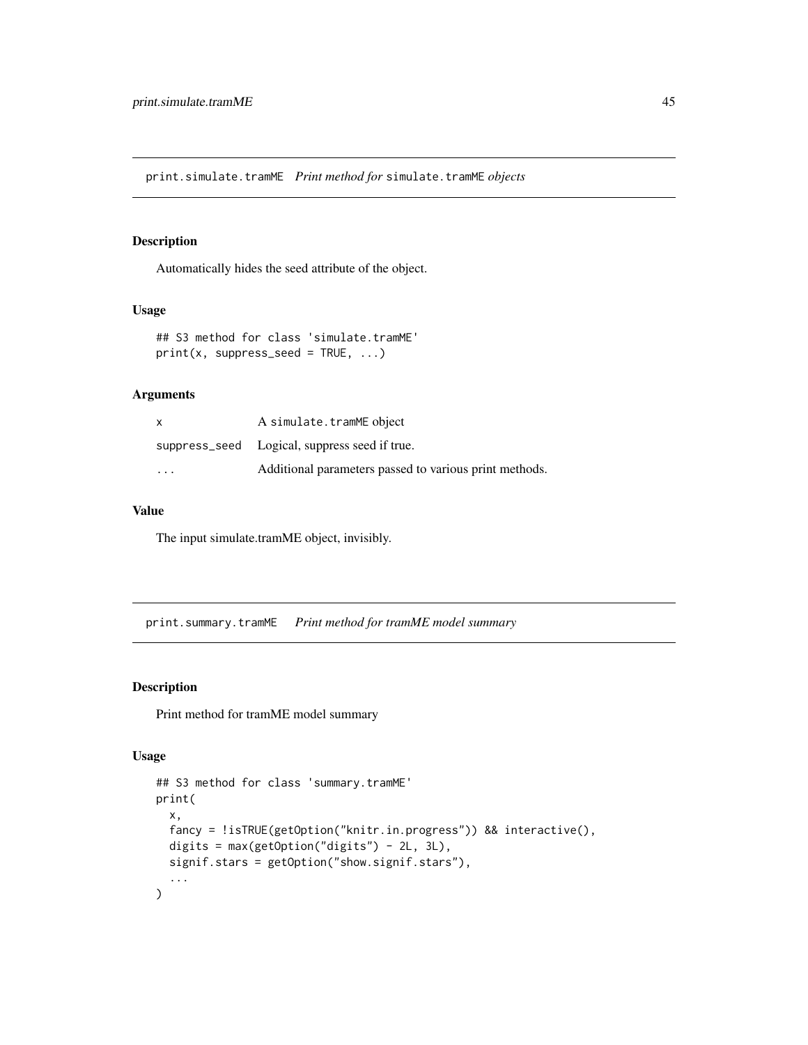## print.simulate.tramME *Print method for* simulate.tramME *objects*

### Description

Automatically hides the seed attribute of the object.

### Usage

```
## S3 method for class 'simulate.tramME'
print(x, suppress_seed = TRUE, ...)
```

### Arguments

| | |
|---|---|
| x | A simulate.tramME object |
| suppress_seed | Logical, suppress seed if true. |
| ... | Additional parameters passed to various print methods. |

### Value

The input simulate.tramME object, invisibly.

## print.summary.tramME *Print method for tramME model summary*

### Description

Print method for tramME model summary

### Usage

```
## S3 method for class 'summary.tramME'
print(
  x,
  fancy = !isTRUE(getOption("knitr.in.progress")) && interactive(),
  digits = max(getOption("digits") - 2L, 3L),
  signif.stars = getOption("show.signif.stars"),
  ...
)
```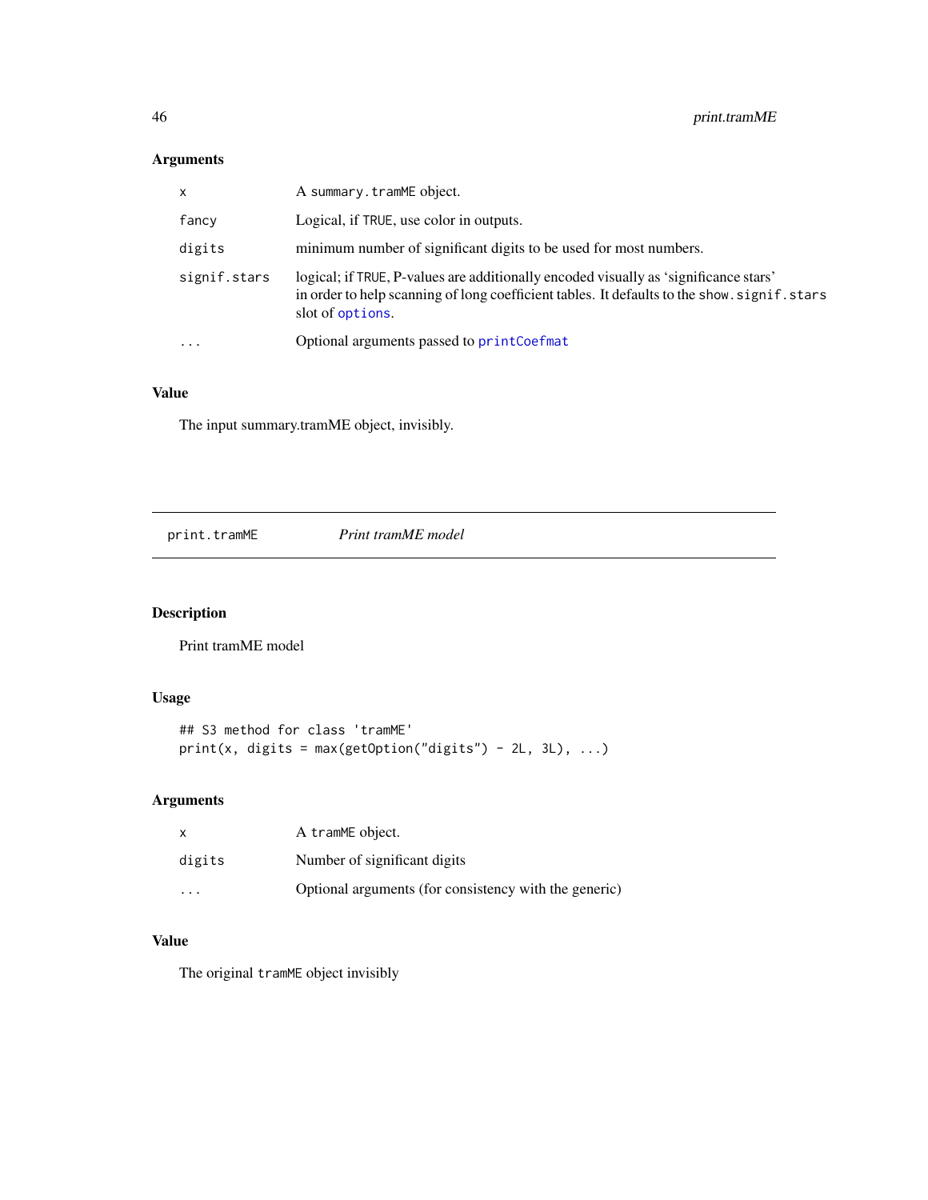### Arguments

| | |
|---|---|
| `x` | A `summary.tramME` object. |
| `fancy` | Logical, if `TRUE`, use color in outputs. |
| `digits` | minimum number of significant digits to be used for most numbers. |
| `signif.stars` | logical; if `TRUE`, P-values are additionally encoded visually as 'significance stars' in order to help scanning of long coefficient tables. It defaults to the `show.signif.stars` slot of `options`. |
| `...` | Optional arguments passed to `printCoefmat` |

### Value

The input summary.tramME object, invisibly.

---

## print.tramME — *Print tramME model*

### Description

Print tramME model

### Usage

```
## S3 method for class 'tramME'
print(x, digits = max(getOption("digits") - 2L, 3L), ...)
```

### Arguments

| | |
|---|---|
| `x` | A `tramME` object. |
| `digits` | Number of significant digits |
| `...` | Optional arguments (for consistency with the generic) |

### Value

The original `tramME` object invisibly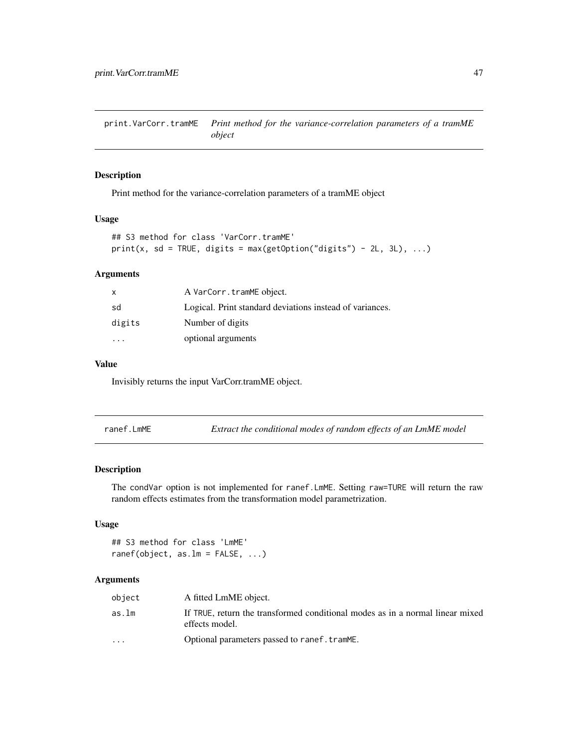## print.VarCorr.tramME — *Print method for the variance-correlation parameters of a tramME object*

### Description

Print method for the variance-correlation parameters of a tramME object

### Usage

```
## S3 method for class 'VarCorr.tramME'
print(x, sd = TRUE, digits = max(getOption("digits") - 2L, 3L), ...)
```

### Arguments

| | |
|---|---|
| x | A VarCorr.tramME object. |
| sd | Logical. Print standard deviations instead of variances. |
| digits | Number of digits |
| ... | optional arguments |

### Value

Invisibly returns the input VarCorr.tramME object.

## ranef.LmME — *Extract the conditional modes of random effects of an LmME model*

### Description

The condVar option is not implemented for ranef.LmME. Setting raw=TURE will return the raw random effects estimates from the transformation model parametrization.

### Usage

```
## S3 method for class 'LmME'
ranef(object, as.lm = FALSE, ...)
```

### Arguments

| | |
|---|---|
| object | A fitted LmME object. |
| as.lm | If TRUE, return the transformed conditional modes as in a normal linear mixed effects model. |
| ... | Optional parameters passed to ranef.tramME. |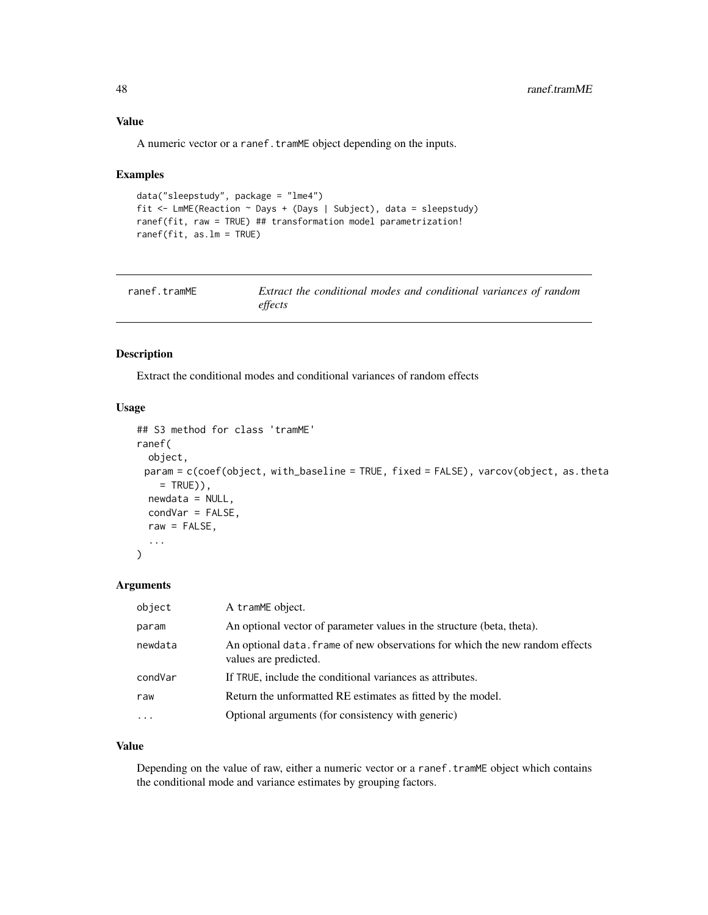### Value

A numeric vector or a `ranef.tramME` object depending on the inputs.

### Examples

```
data("sleepstudy", package = "lme4")
fit <- LmME(Reaction ~ Days + (Days | Subject), data = sleepstudy)
ranef(fit, raw = TRUE) ## transformation model parametrization!
ranef(fit, as.lm = TRUE)
```

---

## ranef.tramME — *Extract the conditional modes and conditional variances of random effects*

---

### Description

Extract the conditional modes and conditional variances of random effects

### Usage

```
## S3 method for class 'tramME'
ranef(
  object,
  param = c(coef(object, with_baseline = TRUE, fixed = FALSE), varcov(object, as.theta
    = TRUE)),
  newdata = NULL,
  condVar = FALSE,
  raw = FALSE,
  ...
)
```

### Arguments

| | |
|---|---|
| `object` | A `tramME` object. |
| `param` | An optional vector of parameter values in the structure (beta, theta). |
| `newdata` | An optional `data.frame` of new observations for which the new random effects values are predicted. |
| `condVar` | If `TRUE`, include the conditional variances as attributes. |
| `raw` | Return the unformatted RE estimates as fitted by the model. |
| `...` | Optional arguments (for consistency with generic) |

### Value

Depending on the value of raw, either a numeric vector or a `ranef.tramME` object which contains the conditional mode and variance estimates by grouping factors.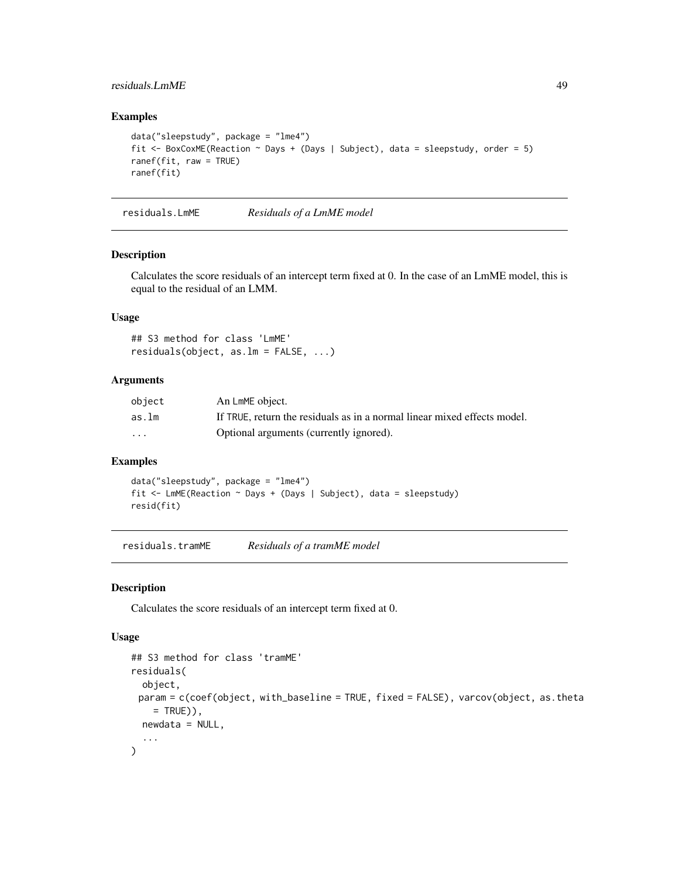### Examples

```
data("sleepstudy", package = "lme4")
fit <- BoxCoxME(Reaction ~ Days + (Days | Subject), data = sleepstudy, order = 5)
ranef(fit, raw = TRUE)
ranef(fit)
```

---

## residuals.LmME — *Residuals of a LmME model*

### Description

Calculates the score residuals of an intercept term fixed at 0. In the case of an LmME model, this is equal to the residual of an LMM.

### Usage

```
## S3 method for class 'LmME'
residuals(object, as.lm = FALSE, ...)
```

### Arguments

| | |
|---|---|
| object | An LmME object. |
| as.lm | If TRUE, return the residuals as in a normal linear mixed effects model. |
| ... | Optional arguments (currently ignored). |

### Examples

```
data("sleepstudy", package = "lme4")
fit <- LmME(Reaction ~ Days + (Days | Subject), data = sleepstudy)
resid(fit)
```

---

## residuals.tramME — *Residuals of a tramME model*

### Description

Calculates the score residuals of an intercept term fixed at 0.

### Usage

```
## S3 method for class 'tramME'
residuals(
  object,
  param = c(coef(object, with_baseline = TRUE, fixed = FALSE), varcov(object, as.theta
    = TRUE)),
  newdata = NULL,
  ...
)
```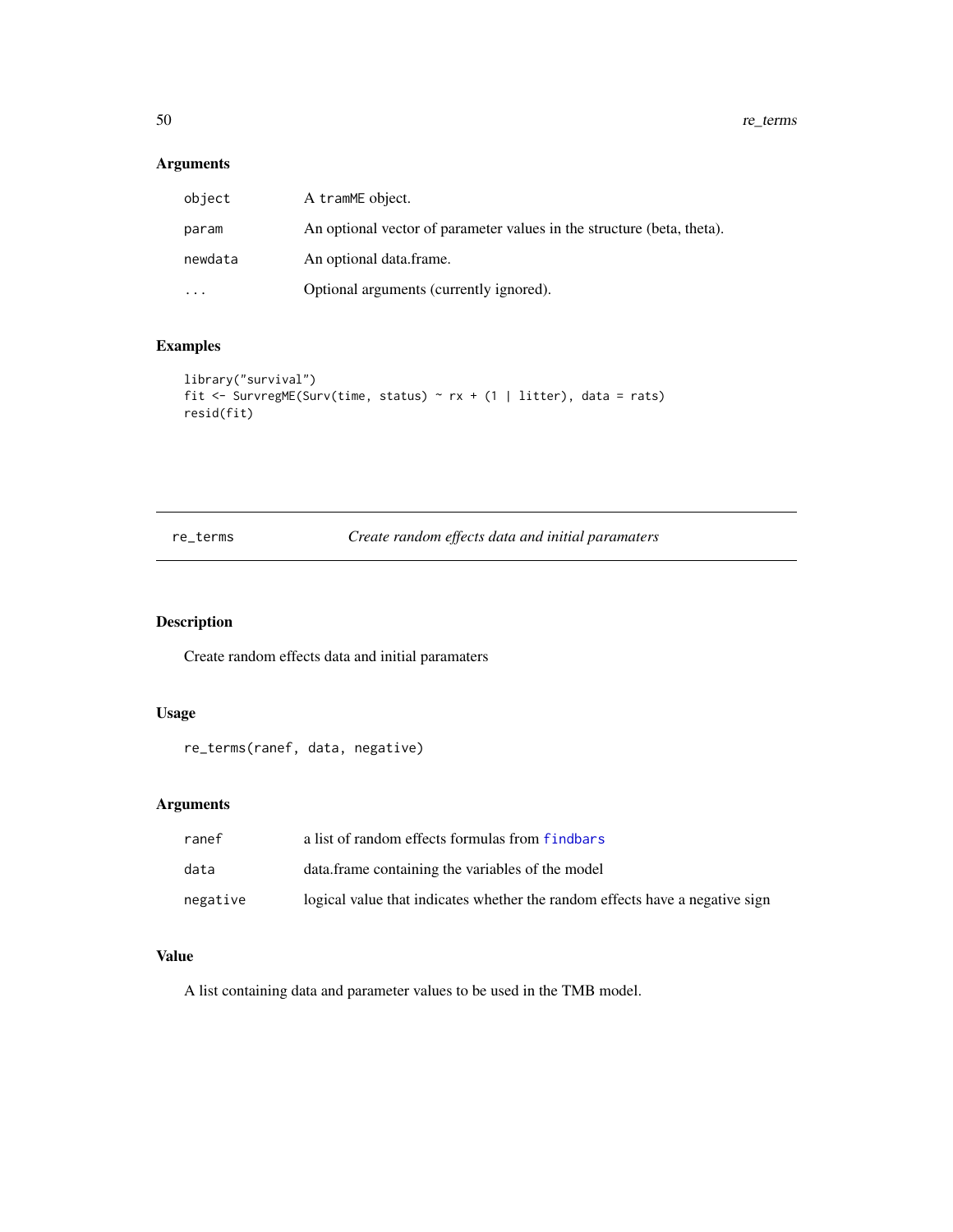## Arguments

| | |
|---|---|
| `object` | A `tramME` object. |
| `param` | An optional vector of parameter values in the structure (beta, theta). |
| `newdata` | An optional data.frame. |
| `...` | Optional arguments (currently ignored). |

## Examples

```
library("survival")
fit <- SurvregME(Surv(time, status) ~ rx + (1 | litter), data = rats)
resid(fit)
```

---

# re_terms — *Create random effects data and initial paramaters*

---

## Description

Create random effects data and initial paramaters

## Usage

```
re_terms(ranef, data, negative)
```

## Arguments

| | |
|---|---|
| `ranef` | a list of random effects formulas from `findbars` |
| `data` | data.frame containing the variables of the model |
| `negative` | logical value that indicates whether the random effects have a negative sign |

## Value

A list containing data and parameter values to be used in the TMB model.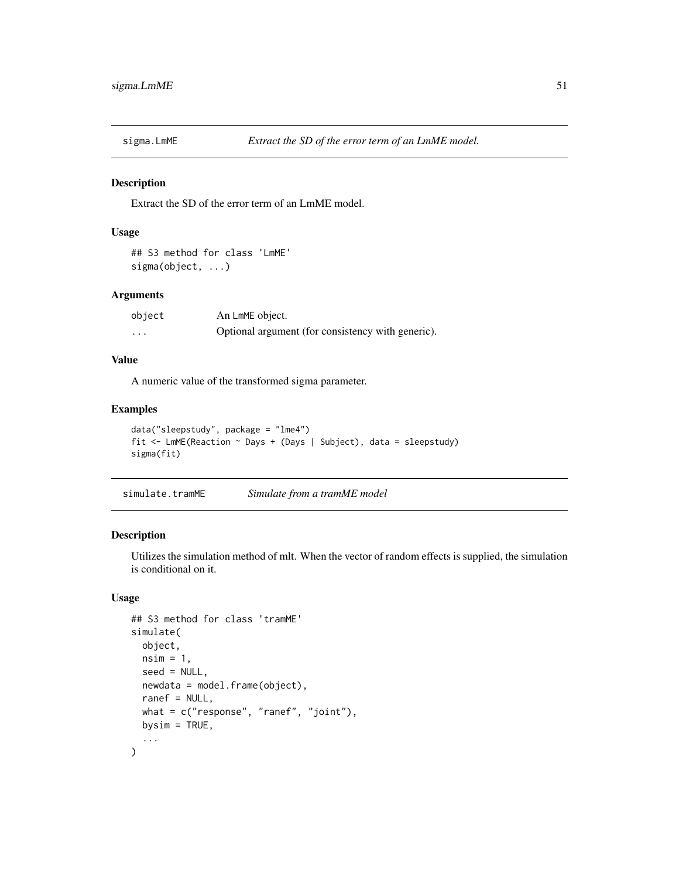## sigma.LmME *Extract the SD of the error term of an LmME model.*

### Description

Extract the SD of the error term of an LmME model.

### Usage

```
## S3 method for class 'LmME'
sigma(object, ...)
```

### Arguments

| | |
|---|---|
| object | An LmME object. |
| ... | Optional argument (for consistency with generic). |

### Value

A numeric value of the transformed sigma parameter.

### Examples

```
data("sleepstudy", package = "lme4")
fit <- LmME(Reaction ~ Days + (Days | Subject), data = sleepstudy)
sigma(fit)
```

## simulate.tramME *Simulate from a tramME model*

### Description

Utilizes the simulation method of mlt. When the vector of random effects is supplied, the simulation is conditional on it.

### Usage

```
## S3 method for class 'tramME'
simulate(
  object,
  nsim = 1,
  seed = NULL,
  newdata = model.frame(object),
  ranef = NULL,
  what = c("response", "ranef", "joint"),
  bysim = TRUE,
  ...
)
```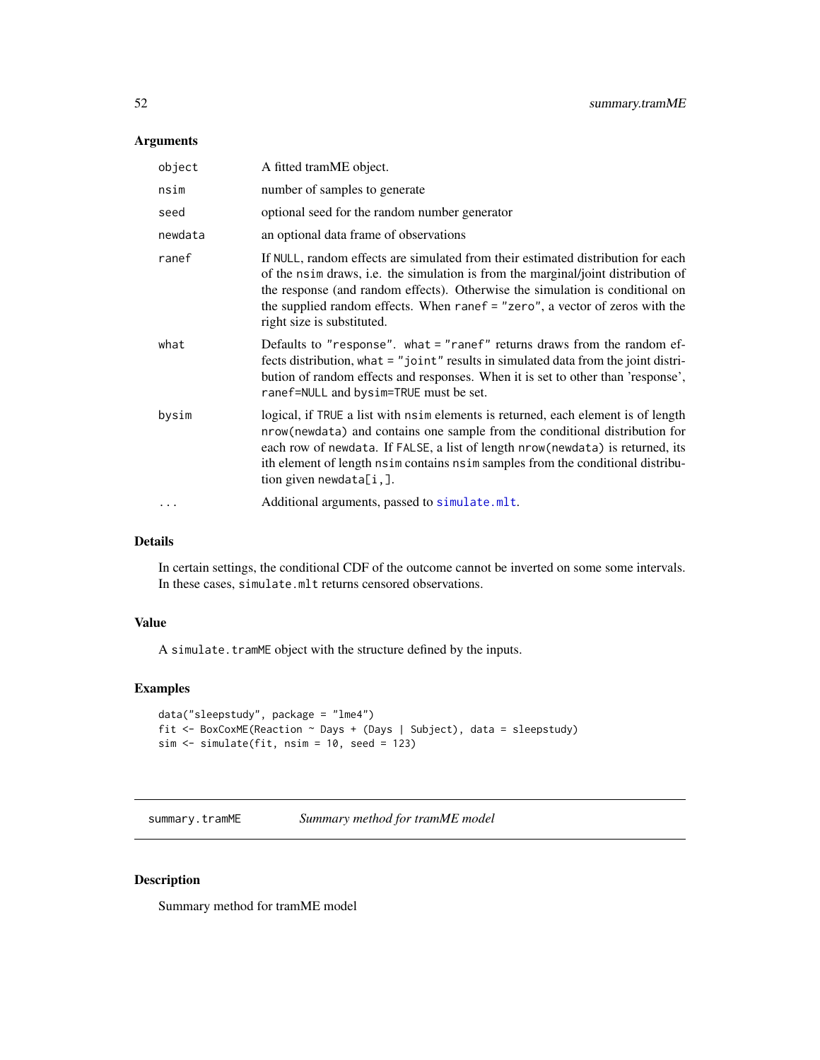### Arguments

| | |
|---|---|
| `object` | A fitted tramME object. |
| `nsim` | number of samples to generate |
| `seed` | optional seed for the random number generator |
| `newdata` | an optional data frame of observations |
| `ranef` | If `NULL`, random effects are simulated from their estimated distribution for each of the `nsim` draws, i.e. the simulation is from the marginal/joint distribution of the response (and random effects). Otherwise the simulation is conditional on the supplied random effects. When `ranef = "zero"`, a vector of zeros with the right size is substituted. |
| `what` | Defaults to `"response"`. `what = "ranef"` returns draws from the random effects distribution, `what = "joint"` results in simulated data from the joint distribution of random effects and responses. When it is set to other than 'response', `ranef=NULL` and `bysim=TRUE` must be set. |
| `bysim` | logical, if `TRUE` a list with `nsim` elements is returned, each element is of length `nrow(newdata)` and contains one sample from the conditional distribution for each row of `newdata`. If `FALSE`, a list of length `nrow(newdata)` is returned, its ith element of length `nsim` contains `nsim` samples from the conditional distribution given `newdata[i,]`. |
| `...` | Additional arguments, passed to `simulate.mlt`. |

### Details

In certain settings, the conditional CDF of the outcome cannot be inverted on some some intervals. In these cases, `simulate.mlt` returns censored observations.

### Value

A `simulate.tramME` object with the structure defined by the inputs.

### Examples

```
data("sleepstudy", package = "lme4")
fit <- BoxCoxME(Reaction ~ Days + (Days | Subject), data = sleepstudy)
sim <- simulate(fit, nsim = 10, seed = 123)
```

---

## summary.tramME *Summary method for tramME model*

### Description

Summary method for tramME model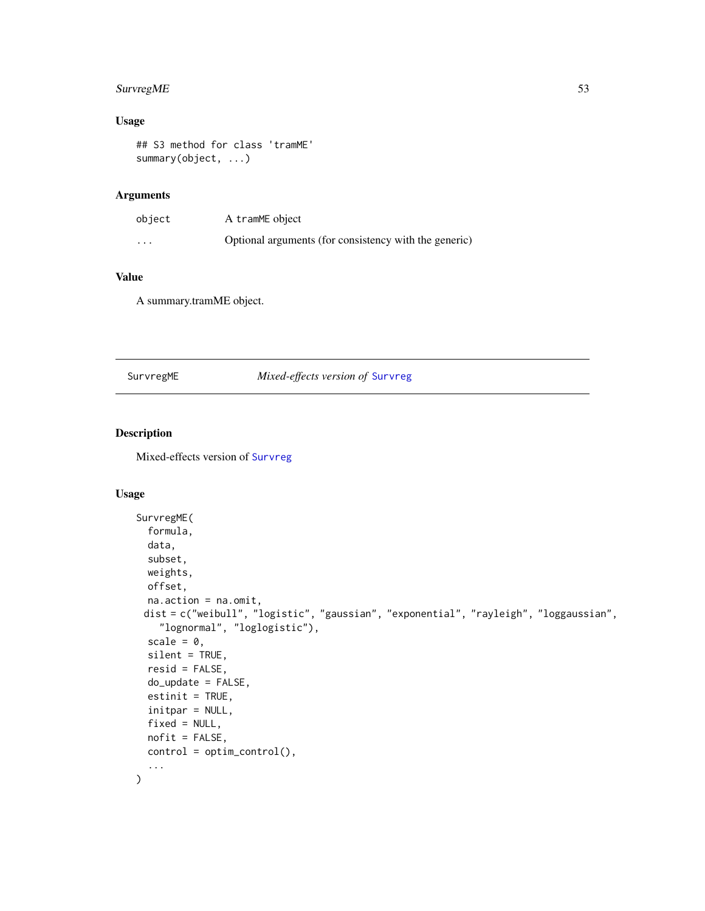## Usage

```
## S3 method for class 'tramME'
summary(object, ...)
```

## Arguments

| | |
|---|---|
| object | A tramME object |
| ... | Optional arguments (for consistency with the generic) |

## Value

A summary.tramME object.

---

# SurvregME — *Mixed-effects version of* Survreg

## Description

Mixed-effects version of Survreg

## Usage

```
SurvregME(
  formula,
  data,
  subset,
  weights,
  offset,
  na.action = na.omit,
  dist = c("weibull", "logistic", "gaussian", "exponential", "rayleigh", "loggaussian",
    "lognormal", "loglogistic"),
  scale = 0,
  silent = TRUE,
  resid = FALSE,
  do_update = FALSE,
  estinit = TRUE,
  initpar = NULL,
  fixed = NULL,
  nofit = FALSE,
  control = optim_control(),
  ...
)
```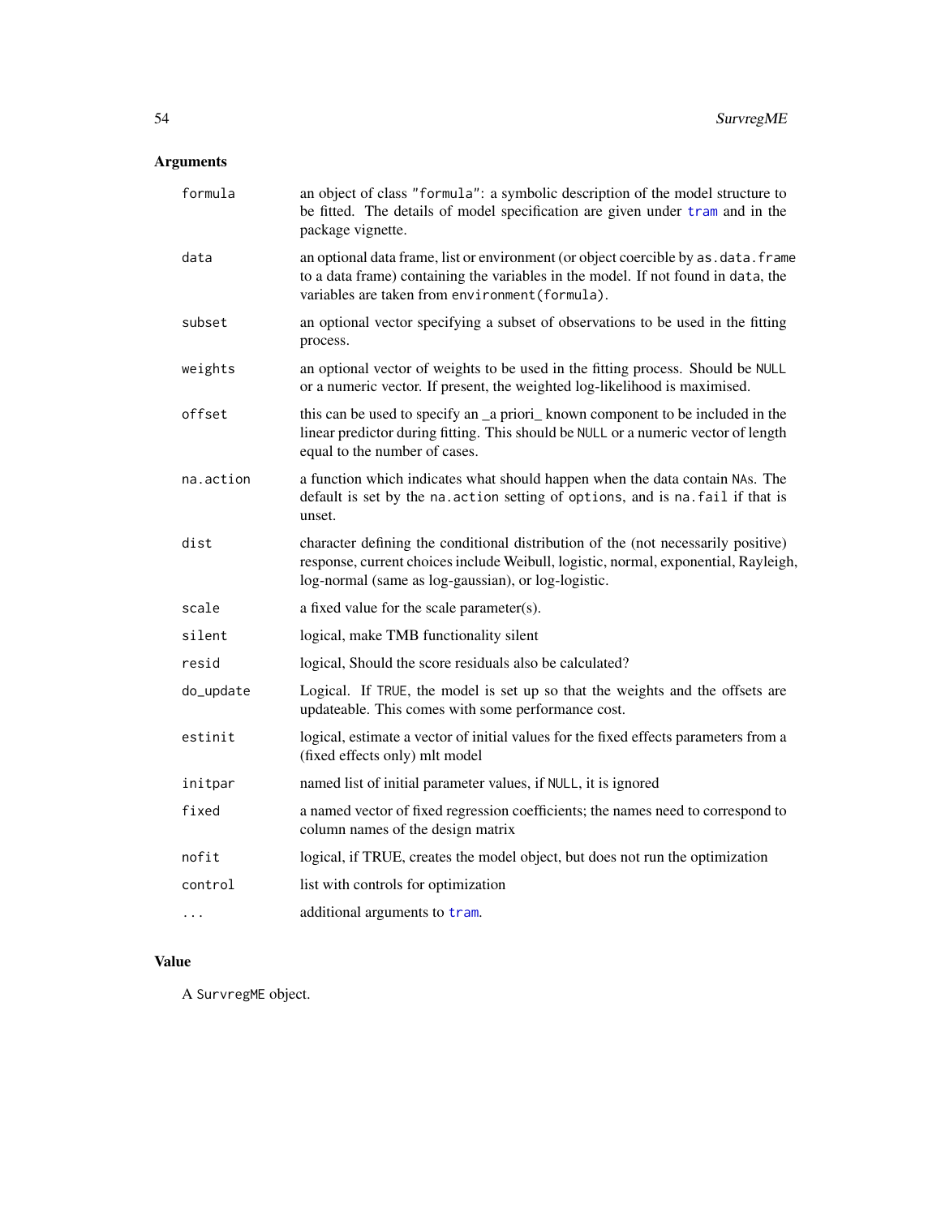## Arguments

| | |
|---|---|
| `formula` | an object of class `"formula"`: a symbolic description of the model structure to be fitted. The details of model specification are given under `tram` and in the package vignette. |
| `data` | an optional data frame, list or environment (or object coercible by `as.data.frame` to a data frame) containing the variables in the model. If not found in `data`, the variables are taken from `environment(formula)`. |
| `subset` | an optional vector specifying a subset of observations to be used in the fitting process. |
| `weights` | an optional vector of weights to be used in the fitting process. Should be `NULL` or a numeric vector. If present, the weighted log-likelihood is maximised. |
| `offset` | this can be used to specify an _a priori_ known component to be included in the linear predictor during fitting. This should be `NULL` or a numeric vector of length equal to the number of cases. |
| `na.action` | a function which indicates what should happen when the data contain `NA`s. The default is set by the `na.action` setting of `options`, and is `na.fail` if that is unset. |
| `dist` | character defining the conditional distribution of the (not necessarily positive) response, current choices include Weibull, logistic, normal, exponential, Rayleigh, log-normal (same as log-gaussian), or log-logistic. |
| `scale` | a fixed value for the scale parameter(s). |
| `silent` | logical, make TMB functionality silent |
| `resid` | logical, Should the score residuals also be calculated? |
| `do_update` | Logical. If `TRUE`, the model is set up so that the weights and the offsets are updateable. This comes with some performance cost. |
| `estinit` | logical, estimate a vector of initial values for the fixed effects parameters from a (fixed effects only) mlt model |
| `initpar` | named list of initial parameter values, if `NULL`, it is ignored |
| `fixed` | a named vector of fixed regression coefficients; the names need to correspond to column names of the design matrix |
| `nofit` | logical, if TRUE, creates the model object, but does not run the optimization |
| `control` | list with controls for optimization |
| `...` | additional arguments to `tram`. |

## Value

A `SurvregME` object.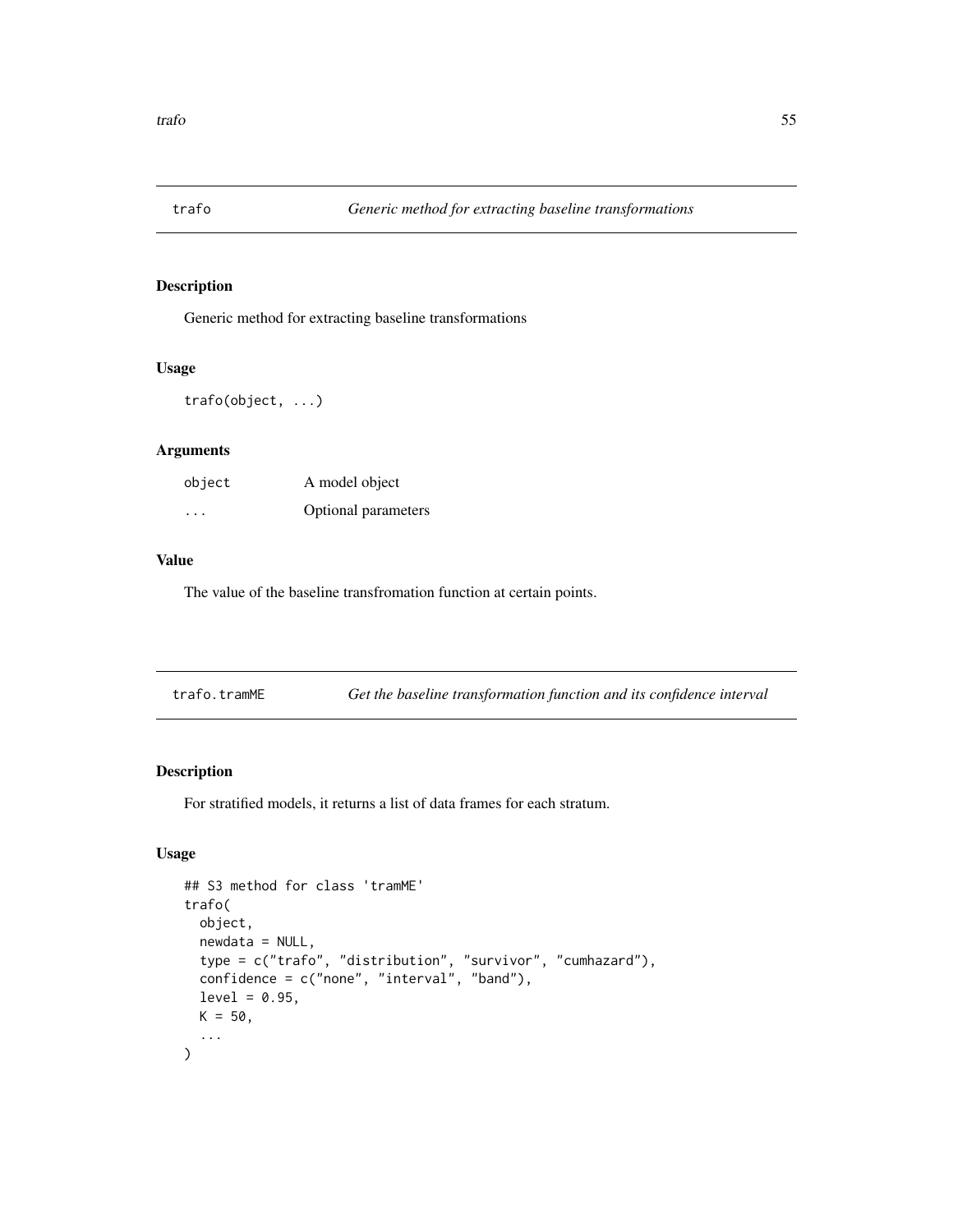## trafo — *Generic method for extracting baseline transformations*

### Description

Generic method for extracting baseline transformations

### Usage

```
trafo(object, ...)
```

### Arguments

| | |
|---|---|
| object | A model object |
| ... | Optional parameters |

### Value

The value of the baseline transfromation function at certain points.

## trafo.tramME — *Get the baseline transformation function and its confidence interval*

### Description

For stratified models, it returns a list of data frames for each stratum.

### Usage

```
## S3 method for class 'tramME'
trafo(
  object,
  newdata = NULL,
  type = c("trafo", "distribution", "survivor", "cumhazard"),
  confidence = c("none", "interval", "band"),
  level = 0.95,
  K = 50,
  ...
)
```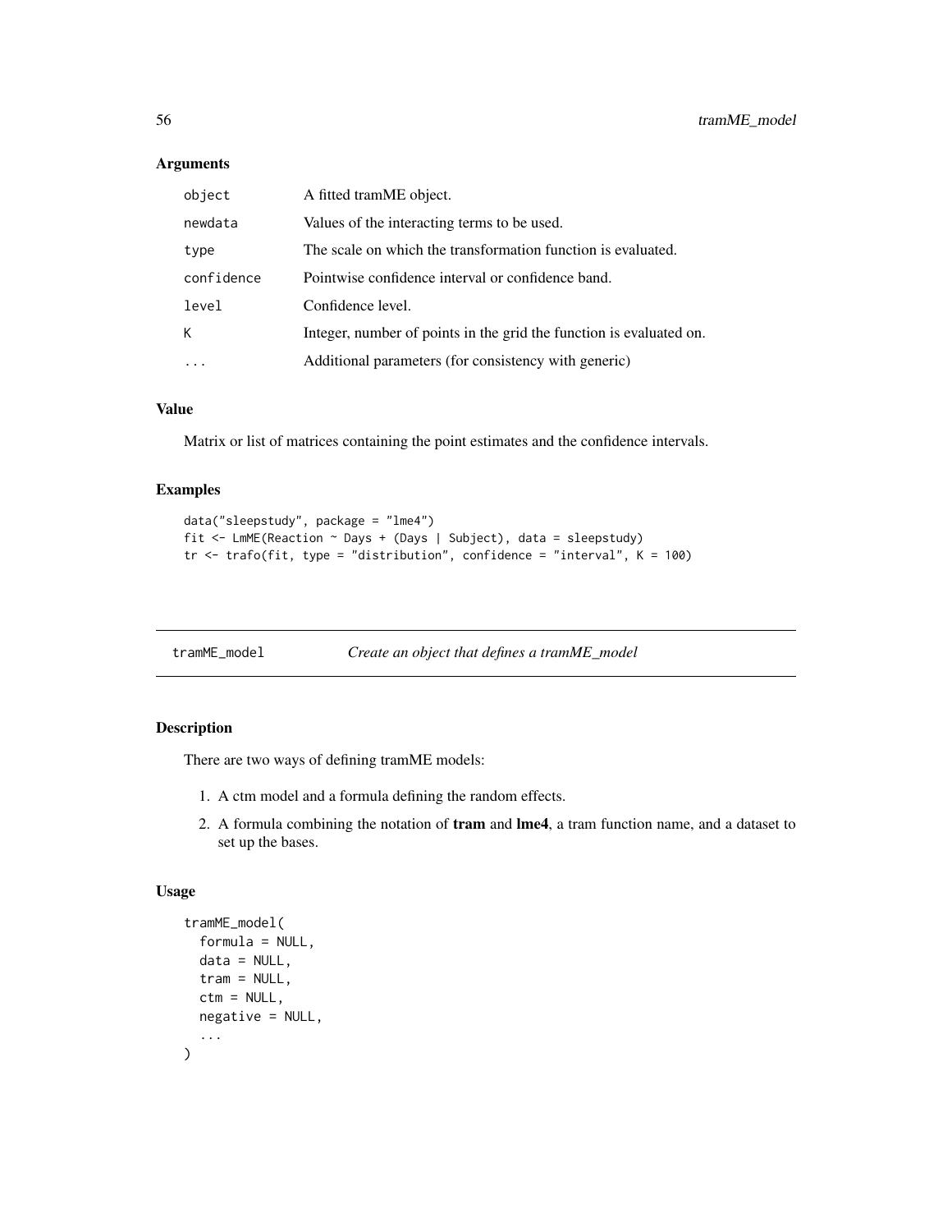### Arguments

| | |
|---|---|
| `object` | A fitted tramME object. |
| `newdata` | Values of the interacting terms to be used. |
| `type` | The scale on which the transformation function is evaluated. |
| `confidence` | Pointwise confidence interval or confidence band. |
| `level` | Confidence level. |
| `K` | Integer, number of points in the grid the function is evaluated on. |
| `...` | Additional parameters (for consistency with generic) |

### Value

Matrix or list of matrices containing the point estimates and the confidence intervals.

### Examples

```
data("sleepstudy", package = "lme4")
fit <- LmME(Reaction ~ Days + (Days | Subject), data = sleepstudy)
tr <- trafo(fit, type = "distribution", confidence = "interval", K = 100)
```

---

## tramME_model *Create an object that defines a tramME_model*

### Description

There are two ways of defining tramME models:

1. A ctm model and a formula defining the random effects.
2. A formula combining the notation of **tram** and **lme4**, a tram function name, and a dataset to set up the bases.

### Usage

```
tramME_model(
  formula = NULL,
  data = NULL,
  tram = NULL,
  ctm = NULL,
  negative = NULL,
  ...
)
```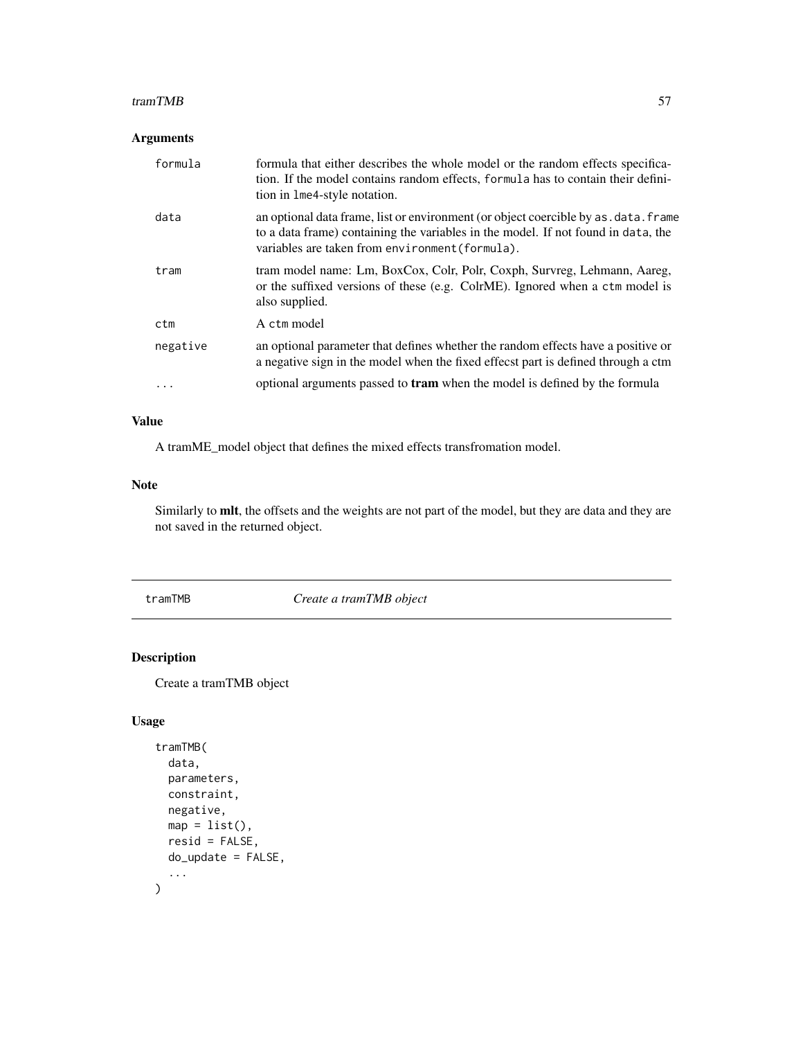### Arguments

| | |
|---|---|
| `formula` | formula that either describes the whole model or the random effects specification. If the model contains random effects, `formula` has to contain their definition in `lme4`-style notation. |
| `data` | an optional data frame, list or environment (or object coercible by `as.data.frame` to a data frame) containing the variables in the model. If not found in `data`, the variables are taken from `environment(formula)`. |
| `tram` | tram model name: Lm, BoxCox, Colr, Polr, Coxph, Survreg, Lehmann, Aareg, or the suffixed versions of these (e.g. ColrME). Ignored when a `ctm` model is also supplied. |
| `ctm` | A `ctm` model |
| `negative` | an optional parameter that defines whether the random effects have a positive or a negative sign in the model when the fixed effecst part is defined through a ctm |
| `...` | optional arguments passed to **tram** when the model is defined by the formula |

### Value

A tramME_model object that defines the mixed effects transfromation model.

### Note

Similarly to **mlt**, the offsets and the weights are not part of the model, but they are data and they are not saved in the returned object.

---

## `tramTMB` *Create a tramTMB object*

### Description

Create a tramTMB object

### Usage

```
tramTMB(
  data,
  parameters,
  constraint,
  negative,
  map = list(),
  resid = FALSE,
  do_update = FALSE,
  ...
)
```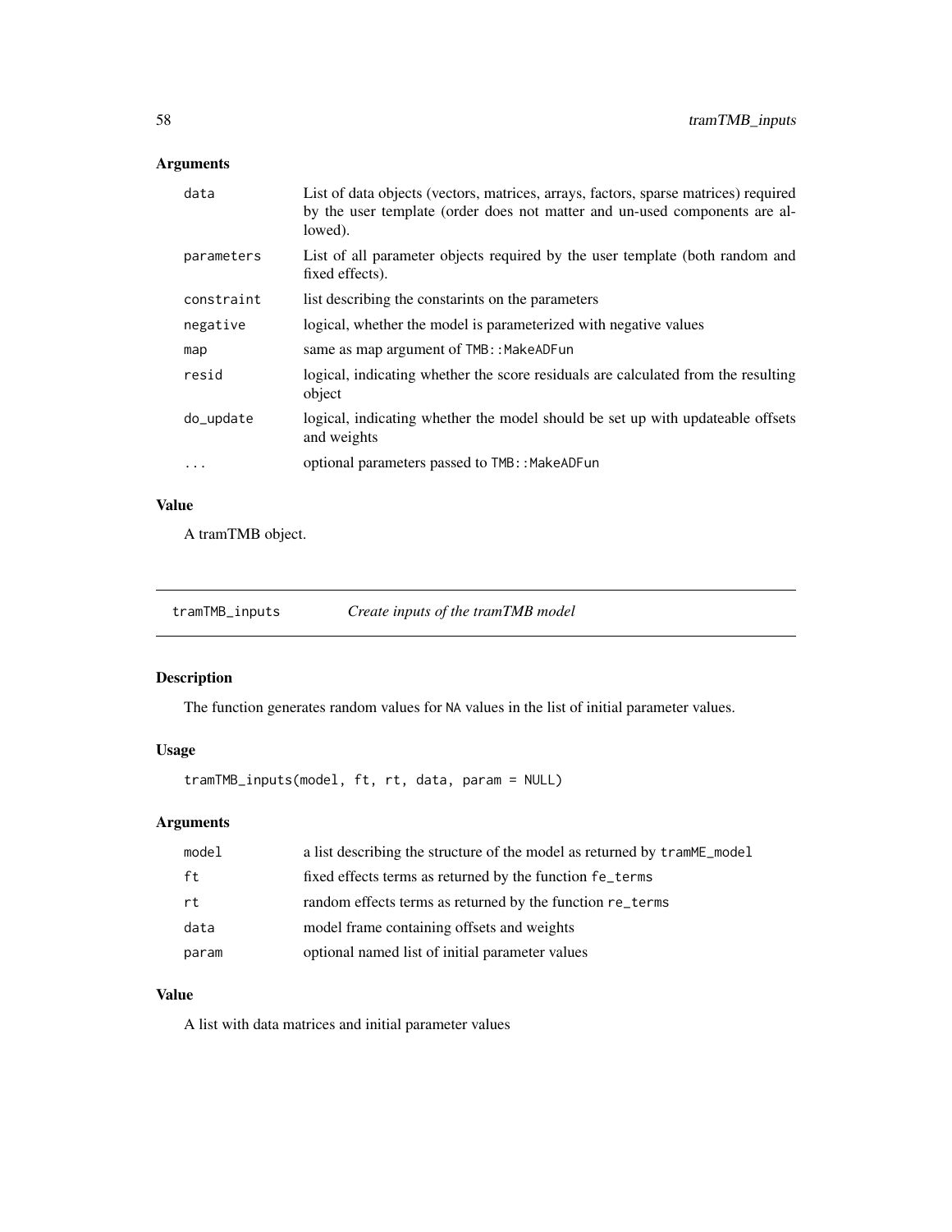### Arguments

| | |
|---|---|
| `data` | List of data objects (vectors, matrices, arrays, factors, sparse matrices) required by the user template (order does not matter and un-used components are allowed). |
| `parameters` | List of all parameter objects required by the user template (both random and fixed effects). |
| `constraint` | list describing the constarints on the parameters |
| `negative` | logical, whether the model is parameterized with negative values |
| `map` | same as map argument of `TMB::MakeADFun` |
| `resid` | logical, indicating whether the score residuals are calculated from the resulting object |
| `do_update` | logical, indicating whether the model should be set up with updateable offsets and weights |
| `...` | optional parameters passed to `TMB::MakeADFun` |

### Value

A tramTMB object.

## tramTMB_inputs — *Create inputs of the tramTMB model*

### Description

The function generates random values for `NA` values in the list of initial parameter values.

### Usage

```
tramTMB_inputs(model, ft, rt, data, param = NULL)
```

### Arguments

| | |
|---|---|
| `model` | a list describing the structure of the model as returned by `tramME_model` |
| `ft` | fixed effects terms as returned by the function `fe_terms` |
| `rt` | random effects terms as returned by the function `re_terms` |
| `data` | model frame containing offsets and weights |
| `param` | optional named list of initial parameter values |

### Value

A list with data matrices and initial parameter values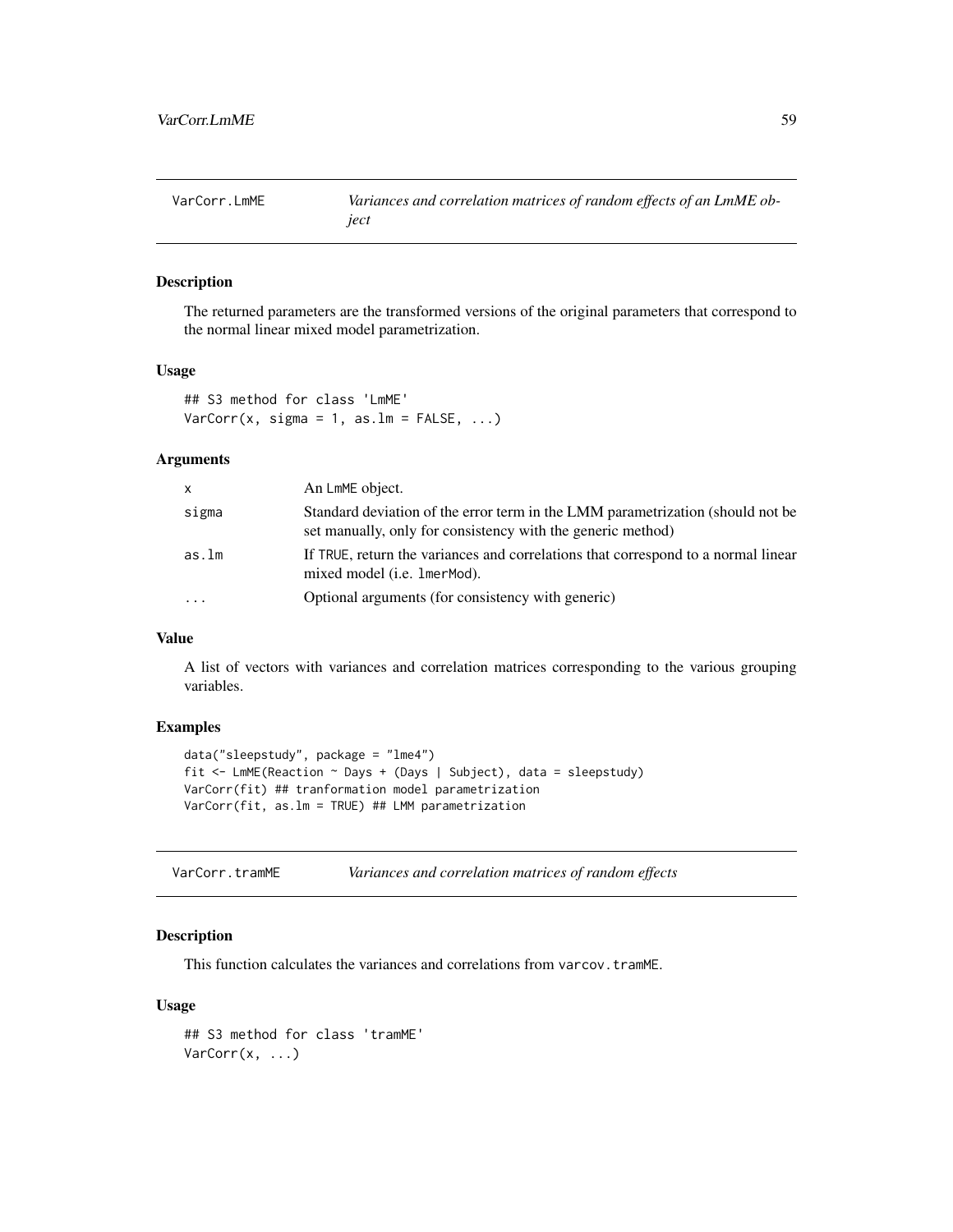## VarCorr.LmME — *Variances and correlation matrices of random effects of an LmME object*

### Description

The returned parameters are the transformed versions of the original parameters that correspond to the normal linear mixed model parametrization.

### Usage

```
## S3 method for class 'LmME'
VarCorr(x, sigma = 1, as.lm = FALSE, ...)
```

### Arguments

| | |
|---|---|
| `x` | An `LmME` object. |
| `sigma` | Standard deviation of the error term in the LMM parametrization (should not be set manually, only for consistency with the generic method) |
| `as.lm` | If `TRUE`, return the variances and correlations that correspond to a normal linear mixed model (i.e. `lmerMod`). |
| `...` | Optional arguments (for consistency with generic) |

### Value

A list of vectors with variances and correlation matrices corresponding to the various grouping variables.

### Examples

```
data("sleepstudy", package = "lme4")
fit <- LmME(Reaction ~ Days + (Days | Subject), data = sleepstudy)
VarCorr(fit) ## tranformation model parametrization
VarCorr(fit, as.lm = TRUE) ## LMM parametrization
```

## VarCorr.tramME — *Variances and correlation matrices of random effects*

### Description

This function calculates the variances and correlations from `varcov.tramME`.

### Usage

```
## S3 method for class 'tramME'
VarCorr(x, ...)
```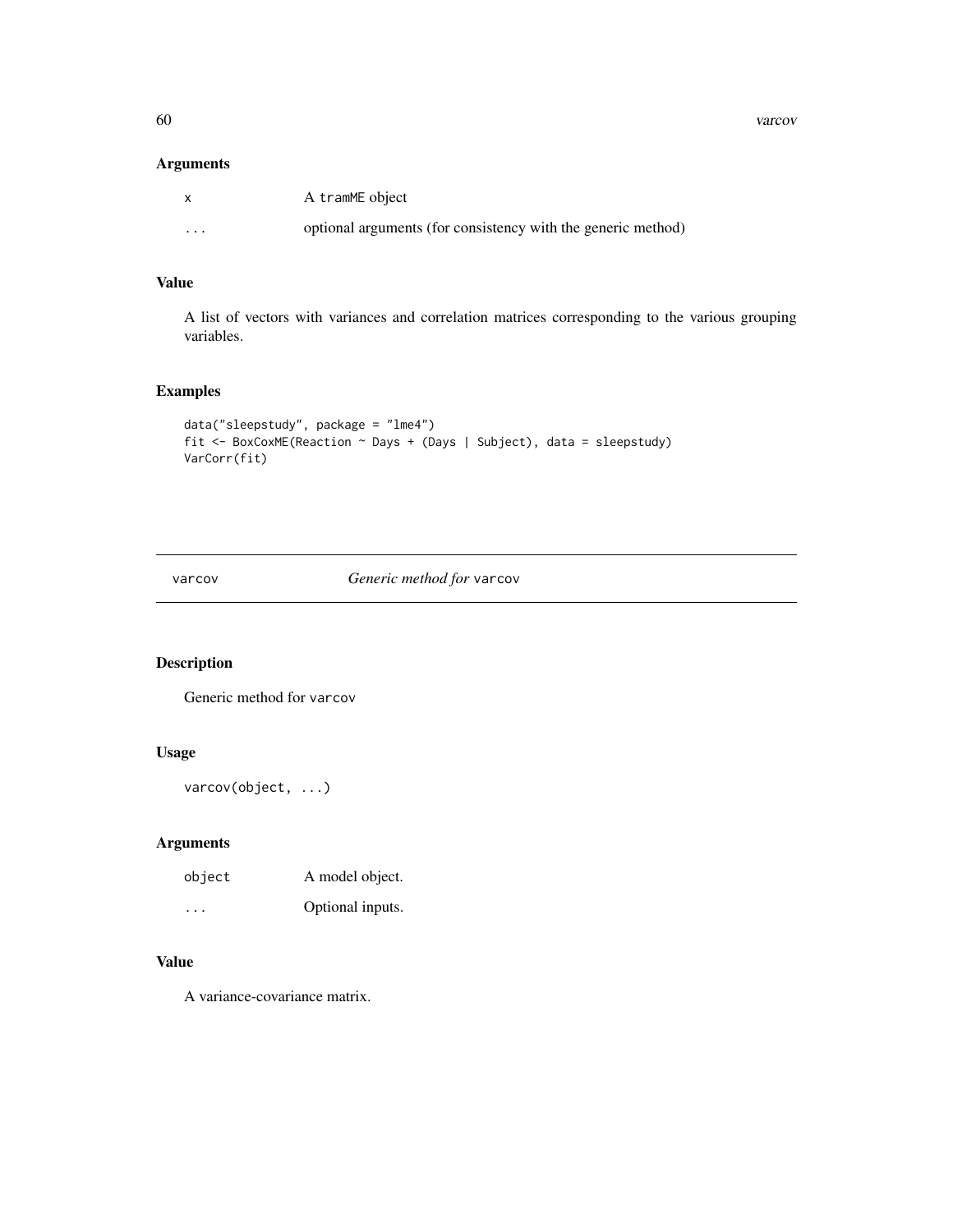## Arguments

| | |
|---|---|
| x | A tramME object |
| ... | optional arguments (for consistency with the generic method) |

## Value

A list of vectors with variances and correlation matrices corresponding to the various grouping variables.

## Examples

```
data("sleepstudy", package = "lme4")
fit <- BoxCoxME(Reaction ~ Days + (Days | Subject), data = sleepstudy)
VarCorr(fit)
```

---

# varcov    *Generic method for* varcov

## Description

Generic method for varcov

## Usage

```
varcov(object, ...)
```

## Arguments

| | |
|---|---|
| object | A model object. |
| ... | Optional inputs. |

## Value

A variance-covariance matrix.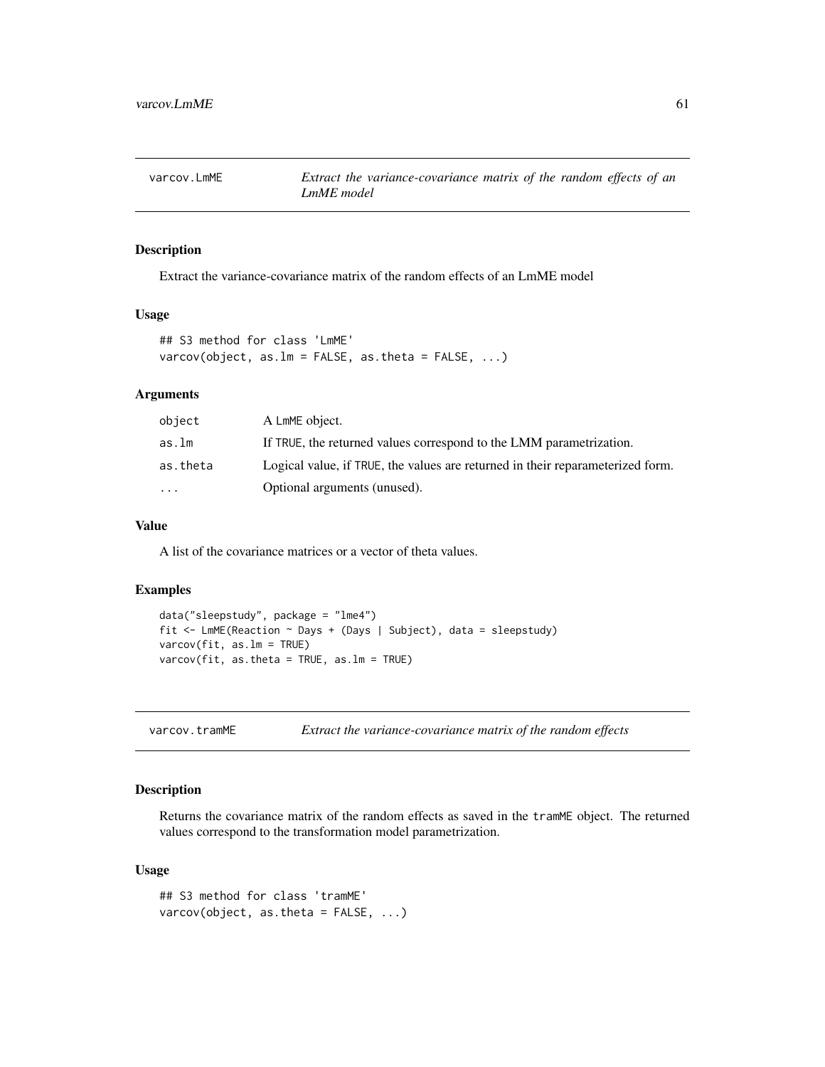## varcov.LmME — *Extract the variance-covariance matrix of the random effects of an LmME model*

### Description

Extract the variance-covariance matrix of the random effects of an LmME model

### Usage

```
## S3 method for class 'LmME'
varcov(object, as.lm = FALSE, as.theta = FALSE, ...)
```

### Arguments

| | |
|---|---|
| `object` | A `LmME` object. |
| `as.lm` | If `TRUE`, the returned values correspond to the LMM parametrization. |
| `as.theta` | Logical value, if `TRUE`, the values are returned in their reparameterized form. |
| `...` | Optional arguments (unused). |

### Value

A list of the covariance matrices or a vector of theta values.

### Examples

```
data("sleepstudy", package = "lme4")
fit <- LmME(Reaction ~ Days + (Days | Subject), data = sleepstudy)
varcov(fit, as.lm = TRUE)
varcov(fit, as.theta = TRUE, as.lm = TRUE)
```

## varcov.tramME — *Extract the variance-covariance matrix of the random effects*

### Description

Returns the covariance matrix of the random effects as saved in the `tramME` object. The returned values correspond to the transformation model parametrization.

### Usage

```
## S3 method for class 'tramME'
varcov(object, as.theta = FALSE, ...)
```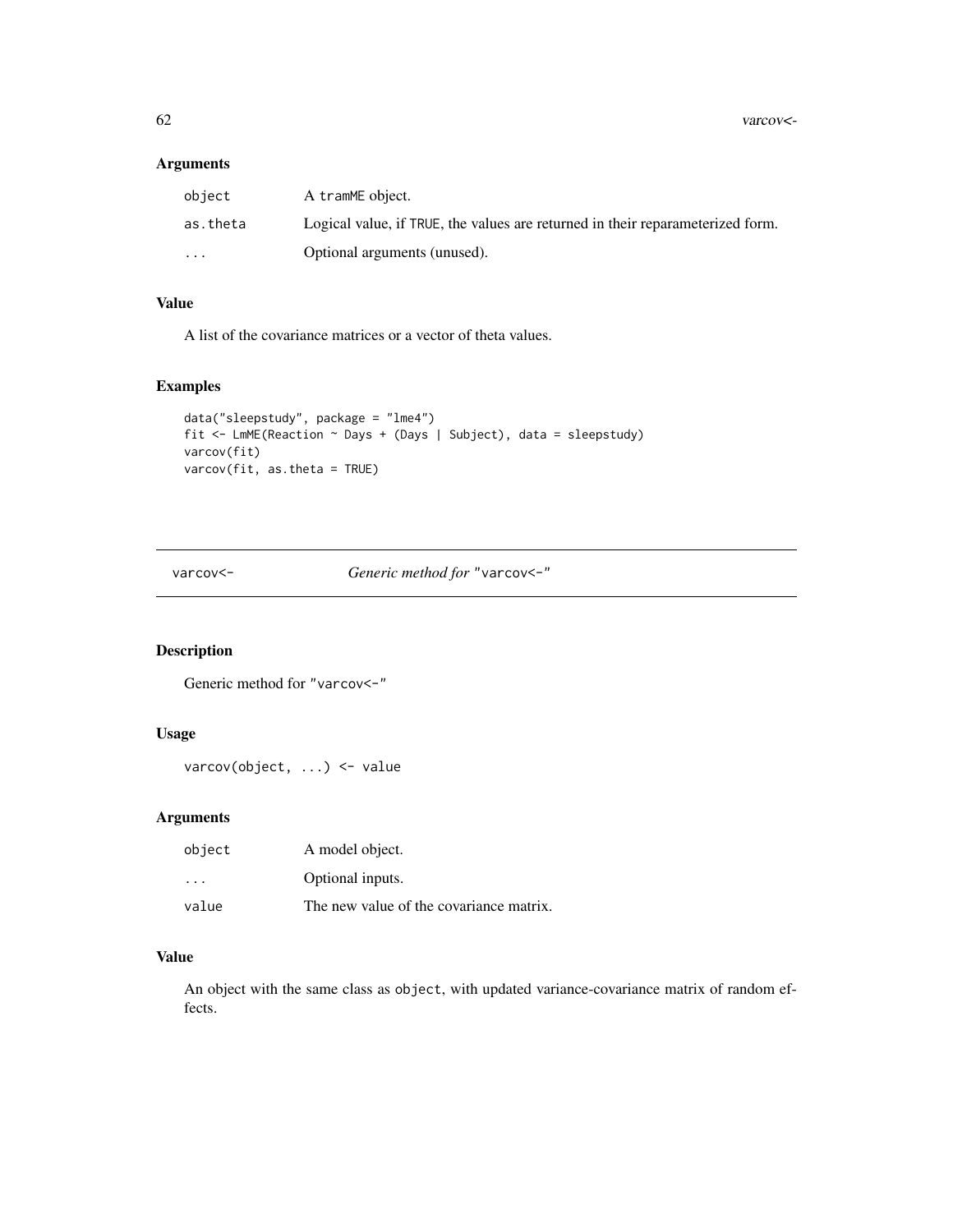## Arguments

| | |
|---|---|
| object | A tramME object. |
| as.theta | Logical value, if TRUE, the values are returned in their reparameterized form. |
| ... | Optional arguments (unused). |

## Value

A list of the covariance matrices or a vector of theta values.

## Examples

```
data("sleepstudy", package = "lme4")
fit <- LmME(Reaction ~ Days + (Days | Subject), data = sleepstudy)
varcov(fit)
varcov(fit, as.theta = TRUE)
```

---

# varcov<- &nbsp;&nbsp;&nbsp; *Generic method for* "varcov<-"

---

## Description

Generic method for "varcov<-"

## Usage

```
varcov(object, ...) <- value
```

## Arguments

| | |
|---|---|
| object | A model object. |
| ... | Optional inputs. |
| value | The new value of the covariance matrix. |

## Value

An object with the same class as object, with updated variance-covariance matrix of random effects.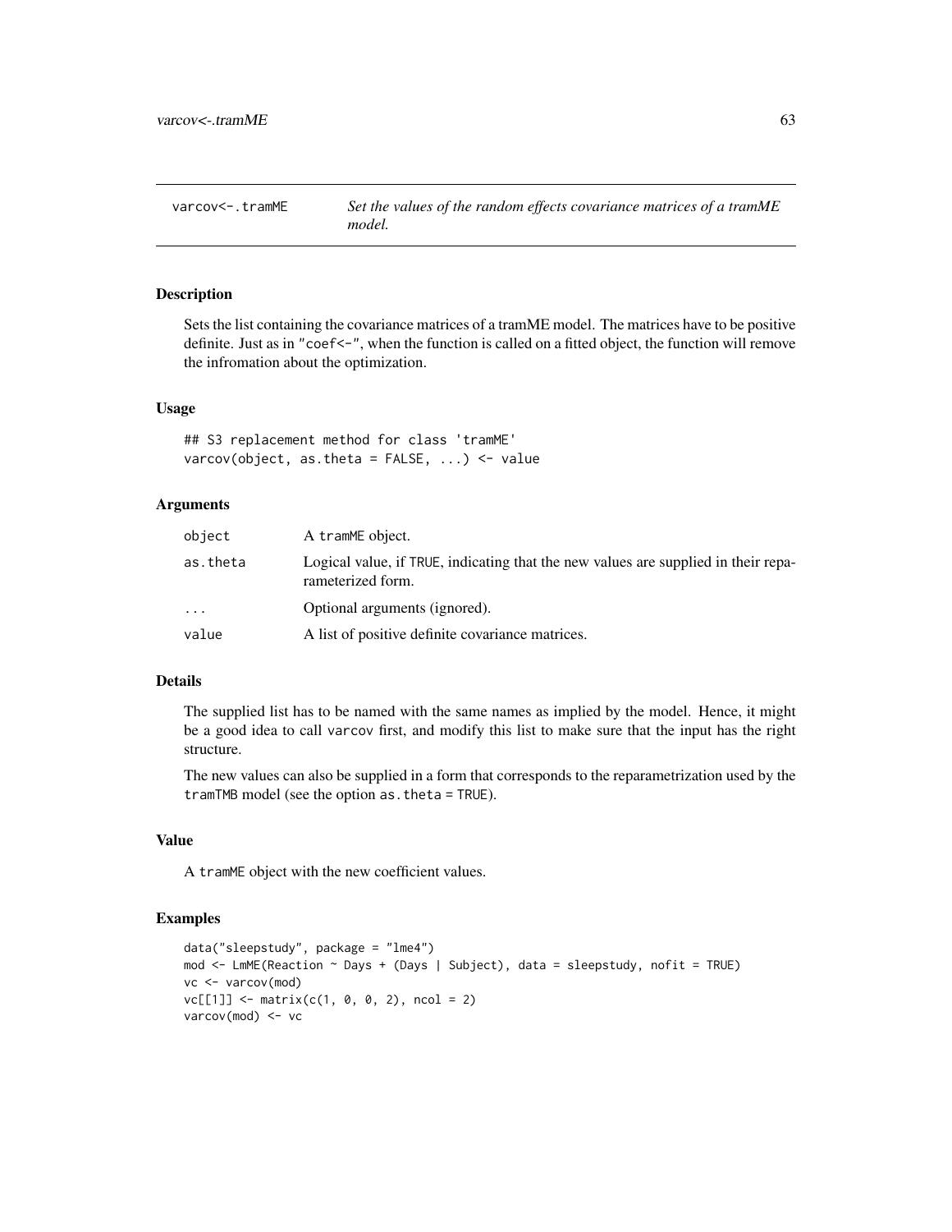# varcov<-.tramME

*Set the values of the random effects covariance matrices of a tramME model.*

## Description

Sets the list containing the covariance matrices of a tramME model. The matrices have to be positive definite. Just as in "coef<-", when the function is called on a fitted object, the function will remove the infromation about the optimization.

## Usage

```
## S3 replacement method for class 'tramME'
varcov(object, as.theta = FALSE, ...) <- value
```

## Arguments

| | |
|---|---|
| object | A tramME object. |
| as.theta | Logical value, if TRUE, indicating that the new values are supplied in their reparameterized form. |
| ... | Optional arguments (ignored). |
| value | A list of positive definite covariance matrices. |

## Details

The supplied list has to be named with the same names as implied by the model. Hence, it might be a good idea to call varcov first, and modify this list to make sure that the input has the right structure.

The new values can also be supplied in a form that corresponds to the reparametrization used by the tramTMB model (see the option as.theta = TRUE).

## Value

A tramME object with the new coefficient values.

## Examples

```
data("sleepstudy", package = "lme4")
mod <- LmME(Reaction ~ Days + (Days | Subject), data = sleepstudy, nofit = TRUE)
vc <- varcov(mod)
vc[[1]] <- matrix(c(1, 0, 0, 2), ncol = 2)
varcov(mod) <- vc
```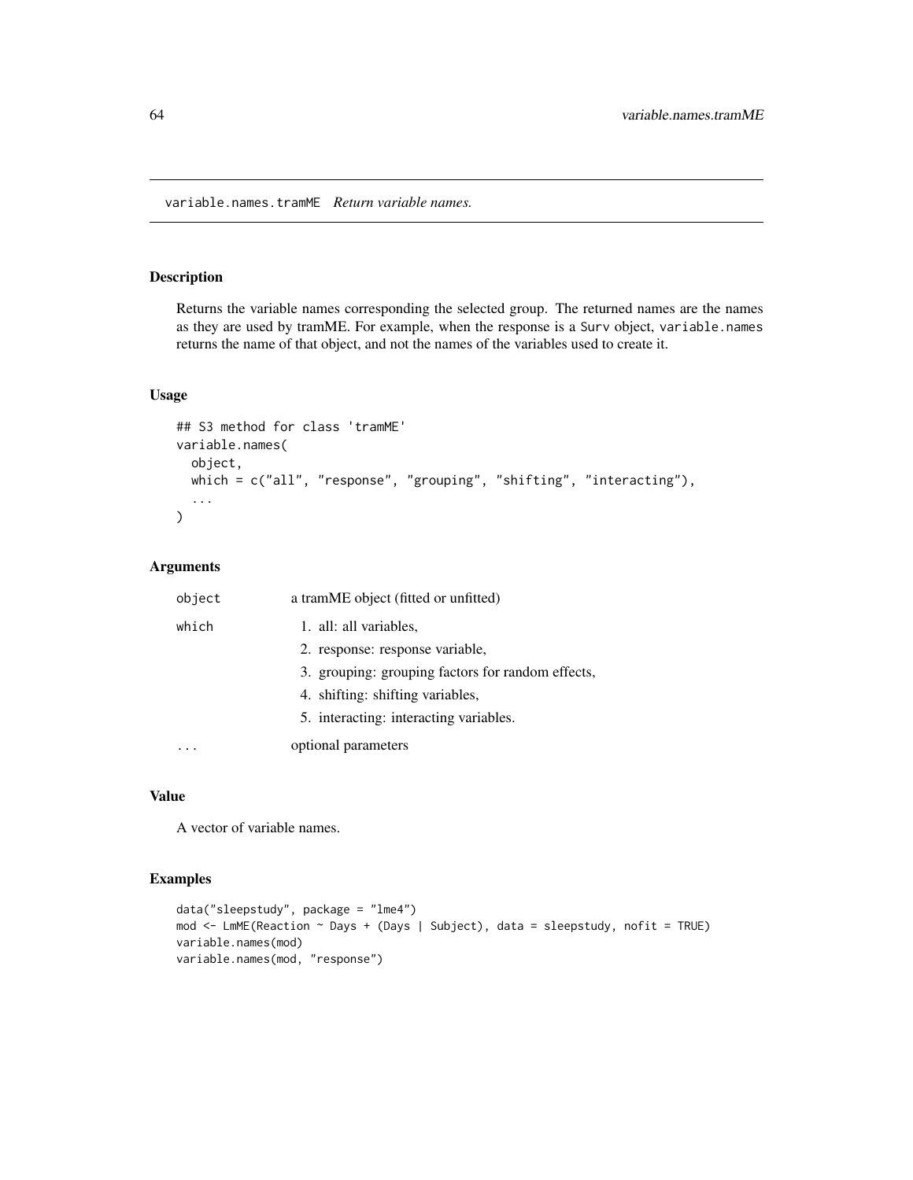# variable.names.tramME *Return variable names.*

## Description

Returns the variable names corresponding the selected group. The returned names are the names as they are used by tramME. For example, when the response is a Surv object, variable.names returns the name of that object, and not the names of the variables used to create it.

## Usage

```
## S3 method for class 'tramME'
variable.names(
  object,
  which = c("all", "response", "grouping", "shifting", "interacting"),
  ...
)
```

## Arguments

| | |
|---|---|
| object | a tramME object (fitted or unfitted) |
| which | 1. all: all variables,<br>2. response: response variable,<br>3. grouping: grouping factors for random effects,<br>4. shifting: shifting variables,<br>5. interacting: interacting variables. |
| ... | optional parameters |

## Value

A vector of variable names.

## Examples

```
data("sleepstudy", package = "lme4")
mod <- LmME(Reaction ~ Days + (Days | Subject), data = sleepstudy, nofit = TRUE)
variable.names(mod)
variable.names(mod, "response")
```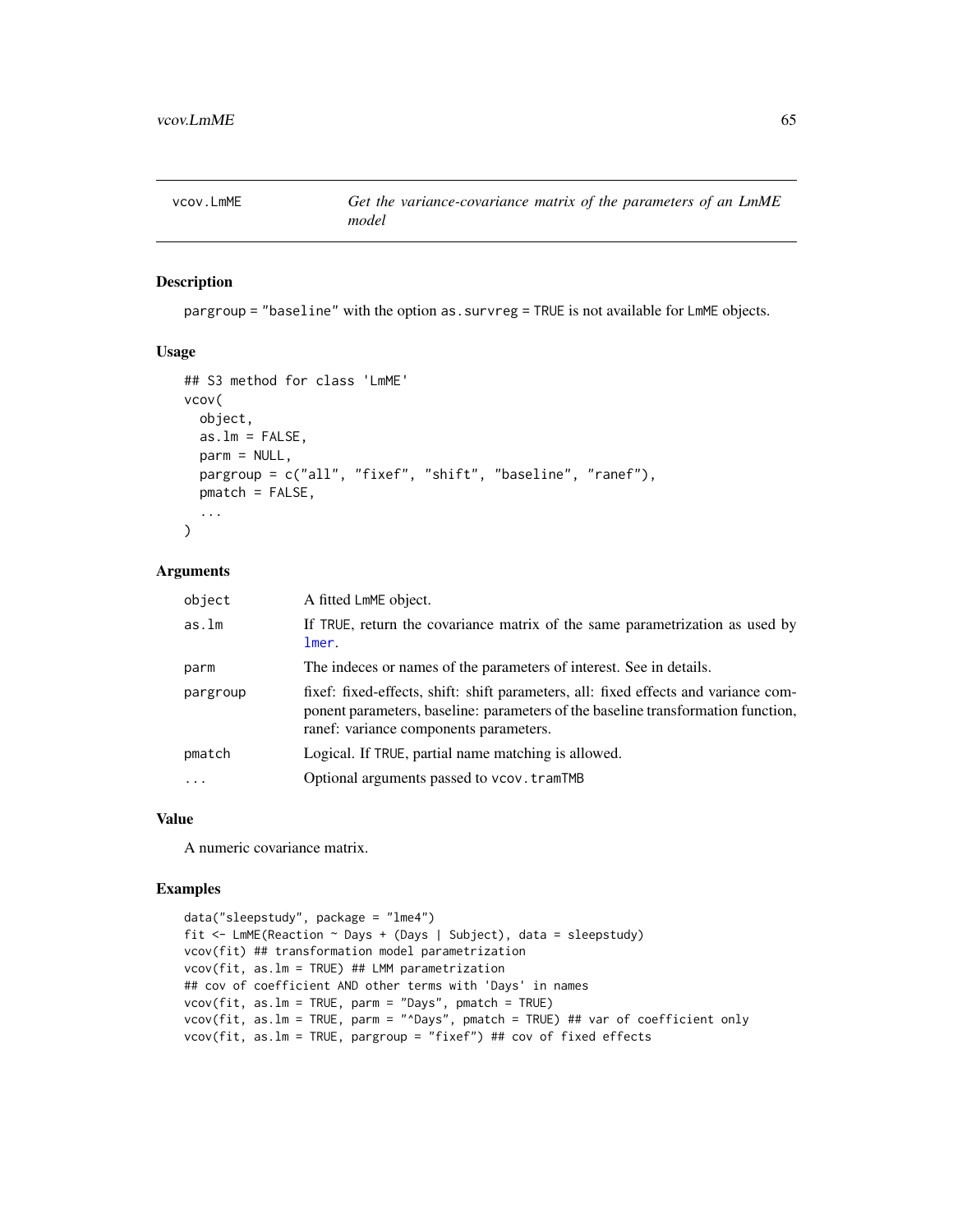vcov.LmME — *Get the variance-covariance matrix of the parameters of an LmME model*

## Description

pargroup = "baseline" with the option as.survreg = TRUE is not available for LmME objects.

## Usage

```
## S3 method for class 'LmME'
vcov(
  object,
  as.lm = FALSE,
  parm = NULL,
  pargroup = c("all", "fixef", "shift", "baseline", "ranef"),
  pmatch = FALSE,
  ...
)
```

## Arguments

| | |
|---|---|
| object | A fitted LmME object. |
| as.lm | If TRUE, return the covariance matrix of the same parametrization as used by lmer. |
| parm | The indeces or names of the parameters of interest. See in details. |
| pargroup | fixef: fixed-effects, shift: shift parameters, all: fixed effects and variance component parameters, baseline: parameters of the baseline transformation function, ranef: variance components parameters. |
| pmatch | Logical. If TRUE, partial name matching is allowed. |
| ... | Optional arguments passed to vcov.tramTMB |

## Value

A numeric covariance matrix.

## Examples

```
data("sleepstudy", package = "lme4")
fit <- LmME(Reaction ~ Days + (Days | Subject), data = sleepstudy)
vcov(fit) ## transformation model parametrization
vcov(fit, as.lm = TRUE) ## LMM parametrization
## cov of coefficient AND other terms with 'Days' in names
vcov(fit, as.lm = TRUE, parm = "Days", pmatch = TRUE)
vcov(fit, as.lm = TRUE, parm = "^Days", pmatch = TRUE) ## var of coefficient only
vcov(fit, as.lm = TRUE, pargroup = "fixef") ## cov of fixed effects
```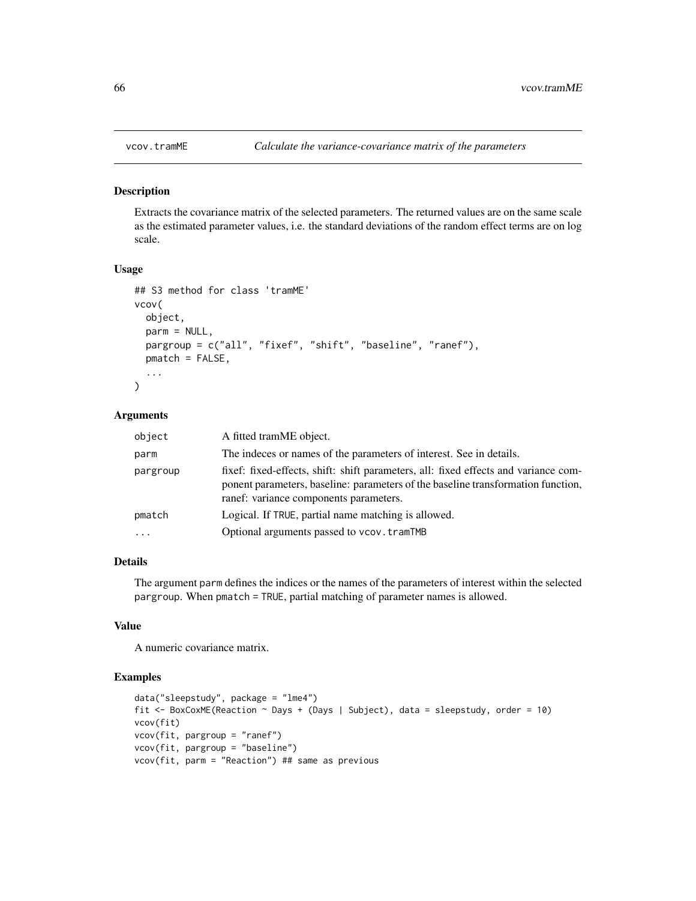# vcov.tramME — *Calculate the variance-covariance matrix of the parameters*

## Description

Extracts the covariance matrix of the selected parameters. The returned values are on the same scale as the estimated parameter values, i.e. the standard deviations of the random effect terms are on log scale.

## Usage

```
## S3 method for class 'tramME'
vcov(
  object,
  parm = NULL,
  pargroup = c("all", "fixef", "shift", "baseline", "ranef"),
  pmatch = FALSE,
  ...
)
```

## Arguments

| | |
|---|---|
| `object` | A fitted tramME object. |
| `parm` | The indeces or names of the parameters of interest. See in details. |
| `pargroup` | fixef: fixed-effects, shift: shift parameters, all: fixed effects and variance component parameters, baseline: parameters of the baseline transformation function, ranef: variance components parameters. |
| `pmatch` | Logical. If `TRUE`, partial name matching is allowed. |
| `...` | Optional arguments passed to `vcov.tramTMB` |

## Details

The argument `parm` defines the indices or the names of the parameters of interest within the selected `pargroup`. When `pmatch = TRUE`, partial matching of parameter names is allowed.

## Value

A numeric covariance matrix.

## Examples

```
data("sleepstudy", package = "lme4")
fit <- BoxCoxME(Reaction ~ Days + (Days | Subject), data = sleepstudy, order = 10)
vcov(fit)
vcov(fit, pargroup = "ranef")
vcov(fit, pargroup = "baseline")
vcov(fit, parm = "Reaction") ## same as previous
```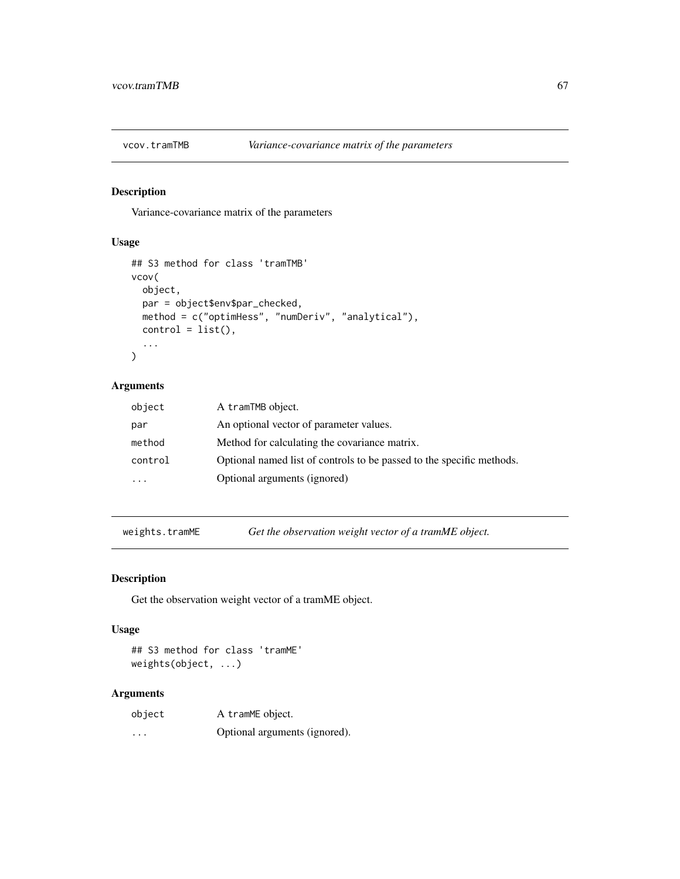## vcov.tramTMB — *Variance-covariance matrix of the parameters*

### Description

Variance-covariance matrix of the parameters

### Usage

```
## S3 method for class 'tramTMB'
vcov(
  object,
  par = object$env$par_checked,
  method = c("optimHess", "numDeriv", "analytical"),
  control = list(),
  ...
)
```

### Arguments

| | |
|---|---|
| `object` | A `tramTMB` object. |
| `par` | An optional vector of parameter values. |
| `method` | Method for calculating the covariance matrix. |
| `control` | Optional named list of controls to be passed to the specific methods. |
| `...` | Optional arguments (ignored) |

## weights.tramME — *Get the observation weight vector of a tramME object.*

### Description

Get the observation weight vector of a tramME object.

### Usage

```
## S3 method for class 'tramME'
weights(object, ...)
```

### Arguments

| | |
|---|---|
| `object` | A `tramME` object. |
| `...` | Optional arguments (ignored). |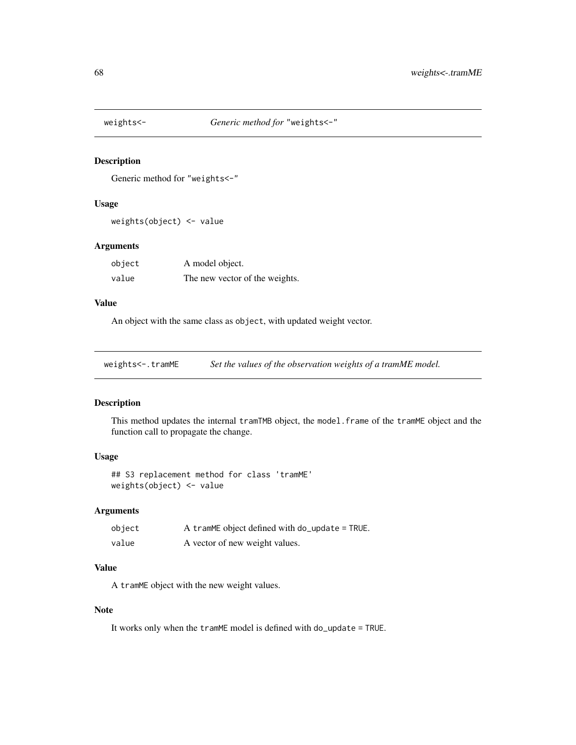## weights<- &nbsp;&nbsp;&nbsp;&nbsp; *Generic method for "weights<-"*

### Description

Generic method for "weights<-"

### Usage

```
weights(object) <- value
```

### Arguments

| | |
|---|---|
| object | A model object. |
| value | The new vector of the weights. |

### Value

An object with the same class as `object`, with updated weight vector.

## weights<-.tramME &nbsp;&nbsp;&nbsp;&nbsp; *Set the values of the observation weights of a tramME model.*

### Description

This method updates the internal `tramTMB` object, the `model.frame` of the `tramME` object and the function call to propagate the change.

### Usage

```
## S3 replacement method for class 'tramME'
weights(object) <- value
```

### Arguments

| | |
|---|---|
| object | A `tramME` object defined with `do_update = TRUE`. |
| value | A vector of new weight values. |

### Value

A `tramME` object with the new weight values.

### Note

It works only when the `tramME` model is defined with `do_update = TRUE`.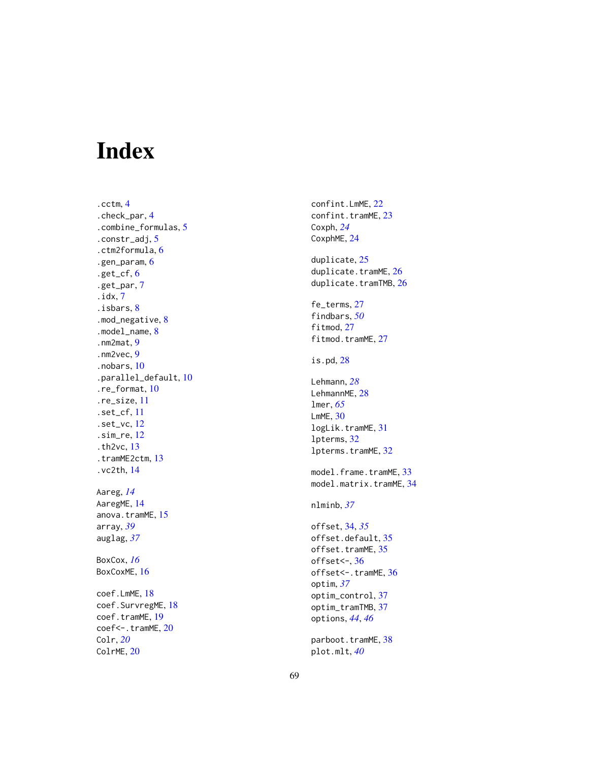# Index

.cctm, 4
.check_par, 4
.combine_formulas, 5
.constr_adj, 5
.ctm2formula, 6
.gen_param, 6
.get_cf, 6
.get_par, 7
.idx, 7
.isbars, 8
.mod_negative, 8
.model_name, 8
.nm2mat, 9
.nm2vec, 9
.nobars, 10
.parallel_default, 10
.re_format, 10
.re_size, 11
.set_cf, 11
.set_vc, 12
.sim_re, 12
.th2vc, 13
.tramME2ctm, 13
.vc2th, 14

Aareg, *14*
AaregME, 14
anova.tramME, 15
array, *39*
auglag, *37*

BoxCox, *16*
BoxCoxME, 16

coef.LmME, 18
coef.SurvregME, 18
coef.tramME, 19
coef<-.tramME, 20
Colr, *20*
ColrME, 20
confint.LmME, 22
confint.tramME, 23
Coxph, *24*
CoxphME, 24

duplicate, 25
duplicate.tramME, 26
duplicate.tramTMB, 26

fe_terms, 27
findbars, *50*
fitmod, 27
fitmod.tramME, 27

is.pd, 28

Lehmann, *28*
LehmannME, 28
lmer, *65*
LmME, 30
logLik.tramME, 31
lpterms, 32
lpterms.tramME, 32

model.frame.tramME, 33
model.matrix.tramME, 34

nlminb, *37*

offset, 34, *35*
offset.default, 35
offset.tramME, 35
offset<-, 36
offset<-.tramME, 36
optim, *37*
optim_control, 37
optim_tramTMB, 37
options, *44*, *46*

parboot.tramME, 38
plot.mlt, *40*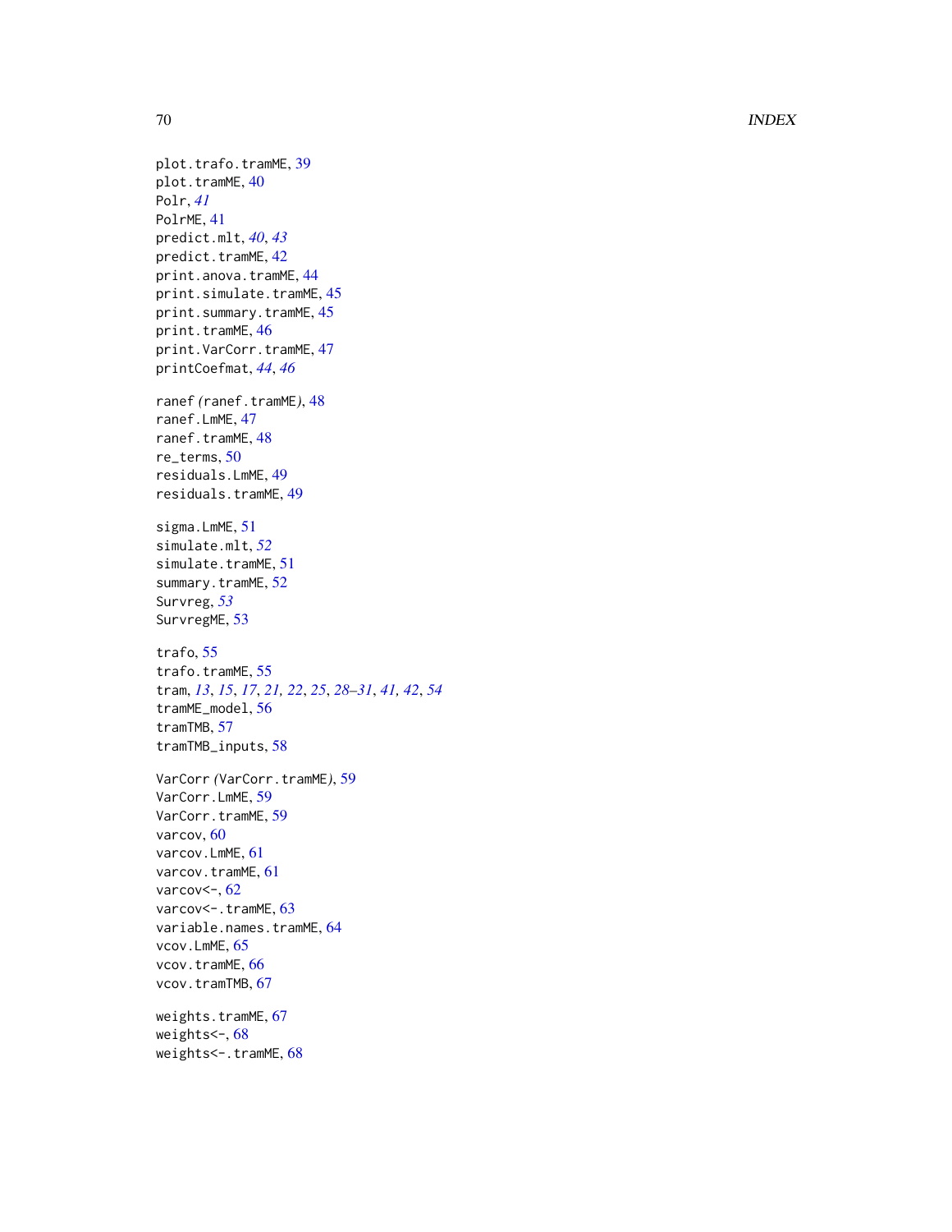plot.trafo.tramME, 39
plot.tramME, 40
Polr, *41*
PolrME, 41
predict.mlt, *40*, *43*
predict.tramME, 42
print.anova.tramME, 44
print.simulate.tramME, 45
print.summary.tramME, 45
print.tramME, 46
print.VarCorr.tramME, 47
printCoefmat, *44*, *46*

ranef *(*ranef.tramME*)*, 48
ranef.LmME, 47
ranef.tramME, 48
re_terms, 50
residuals.LmME, 49
residuals.tramME, 49

sigma.LmME, 51
simulate.mlt, *52*
simulate.tramME, 51
summary.tramME, 52
Survreg, *53*
SurvregME, 53

trafo, 55
trafo.tramME, 55
tram, *13*, *15*, *17*, *21, 22*, *25*, *28–31*, *41, 42*, *54*
tramME_model, 56
tramTMB, 57
tramTMB_inputs, 58

VarCorr *(*VarCorr.tramME*)*, 59
VarCorr.LmME, 59
VarCorr.tramME, 59
varcov, 60
varcov.LmME, 61
varcov.tramME, 61
varcov<-, 62
varcov<-.tramME, 63
variable.names.tramME, 64
vcov.LmME, 65
vcov.tramME, 66
vcov.tramTMB, 67

weights.tramME, 67
weights<-, 68
weights<-.tramME, 68